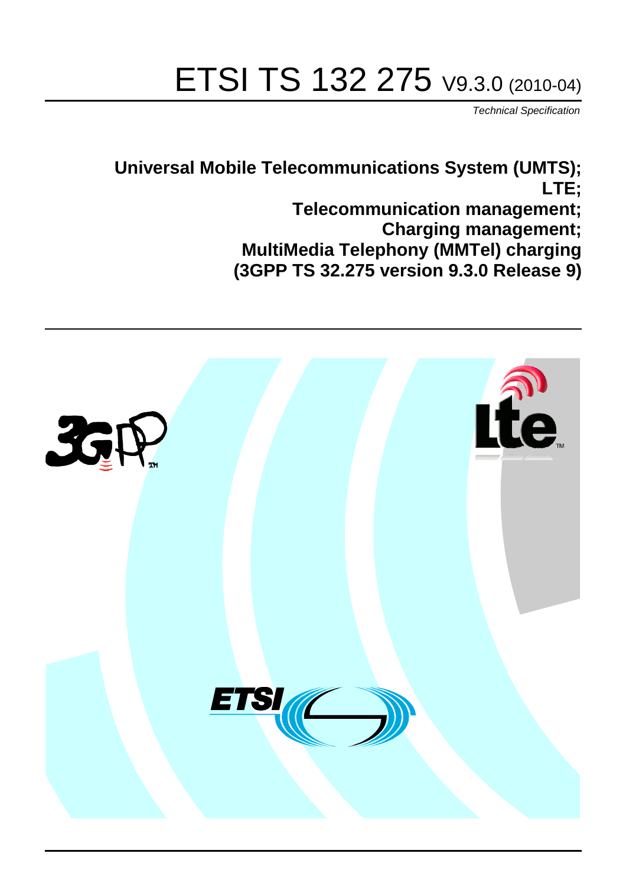# ETSI TS 132 275 V9.3.0 (2010-04)

*Technical Specification*

**Universal Mobile Telecommunications System (UMTS); LTE; Telecommunication management; Charging management; MultiMedia Telephony (MMTel) charging (3GPP TS 32.275 version 9.3.0 Release 9)**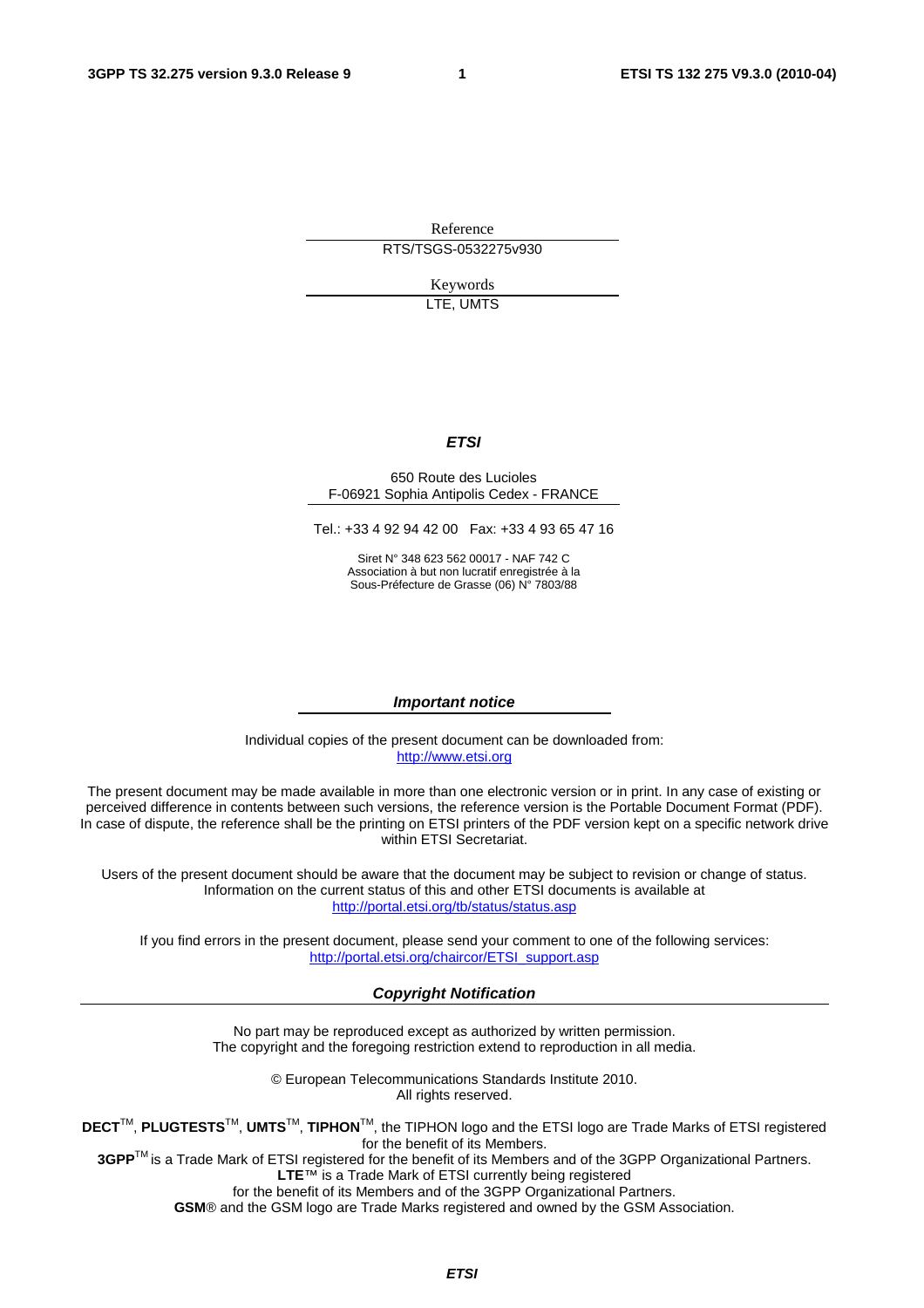Reference

RTS/TSGS-0532275v930

Keywords

LTE, UMTS

***ETSI***

650 Route des Lucioles
F-06921 Sophia Antipolis Cedex - FRANCE

Tel.: +33 4 92 94 42 00 Fax: +33 4 93 65 47 16

Siret N° 348 623 562 00017 - NAF 742 C
Association à but non lucratif enregistrée à la
Sous-Préfecture de Grasse (06) N° 7803/88

***Important notice***

Individual copies of the present document can be downloaded from:
http://www.etsi.org

The present document may be made available in more than one electronic version or in print. In any case of existing or perceived difference in contents between such versions, the reference version is the Portable Document Format (PDF). In case of dispute, the reference shall be the printing on ETSI printers of the PDF version kept on a specific network drive within ETSI Secretariat.

Users of the present document should be aware that the document may be subject to revision or change of status. Information on the current status of this and other ETSI documents is available at
http://portal.etsi.org/tb/status/status.asp

If you find errors in the present document, please send your comment to one of the following services:
http://portal.etsi.org/chaircor/ETSI_support.asp

***Copyright Notification***

No part may be reproduced except as authorized by written permission.
The copyright and the foregoing restriction extend to reproduction in all media.

© European Telecommunications Standards Institute 2010.
All rights reserved.

**DECT**™, **PLUGTESTS**™, **UMTS**™, **TIPHON**™, the TIPHON logo and the ETSI logo are Trade Marks of ETSI registered for the benefit of its Members.
**3GPP**™ is a Trade Mark of ETSI registered for the benefit of its Members and of the 3GPP Organizational Partners.
**LTE**™ is a Trade Mark of ETSI currently being registered
for the benefit of its Members and of the 3GPP Organizational Partners.
**GSM**® and the GSM logo are Trade Marks registered and owned by the GSM Association.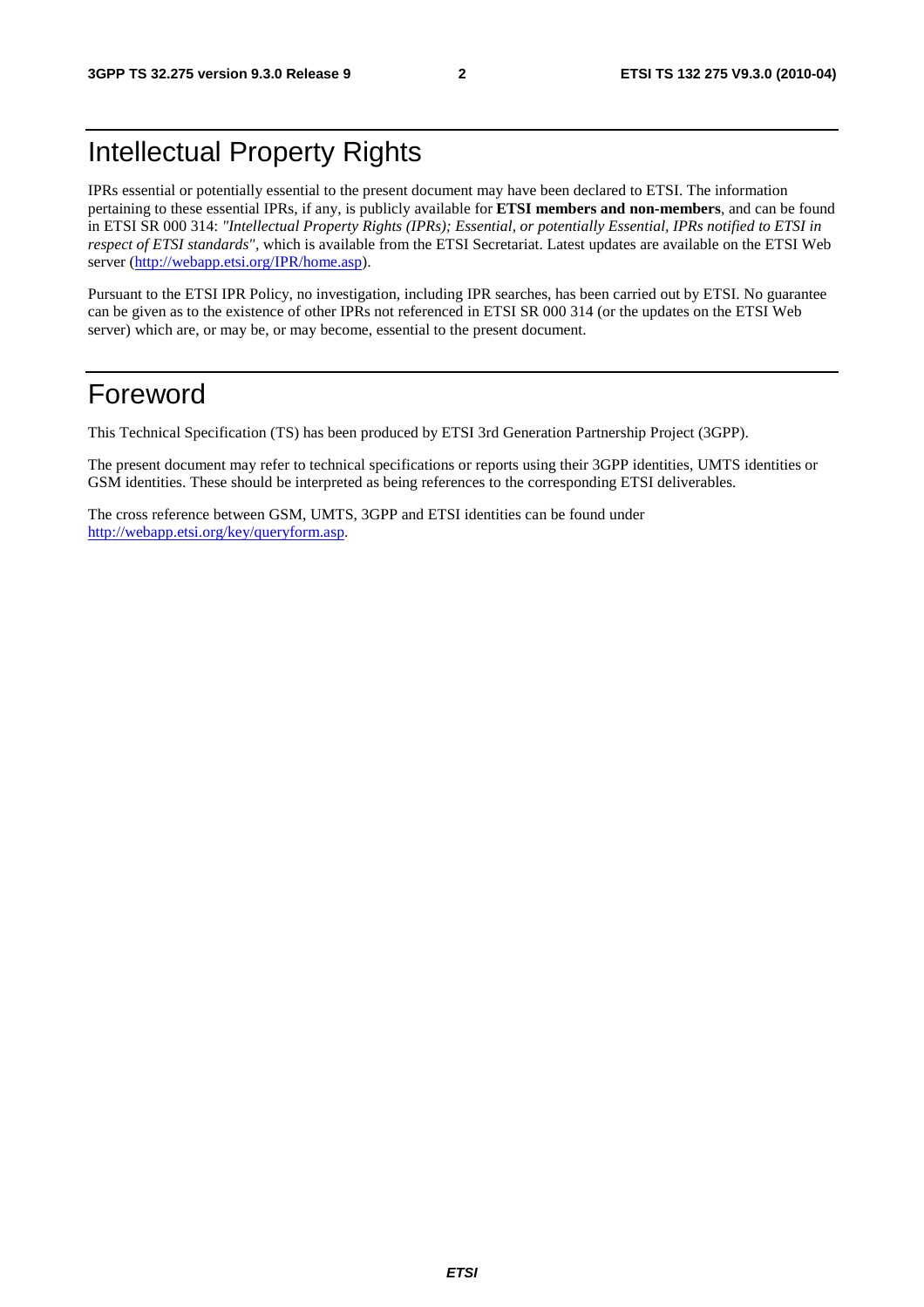# Intellectual Property Rights

IPRs essential or potentially essential to the present document may have been declared to ETSI. The information pertaining to these essential IPRs, if any, is publicly available for **ETSI members and non-members**, and can be found in ETSI SR 000 314: *"Intellectual Property Rights (IPRs); Essential, or potentially Essential, IPRs notified to ETSI in respect of ETSI standards"*, which is available from the ETSI Secretariat. Latest updates are available on the ETSI Web server (http://webapp.etsi.org/IPR/home.asp).

Pursuant to the ETSI IPR Policy, no investigation, including IPR searches, has been carried out by ETSI. No guarantee can be given as to the existence of other IPRs not referenced in ETSI SR 000 314 (or the updates on the ETSI Web server) which are, or may be, or may become, essential to the present document.

# Foreword

This Technical Specification (TS) has been produced by ETSI 3rd Generation Partnership Project (3GPP).

The present document may refer to technical specifications or reports using their 3GPP identities, UMTS identities or GSM identities. These should be interpreted as being references to the corresponding ETSI deliverables.

The cross reference between GSM, UMTS, 3GPP and ETSI identities can be found under http://webapp.etsi.org/key/queryform.asp.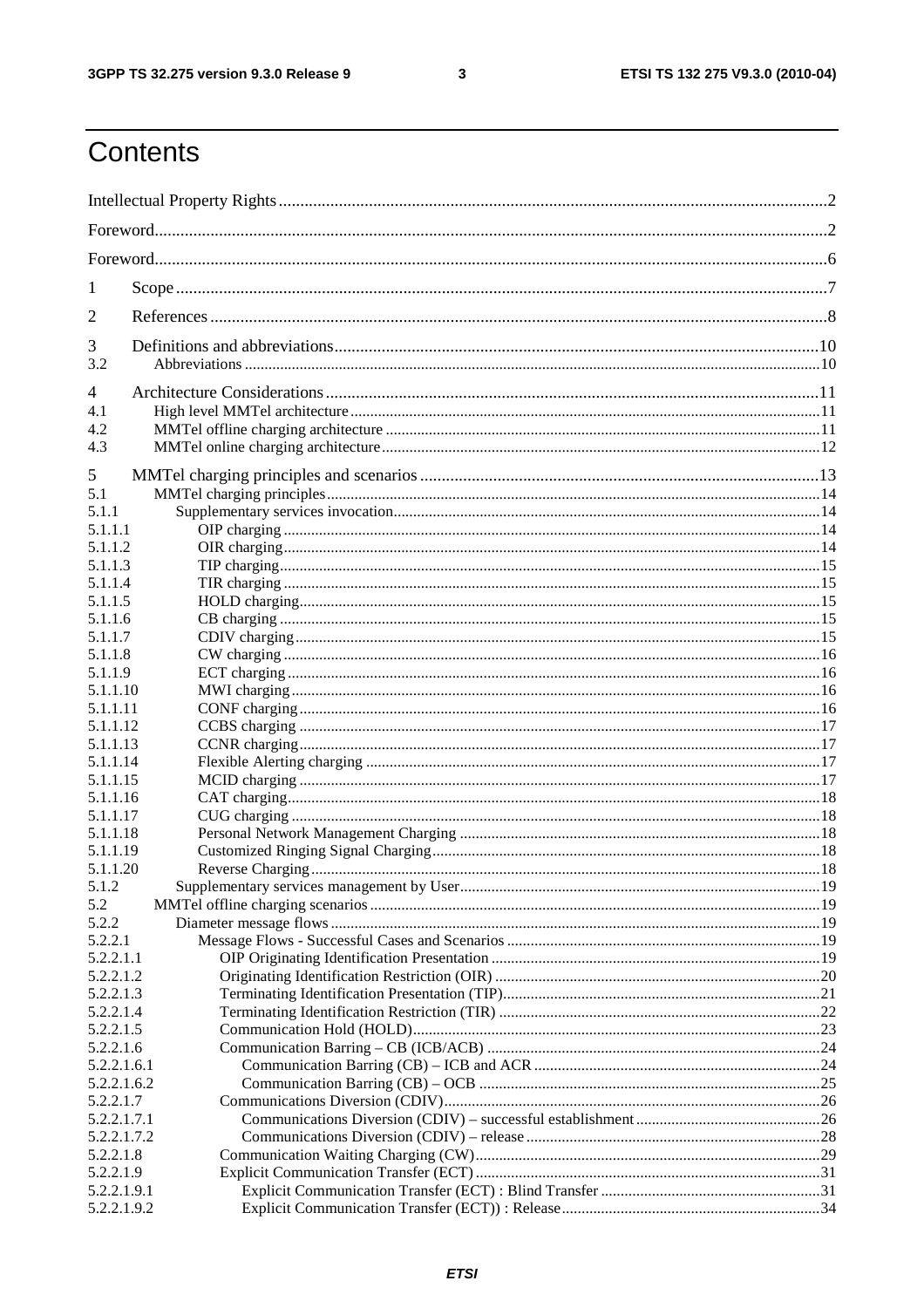# Contents

Intellectual Property Rights ..... 2

Foreword ..... 2

Foreword ..... 6

1 Scope ..... 7

2 References ..... 8

3 Definitions and abbreviations ..... 10
3.2 Abbreviations ..... 10

4 Architecture Considerations ..... 11
4.1 High level MMTel architecture ..... 11
4.2 MMTel offline charging architecture ..... 11
4.3 MMTel online charging architecture ..... 12

5 MMTel charging principles and scenarios ..... 13
5.1 MMTel charging principles ..... 14
5.1.1 Supplementary services invocation ..... 14
5.1.1.1 OIP charging ..... 14
5.1.1.2 OIR charging ..... 14
5.1.1.3 TIP charging ..... 15
5.1.1.4 TIR charging ..... 15
5.1.1.5 HOLD charging ..... 15
5.1.1.6 CB charging ..... 15
5.1.1.7 CDIV charging ..... 15
5.1.1.8 CW charging ..... 16
5.1.1.9 ECT charging ..... 16
5.1.1.10 MWI charging ..... 16
5.1.1.11 CONF charging ..... 16
5.1.1.12 CCBS charging ..... 17
5.1.1.13 CCNR charging ..... 17
5.1.1.14 Flexible Alerting charging ..... 17
5.1.1.15 MCID charging ..... 17
5.1.1.16 CAT charging ..... 18
5.1.1.17 CUG charging ..... 18
5.1.1.18 Personal Network Management Charging ..... 18
5.1.1.19 Customized Ringing Signal Charging ..... 18
5.1.1.20 Reverse Charging ..... 18
5.1.2 Supplementary services management by User ..... 19
5.2 MMTel offline charging scenarios ..... 19
5.2.2 Diameter message flows ..... 19
5.2.2.1 Message Flows - Successful Cases and Scenarios ..... 19
5.2.2.1.1 OIP Originating Identification Presentation ..... 19
5.2.2.1.2 Originating Identification Restriction (OIR) ..... 20
5.2.2.1.3 Terminating Identification Presentation (TIP) ..... 21
5.2.2.1.4 Terminating Identification Restriction (TIR) ..... 22
5.2.2.1.5 Communication Hold (HOLD) ..... 23
5.2.2.1.6 Communication Barring – CB (ICB/ACB) ..... 24
5.2.2.1.6.1 Communication Barring (CB) – ICB and ACR ..... 24
5.2.2.1.6.2 Communication Barring (CB) – OCB ..... 25
5.2.2.1.7 Communications Diversion (CDIV) ..... 26
5.2.2.1.7.1 Communications Diversion (CDIV) – successful establishment ..... 26
5.2.2.1.7.2 Communications Diversion (CDIV) – release ..... 28
5.2.2.1.8 Communication Waiting Charging (CW) ..... 29
5.2.2.1.9 Explicit Communication Transfer (ECT) ..... 31
5.2.2.1.9.1 Explicit Communication Transfer (ECT) : Blind Transfer ..... 31
5.2.2.1.9.2 Explicit Communication Transfer (ECT)) : Release ..... 34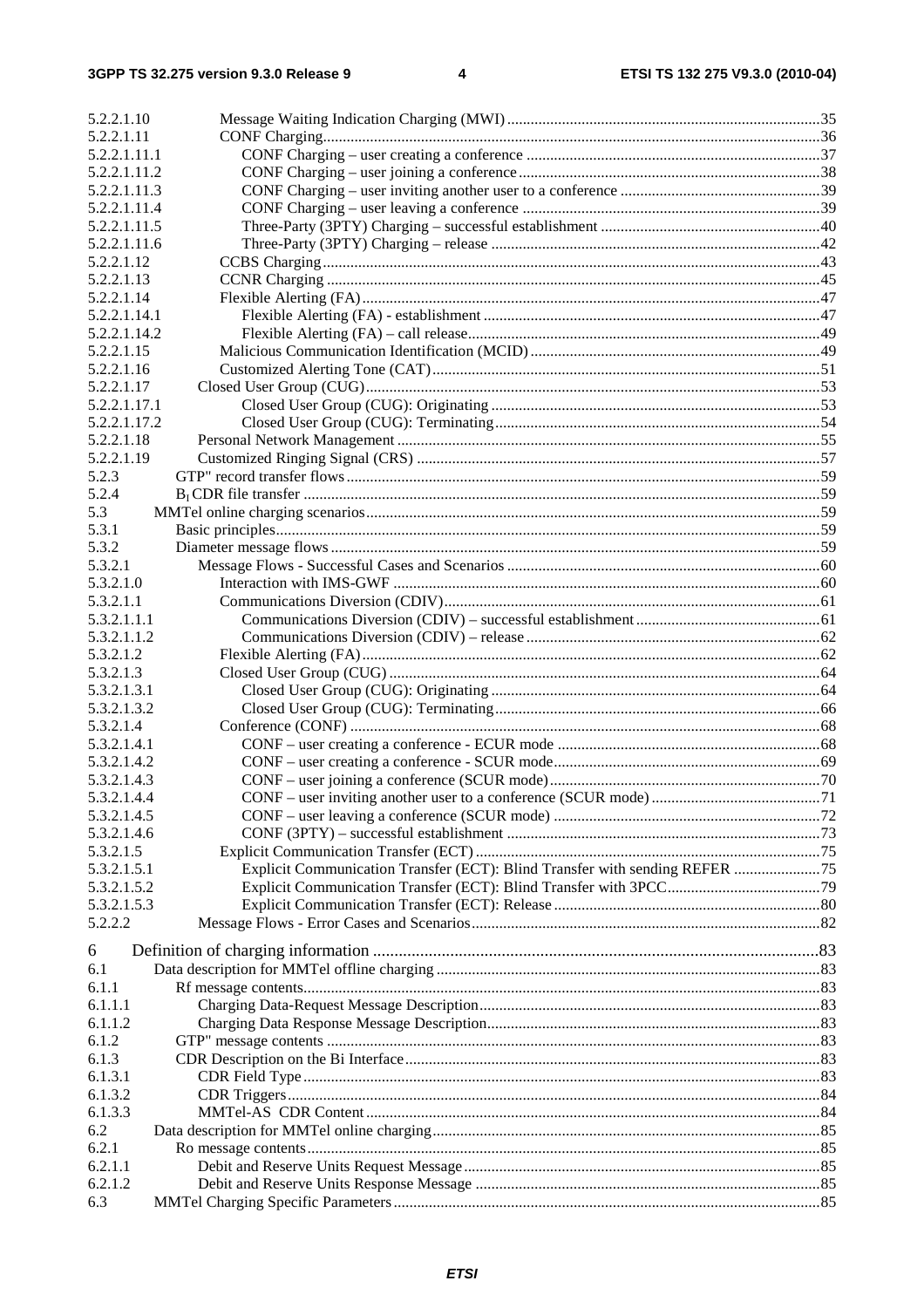5.2.2.1.10 Message Waiting Indication Charging (MWI) ....35
5.2.2.1.11 CONF Charging....36
5.2.2.1.11.1 CONF Charging – user creating a conference ....37
5.2.2.1.11.2 CONF Charging – user joining a conference....38
5.2.2.1.11.3 CONF Charging – user inviting another user to a conference ....39
5.2.2.1.11.4 CONF Charging – user leaving a conference ....39
5.2.2.1.11.5 Three-Party (3PTY) Charging – successful establishment ....40
5.2.2.1.11.6 Three-Party (3PTY) Charging – release ....42
5.2.2.1.12 CCBS Charging....43
5.2.2.1.13 CCNR Charging ....45
5.2.2.1.14 Flexible Alerting (FA)....47
5.2.2.1.14.1 Flexible Alerting (FA) - establishment ....47
5.2.2.1.14.2 Flexible Alerting (FA) – call release....49
5.2.2.1.15 Malicious Communication Identification (MCID)....49
5.2.2.1.16 Customized Alerting Tone (CAT)....51
5.2.2.1.17 Closed User Group (CUG)....53
5.2.2.1.17.1 Closed User Group (CUG): Originating....53
5.2.2.1.17.2 Closed User Group (CUG): Terminating....54
5.2.2.1.18 Personal Network Management ....55
5.2.2.1.19 Customized Ringing Signal (CRS) ....57
5.2.3 GTP'' record transfer flows....59
5.2.4 $B_I$ CDR file transfer ....59
5.3 MMTel online charging scenarios....59
5.3.1 Basic principles....59
5.3.2 Diameter message flows ....59
5.3.2.1 Message Flows - Successful Cases and Scenarios ....60
5.3.2.1.0 Interaction with IMS-GWF ....60
5.3.2.1.1 Communications Diversion (CDIV)....61
5.3.2.1.1.1 Communications Diversion (CDIV) – successful establishment....61
5.3.2.1.1.2 Communications Diversion (CDIV) – release ....62
5.3.2.1.2 Flexible Alerting (FA)....62
5.3.2.1.3 Closed User Group (CUG) ....64
5.3.2.1.3.1 Closed User Group (CUG): Originating ....64
5.3.2.1.3.2 Closed User Group (CUG): Terminating....66
5.3.2.1.4 Conference (CONF) ....68
5.3.2.1.4.1 CONF – user creating a conference - ECUR mode ....68
5.3.2.1.4.2 CONF – user creating a conference - SCUR mode....69
5.3.2.1.4.3 CONF – user joining a conference (SCUR mode)....70
5.3.2.1.4.4 CONF – user inviting another user to a conference (SCUR mode)....71
5.3.2.1.4.5 CONF – user leaving a conference (SCUR mode) ....72
5.3.2.1.4.6 CONF (3PTY) – successful establishment ....73
5.3.2.1.5 Explicit Communication Transfer (ECT)....75
5.3.2.1.5.1 Explicit Communication Transfer (ECT): Blind Transfer with sending REFER ....75
5.3.2.1.5.2 Explicit Communication Transfer (ECT): Blind Transfer with 3PCC....79
5.3.2.1.5.3 Explicit Communication Transfer (ECT): Release ....80
5.2.2.2 Message Flows - Error Cases and Scenarios....82

6 Definition of charging information ....83
6.1 Data description for MMTel offline charging ....83
6.1.1 Rf message contents....83
6.1.1.1 Charging Data-Request Message Description....83
6.1.1.2 Charging Data Response Message Description....83
6.1.2 GTP'' message contents ....83
6.1.3 CDR Description on the Bi Interface....83
6.1.3.1 CDR Field Type ....83
6.1.3.2 CDR Triggers....84
6.1.3.3 MMTel-AS CDR Content....84
6.2 Data description for MMTel online charging....85
6.2.1 Ro message contents....85
6.2.1.1 Debit and Reserve Units Request Message....85
6.2.1.2 Debit and Reserve Units Response Message ....85
6.3 MMTel Charging Specific Parameters....85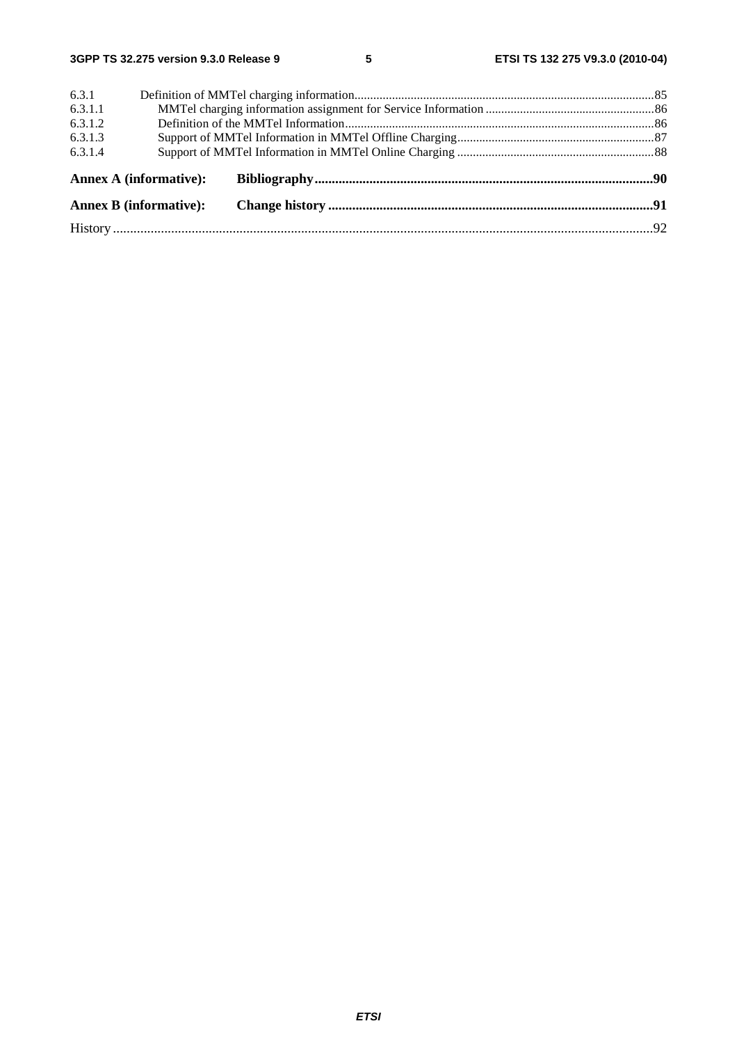6.3.1 Definition of MMTel charging information ...85
6.3.1.1 MMTel charging information assignment for Service Information ...86
6.3.1.2 Definition of the MMTel Information ...86
6.3.1.3 Support of MMTel Information in MMTel Offline Charging ...87
6.3.1.4 Support of MMTel Information in MMTel Online Charging ...88

**Annex A (informative): Bibliography ...90**

**Annex B (informative): Change history ...91**

History ...92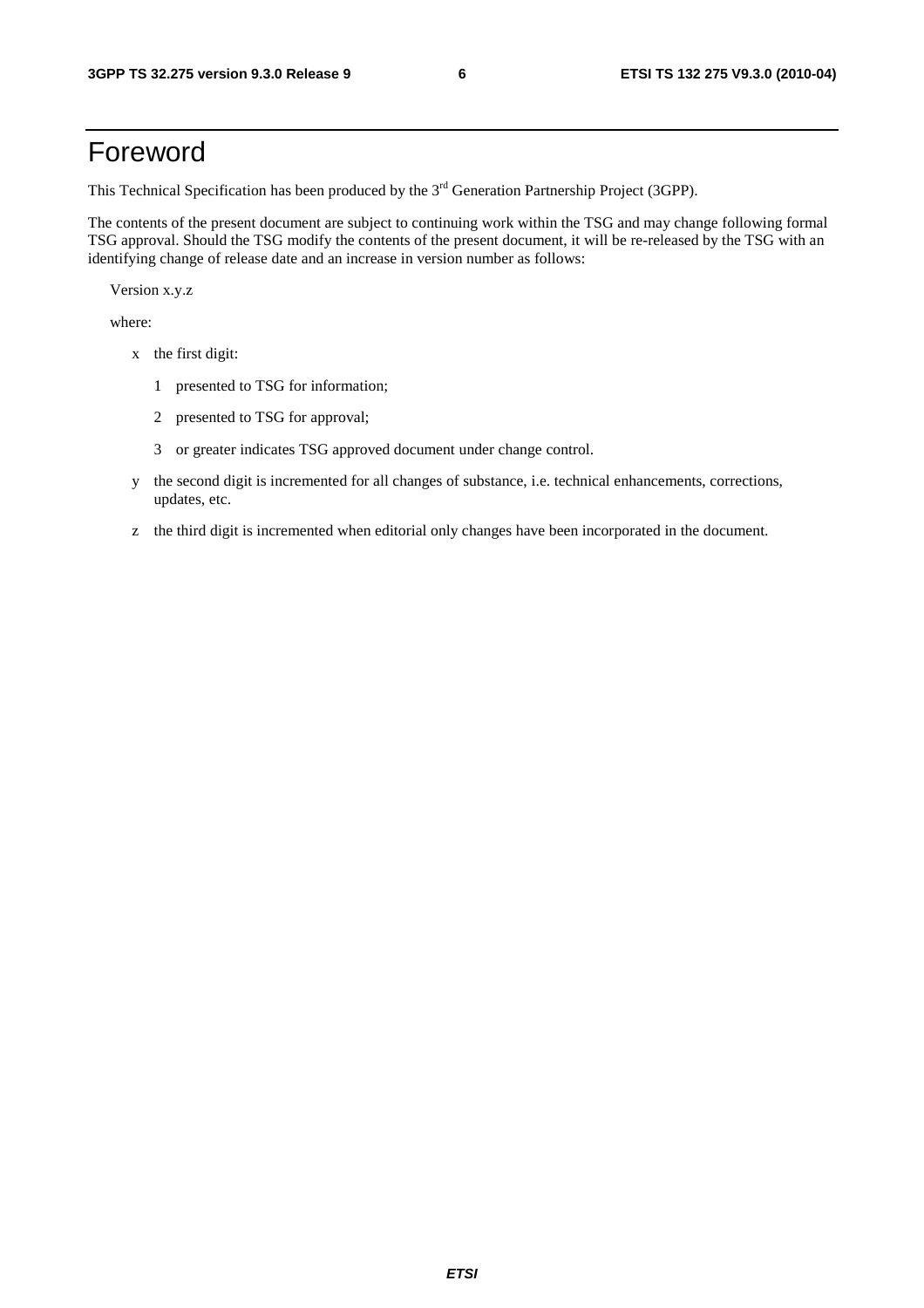# Foreword

This Technical Specification has been produced by the 3rd Generation Partnership Project (3GPP).

The contents of the present document are subject to continuing work within the TSG and may change following formal TSG approval. Should the TSG modify the contents of the present document, it will be re-released by the TSG with an identifying change of release date and an increase in version number as follows:

Version x.y.z

where:

- x the first digit:
  - 1 presented to TSG for information;
  - 2 presented to TSG for approval;
  - 3 or greater indicates TSG approved document under change control.
- y the second digit is incremented for all changes of substance, i.e. technical enhancements, corrections, updates, etc.
- z the third digit is incremented when editorial only changes have been incorporated in the document.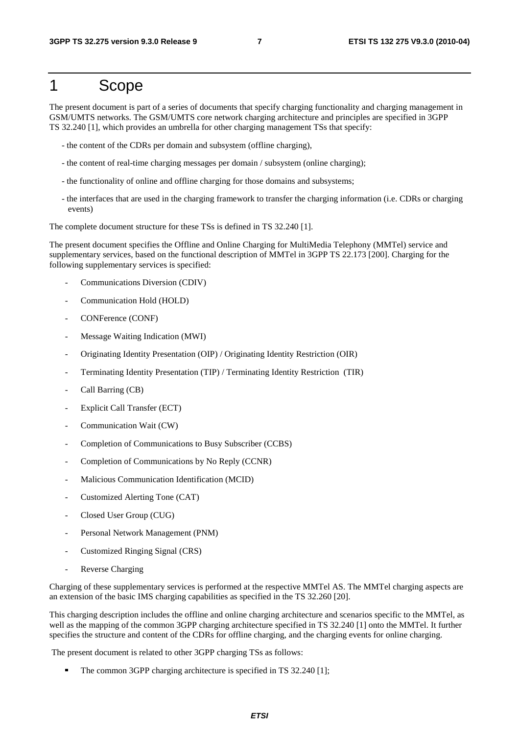# 1 Scope

The present document is part of a series of documents that specify charging functionality and charging management in GSM/UMTS networks. The GSM/UMTS core network charging architecture and principles are specified in 3GPP TS 32.240 [1], which provides an umbrella for other charging management TSs that specify:

- the content of the CDRs per domain and subsystem (offline charging),
- the content of real-time charging messages per domain / subsystem (online charging);
- the functionality of online and offline charging for those domains and subsystems;
- the interfaces that are used in the charging framework to transfer the charging information (i.e. CDRs or charging events)

The complete document structure for these TSs is defined in TS 32.240 [1].

The present document specifies the Offline and Online Charging for MultiMedia Telephony (MMTel) service and supplementary services, based on the functional description of MMTel in 3GPP TS 22.173 [200]. Charging for the following supplementary services is specified:

- Communications Diversion (CDIV)
- Communication Hold (HOLD)
- CONFerence (CONF)
- Message Waiting Indication (MWI)
- Originating Identity Presentation (OIP) / Originating Identity Restriction (OIR)
- Terminating Identity Presentation (TIP) / Terminating Identity Restriction (TIR)
- Call Barring (CB)
- Explicit Call Transfer (ECT)
- Communication Wait (CW)
- Completion of Communications to Busy Subscriber (CCBS)
- Completion of Communications by No Reply (CCNR)
- Malicious Communication Identification (MCID)
- Customized Alerting Tone (CAT)
- Closed User Group (CUG)
- Personal Network Management (PNM)
- Customized Ringing Signal (CRS)
- Reverse Charging

Charging of these supplementary services is performed at the respective MMTel AS. The MMTel charging aspects are an extension of the basic IMS charging capabilities as specified in the TS 32.260 [20].

This charging description includes the offline and online charging architecture and scenarios specific to the MMTel, as well as the mapping of the common 3GPP charging architecture specified in TS 32.240 [1] onto the MMTel. It further specifies the structure and content of the CDRs for offline charging, and the charging events for online charging.

The present document is related to other 3GPP charging TSs as follows:

- The common 3GPP charging architecture is specified in TS 32.240 [1];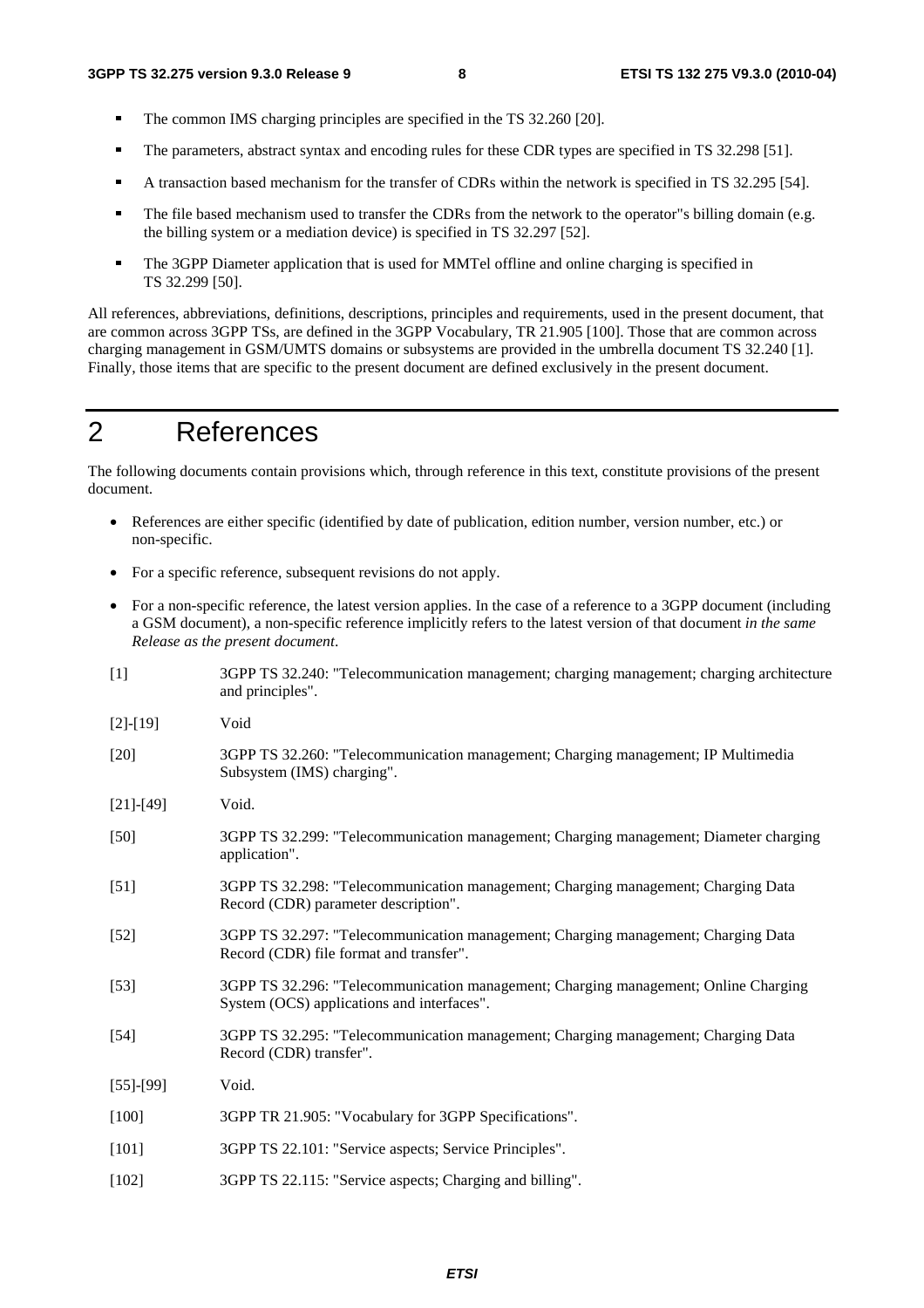- The common IMS charging principles are specified in the TS 32.260 [20].
- The parameters, abstract syntax and encoding rules for these CDR types are specified in TS 32.298 [51].
- A transaction based mechanism for the transfer of CDRs within the network is specified in TS 32.295 [54].
- The file based mechanism used to transfer the CDRs from the network to the operator"s billing domain (e.g. the billing system or a mediation device) is specified in TS 32.297 [52].
- The 3GPP Diameter application that is used for MMTel offline and online charging is specified in TS 32.299 [50].

All references, abbreviations, definitions, descriptions, principles and requirements, used in the present document, that are common across 3GPP TSs, are defined in the 3GPP Vocabulary, TR 21.905 [100]. Those that are common across charging management in GSM/UMTS domains or subsystems are provided in the umbrella document TS 32.240 [1]. Finally, those items that are specific to the present document are defined exclusively in the present document.

# 2 References

The following documents contain provisions which, through reference in this text, constitute provisions of the present document.

- References are either specific (identified by date of publication, edition number, version number, etc.) or non-specific.
- For a specific reference, subsequent revisions do not apply.
- For a non-specific reference, the latest version applies. In the case of a reference to a 3GPP document (including a GSM document), a non-specific reference implicitly refers to the latest version of that document *in the same Release as the present document*.

[1] 3GPP TS 32.240: "Telecommunication management; charging management; charging architecture and principles".

[2]-[19] Void

[20] 3GPP TS 32.260: "Telecommunication management; Charging management; IP Multimedia Subsystem (IMS) charging".

[21]-[49] Void.

[50] 3GPP TS 32.299: "Telecommunication management; Charging management; Diameter charging application".

[51] 3GPP TS 32.298: "Telecommunication management; Charging management; Charging Data Record (CDR) parameter description".

[52] 3GPP TS 32.297: "Telecommunication management; Charging management; Charging Data Record (CDR) file format and transfer".

[53] 3GPP TS 32.296: "Telecommunication management; Charging management; Online Charging System (OCS) applications and interfaces".

[54] 3GPP TS 32.295: "Telecommunication management; Charging management; Charging Data Record (CDR) transfer".

[55]-[99] Void.

[100] 3GPP TR 21.905: "Vocabulary for 3GPP Specifications".

[101] 3GPP TS 22.101: "Service aspects; Service Principles".

[102] 3GPP TS 22.115: "Service aspects; Charging and billing".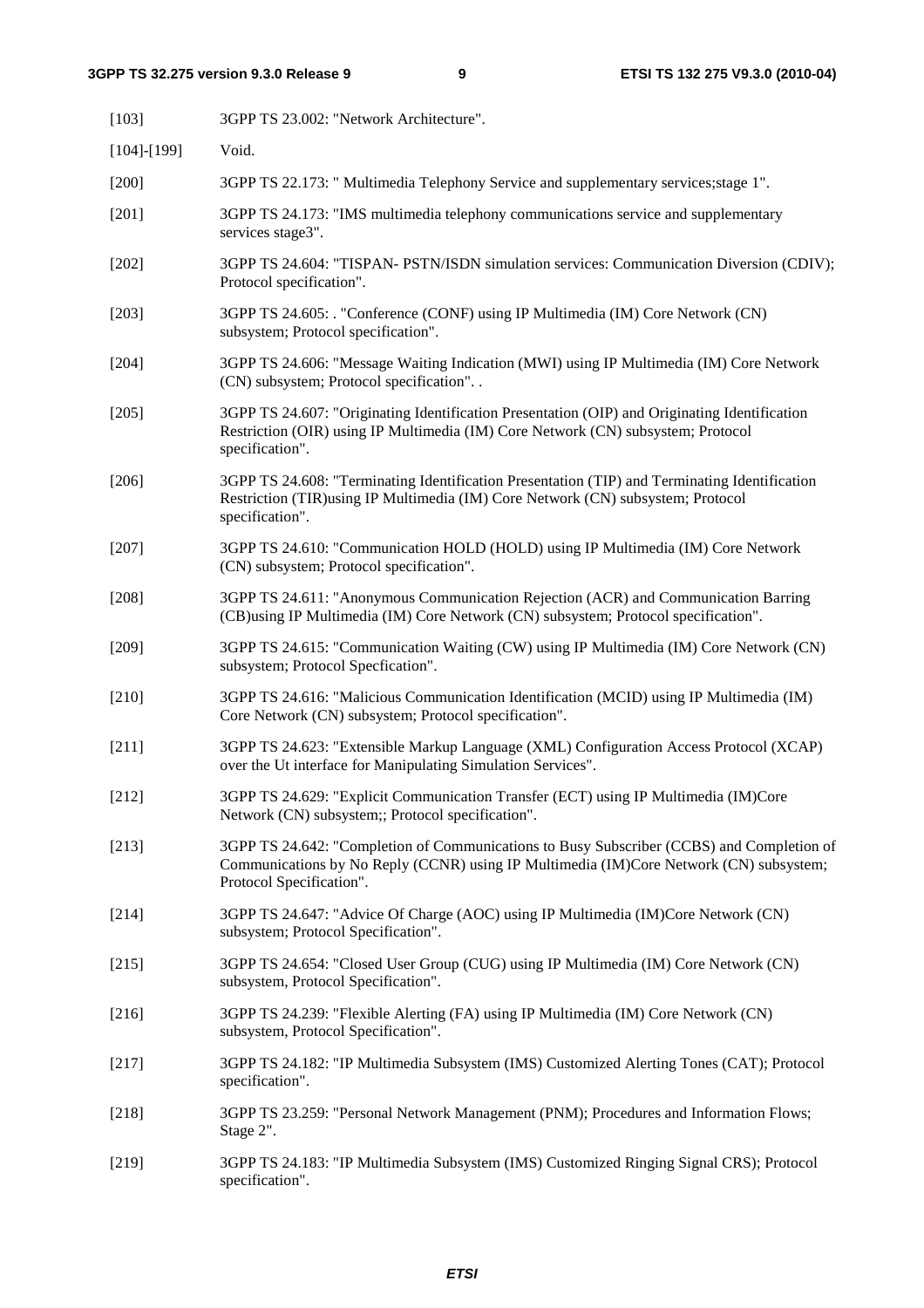[103] 3GPP TS 23.002: "Network Architecture".

[104]-[199] Void.

[200] 3GPP TS 22.173: " Multimedia Telephony Service and supplementary services;stage 1".

[201] 3GPP TS 24.173: "IMS multimedia telephony communications service and supplementary services stage3".

[202] 3GPP TS 24.604: "TISPAN- PSTN/ISDN simulation services: Communication Diversion (CDIV); Protocol specification".

[203] 3GPP TS 24.605: . "Conference (CONF) using IP Multimedia (IM) Core Network (CN) subsystem; Protocol specification".

[204] 3GPP TS 24.606: "Message Waiting Indication (MWI) using IP Multimedia (IM) Core Network (CN) subsystem; Protocol specification". .

[205] 3GPP TS 24.607: "Originating Identification Presentation (OIP) and Originating Identification Restriction (OIR) using IP Multimedia (IM) Core Network (CN) subsystem; Protocol specification".

[206] 3GPP TS 24.608: "Terminating Identification Presentation (TIP) and Terminating Identification Restriction (TIR)using IP Multimedia (IM) Core Network (CN) subsystem; Protocol specification".

[207] 3GPP TS 24.610: "Communication HOLD (HOLD) using IP Multimedia (IM) Core Network (CN) subsystem; Protocol specification".

[208] 3GPP TS 24.611: "Anonymous Communication Rejection (ACR) and Communication Barring (CB)using IP Multimedia (IM) Core Network (CN) subsystem; Protocol specification".

[209] 3GPP TS 24.615: "Communication Waiting (CW) using IP Multimedia (IM) Core Network (CN) subsystem; Protocol Specfication".

[210] 3GPP TS 24.616: "Malicious Communication Identification (MCID) using IP Multimedia (IM) Core Network (CN) subsystem; Protocol specification".

[211] 3GPP TS 24.623: "Extensible Markup Language (XML) Configuration Access Protocol (XCAP) over the Ut interface for Manipulating Simulation Services".

[212] 3GPP TS 24.629: "Explicit Communication Transfer (ECT) using IP Multimedia (IM)Core Network (CN) subsystem;; Protocol specification".

[213] 3GPP TS 24.642: "Completion of Communications to Busy Subscriber (CCBS) and Completion of Communications by No Reply (CCNR) using IP Multimedia (IM)Core Network (CN) subsystem; Protocol Specification".

[214] 3GPP TS 24.647: "Advice Of Charge (AOC) using IP Multimedia (IM)Core Network (CN) subsystem; Protocol Specification".

[215] 3GPP TS 24.654: "Closed User Group (CUG) using IP Multimedia (IM) Core Network (CN) subsystem, Protocol Specification".

[216] 3GPP TS 24.239: "Flexible Alerting (FA) using IP Multimedia (IM) Core Network (CN) subsystem, Protocol Specification".

[217] 3GPP TS 24.182: "IP Multimedia Subsystem (IMS) Customized Alerting Tones (CAT); Protocol specification".

[218] 3GPP TS 23.259: "Personal Network Management (PNM); Procedures and Information Flows; Stage 2".

[219] 3GPP TS 24.183: "IP Multimedia Subsystem (IMS) Customized Ringing Signal CRS); Protocol specification".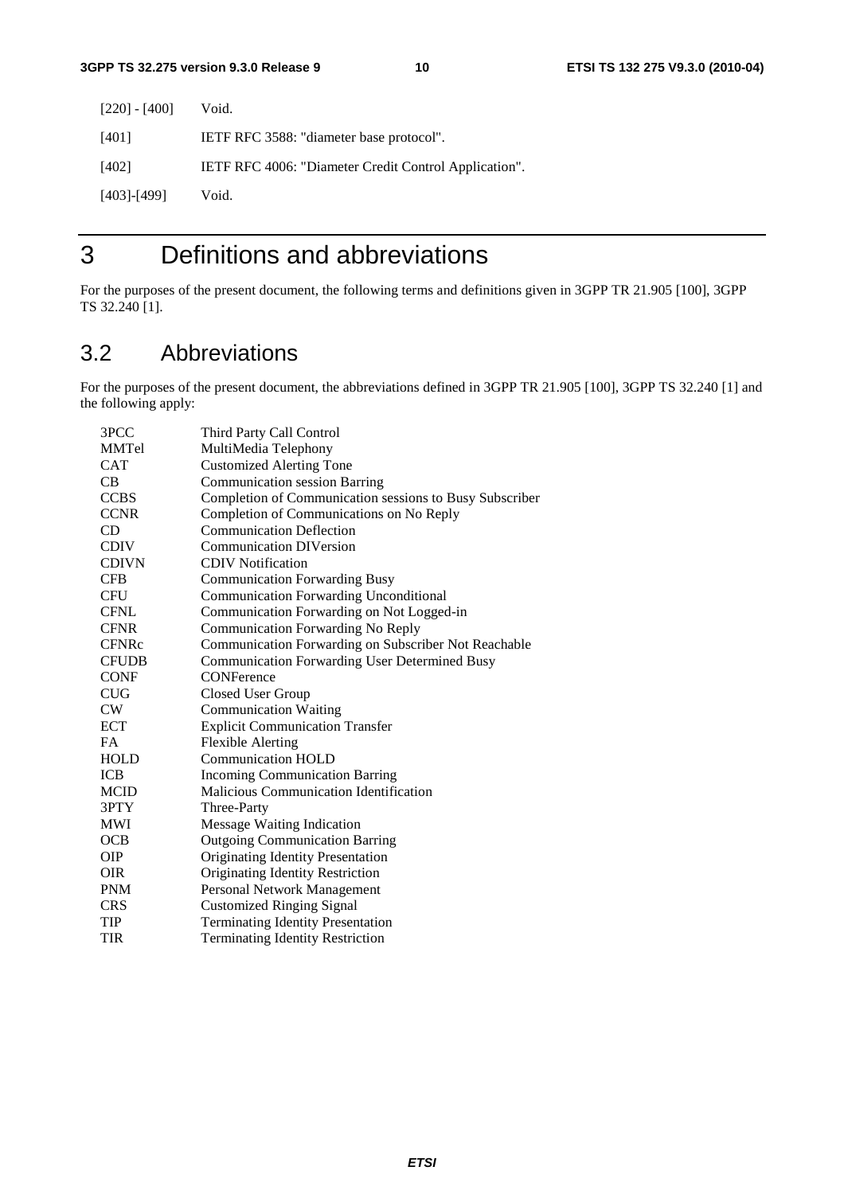[220] - [400] Void.

[401] IETF RFC 3588: "diameter base protocol".

[402] IETF RFC 4006: "Diameter Credit Control Application".

[403]-[499] Void.

# 3 Definitions and abbreviations

For the purposes of the present document, the following terms and definitions given in 3GPP TR 21.905 [100], 3GPP TS 32.240 [1].

## 3.2 Abbreviations

For the purposes of the present document, the abbreviations defined in 3GPP TR 21.905 [100], 3GPP TS 32.240 [1] and the following apply:

| | |
|---|---|
| 3PCC | Third Party Call Control |
| MMTel | MultiMedia Telephony |
| CAT | Customized Alerting Tone |
| CB | Communication session Barring |
| CCBS | Completion of Communication sessions to Busy Subscriber |
| CCNR | Completion of Communications on No Reply |
| CD | Communication Deflection |
| CDIV | Communication DIVersion |
| CDIVN | CDIV Notification |
| CFB | Communication Forwarding Busy |
| CFU | Communication Forwarding Unconditional |
| CFNL | Communication Forwarding on Not Logged-in |
| CFNR | Communication Forwarding No Reply |
| CFNRc | Communication Forwarding on Subscriber Not Reachable |
| CFUDB | Communication Forwarding User Determined Busy |
| CONF | CONFerence |
| CUG | Closed User Group |
| CW | Communication Waiting |
| ECT | Explicit Communication Transfer |
| FA | Flexible Alerting |
| HOLD | Communication HOLD |
| ICB | Incoming Communication Barring |
| MCID | Malicious Communication Identification |
| 3PTY | Three-Party |
| MWI | Message Waiting Indication |
| OCB | Outgoing Communication Barring |
| OIP | Originating Identity Presentation |
| OIR | Originating Identity Restriction |
| PNM | Personal Network Management |
| CRS | Customized Ringing Signal |
| TIP | Terminating Identity Presentation |
| TIR | Terminating Identity Restriction |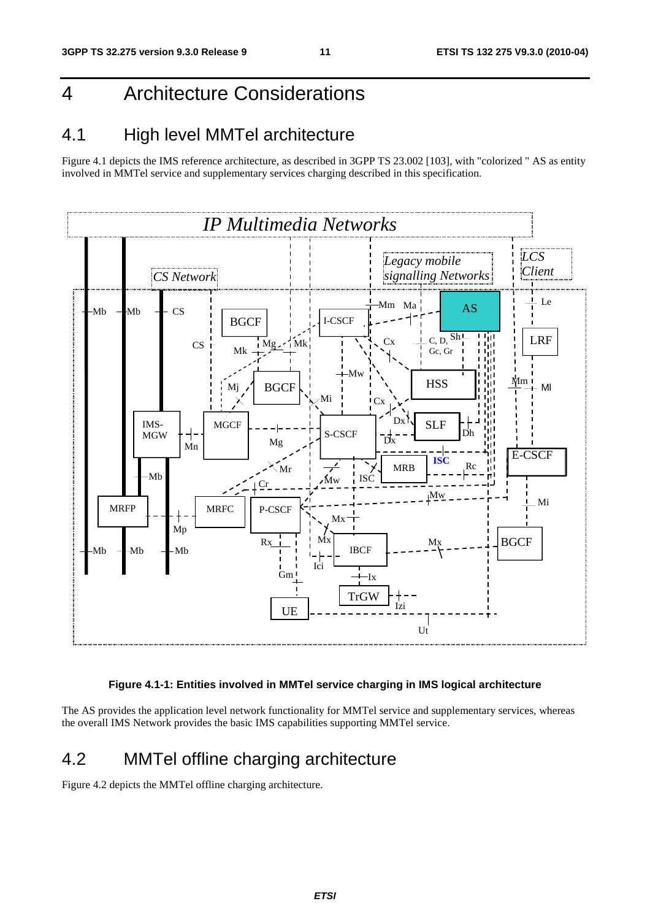// 4 Architecture Considerations

## 4.1 High level MMTel architecture

Figure 4.1 depicts the IMS reference architecture, as described in 3GPP TS 23.002 [103], with "colorized " AS as entity involved in MMTel service and supplementary services charging described in this specification.

**Figure 4.1-1: Entities involved in MMTel service charging in IMS logical architecture**

The AS provides the application level network functionality for MMTel service and supplementary services, whereas the overall IMS Network provides the basic IMS capabilities supporting MMTel service.

## 4.2 MMTel offline charging architecture

Figure 4.2 depicts the MMTel offline charging architecture.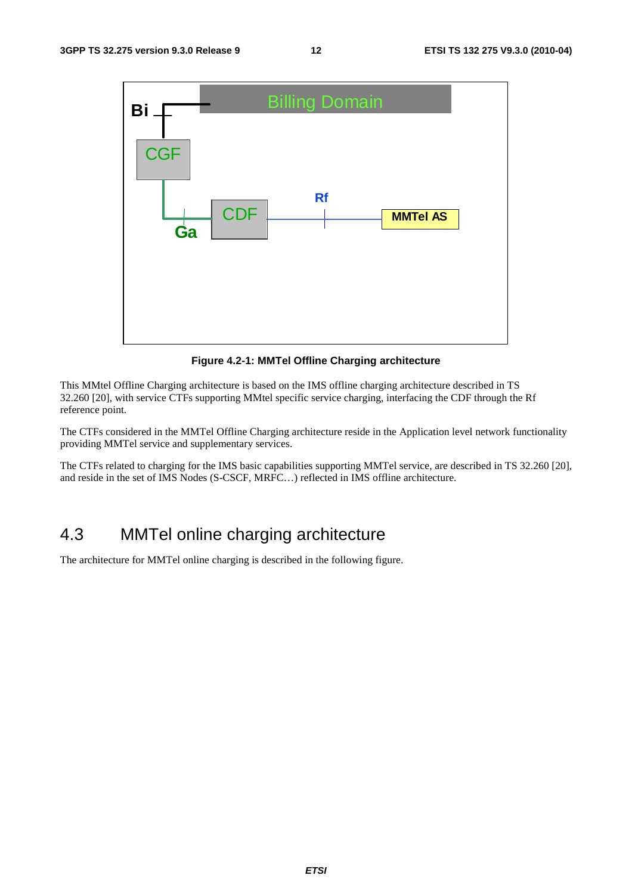Figure 4.2-1: MMTel Offline Charging architecture

This MMtel Offline Charging architecture is based on the IMS offline charging architecture described in TS 32.260 [20], with service CTFs supporting MMtel specific service charging, interfacing the CDF through the Rf reference point.

The CTFs considered in the MMTel Offline Charging architecture reside in the Application level network functionality providing MMTel service and supplementary services.

The CTFs related to charging for the IMS basic capabilities supporting MMTel service, are described in TS 32.260 [20], and reside in the set of IMS Nodes (S-CSCF, MRFC…) reflected in IMS offline architecture.

## 4.3 MMTel online charging architecture

The architecture for MMTel online charging is described in the following figure.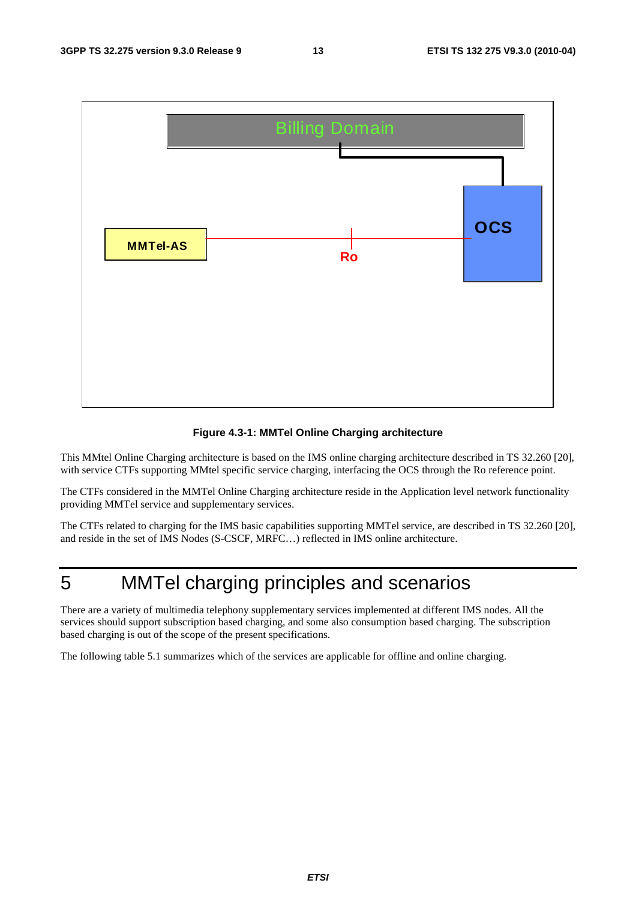Figure 4.3-1: MMTel Online Charging architecture

This MMtel Online Charging architecture is based on the IMS online charging architecture described in TS 32.260 [20], with service CTFs supporting MMtel specific service charging, interfacing the OCS through the Ro reference point.

The CTFs considered in the MMTel Online Charging architecture reside in the Application level network functionality providing MMTel service and supplementary services.

The CTFs related to charging for the IMS basic capabilities supporting MMTel service, are described in TS 32.260 [20], and reside in the set of IMS Nodes (S-CSCF, MRFC…) reflected in IMS online architecture.

# 5 MMTel charging principles and scenarios

There are a variety of multimedia telephony supplementary services implemented at different IMS nodes. All the services should support subscription based charging, and some also consumption based charging. The subscription based charging is out of the scope of the present specifications.

The following table 5.1 summarizes which of the services are applicable for offline and online charging.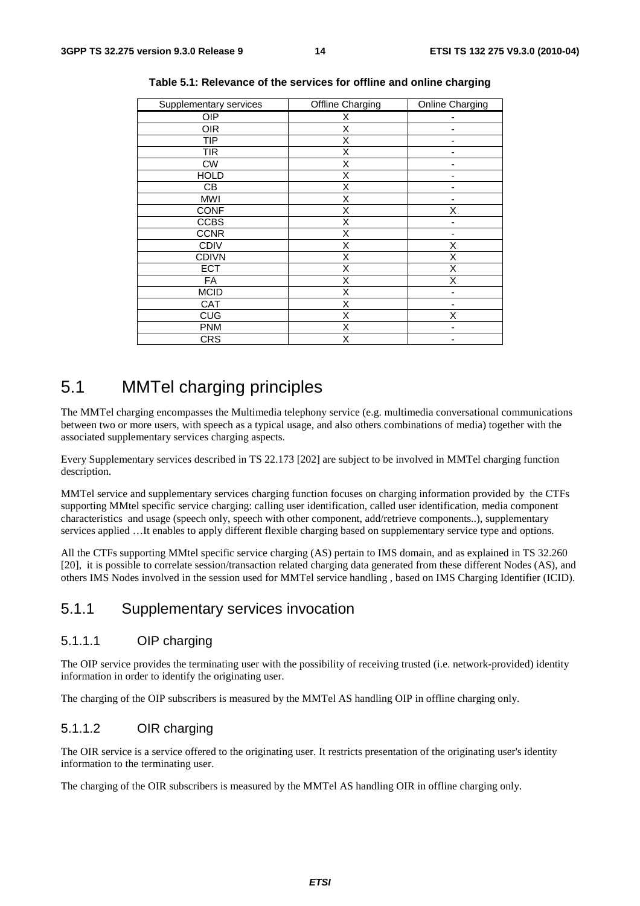**Table 5.1: Relevance of the services for offline and online charging**

| Supplementary services | Offline Charging | Online Charging |
|---|---|---|
| OIP | X | - |
| OIR | X | - |
| TIP | X | - |
| TIR | X | - |
| CW | X | - |
| HOLD | X | - |
| CB | X | - |
| MWI | X | - |
| CONF | X | X |
| CCBS | X | - |
| CCNR | X | - |
| CDIV | X | X |
| CDIVN | X | X |
| ECT | X | X |
| FA | X | X |
| MCID | X | - |
| CAT | X | - |
| CUG | X | X |
| PNM | X | - |
| CRS | X | - |

## 5.1 MMTel charging principles

The MMTel charging encompasses the Multimedia telephony service (e.g. multimedia conversational communications between two or more users, with speech as a typical usage, and also others combinations of media) together with the associated supplementary services charging aspects.

Every Supplementary services described in TS 22.173 [202] are subject to be involved in MMTel charging function description.

MMTel service and supplementary services charging function focuses on charging information provided by the CTFs supporting MMtel specific service charging: calling user identification, called user identification, media component characteristics and usage (speech only, speech with other component, add/retrieve components..), supplementary services applied …It enables to apply different flexible charging based on supplementary service type and options.

All the CTFs supporting MMtel specific service charging (AS) pertain to IMS domain, and as explained in TS 32.260 [20], it is possible to correlate session/transaction related charging data generated from these different Nodes (AS), and others IMS Nodes involved in the session used for MMTel service handling , based on IMS Charging Identifier (ICID).

### 5.1.1 Supplementary services invocation

#### 5.1.1.1 OIP charging

The OIP service provides the terminating user with the possibility of receiving trusted (i.e. network-provided) identity information in order to identify the originating user.

The charging of the OIP subscribers is measured by the MMTel AS handling OIP in offline charging only.

#### 5.1.1.2 OIR charging

The OIR service is a service offered to the originating user. It restricts presentation of the originating user's identity information to the terminating user.

The charging of the OIR subscribers is measured by the MMTel AS handling OIR in offline charging only.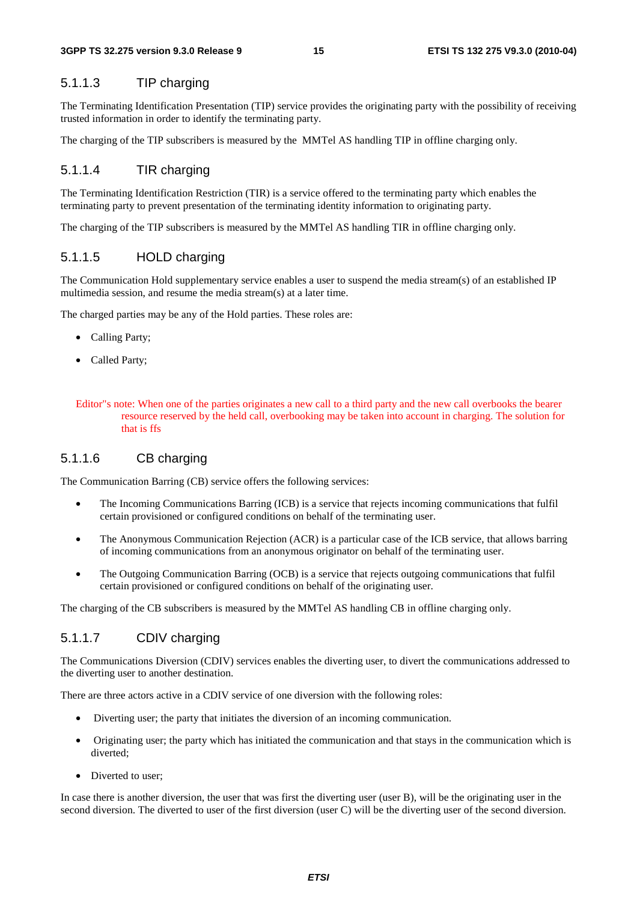#### 5.1.1.3 TIP charging

The Terminating Identification Presentation (TIP) service provides the originating party with the possibility of receiving trusted information in order to identify the terminating party.

The charging of the TIP subscribers is measured by the MMTel AS handling TIP in offline charging only.

#### 5.1.1.4 TIR charging

The Terminating Identification Restriction (TIR) is a service offered to the terminating party which enables the terminating party to prevent presentation of the terminating identity information to originating party.

The charging of the TIP subscribers is measured by the MMTel AS handling TIR in offline charging only.

#### 5.1.1.5 HOLD charging

The Communication Hold supplementary service enables a user to suspend the media stream(s) of an established IP multimedia session, and resume the media stream(s) at a later time.

The charged parties may be any of the Hold parties. These roles are:

- Calling Party;
- Called Party;

Editor"s note: When one of the parties originates a new call to a third party and the new call overbooks the bearer resource reserved by the held call, overbooking may be taken into account in charging. The solution for that is ffs

#### 5.1.1.6 CB charging

The Communication Barring (CB) service offers the following services:

- The Incoming Communications Barring (ICB) is a service that rejects incoming communications that fulfil certain provisioned or configured conditions on behalf of the terminating user.
- The Anonymous Communication Rejection (ACR) is a particular case of the ICB service, that allows barring of incoming communications from an anonymous originator on behalf of the terminating user.
- The Outgoing Communication Barring (OCB) is a service that rejects outgoing communications that fulfil certain provisioned or configured conditions on behalf of the originating user.

The charging of the CB subscribers is measured by the MMTel AS handling CB in offline charging only.

#### 5.1.1.7 CDIV charging

The Communications Diversion (CDIV) services enables the diverting user, to divert the communications addressed to the diverting user to another destination.

There are three actors active in a CDIV service of one diversion with the following roles:

- Diverting user; the party that initiates the diversion of an incoming communication.
- Originating user; the party which has initiated the communication and that stays in the communication which is diverted;
- Diverted to user;

In case there is another diversion, the user that was first the diverting user (user B), will be the originating user in the second diversion. The diverted to user of the first diversion (user C) will be the diverting user of the second diversion.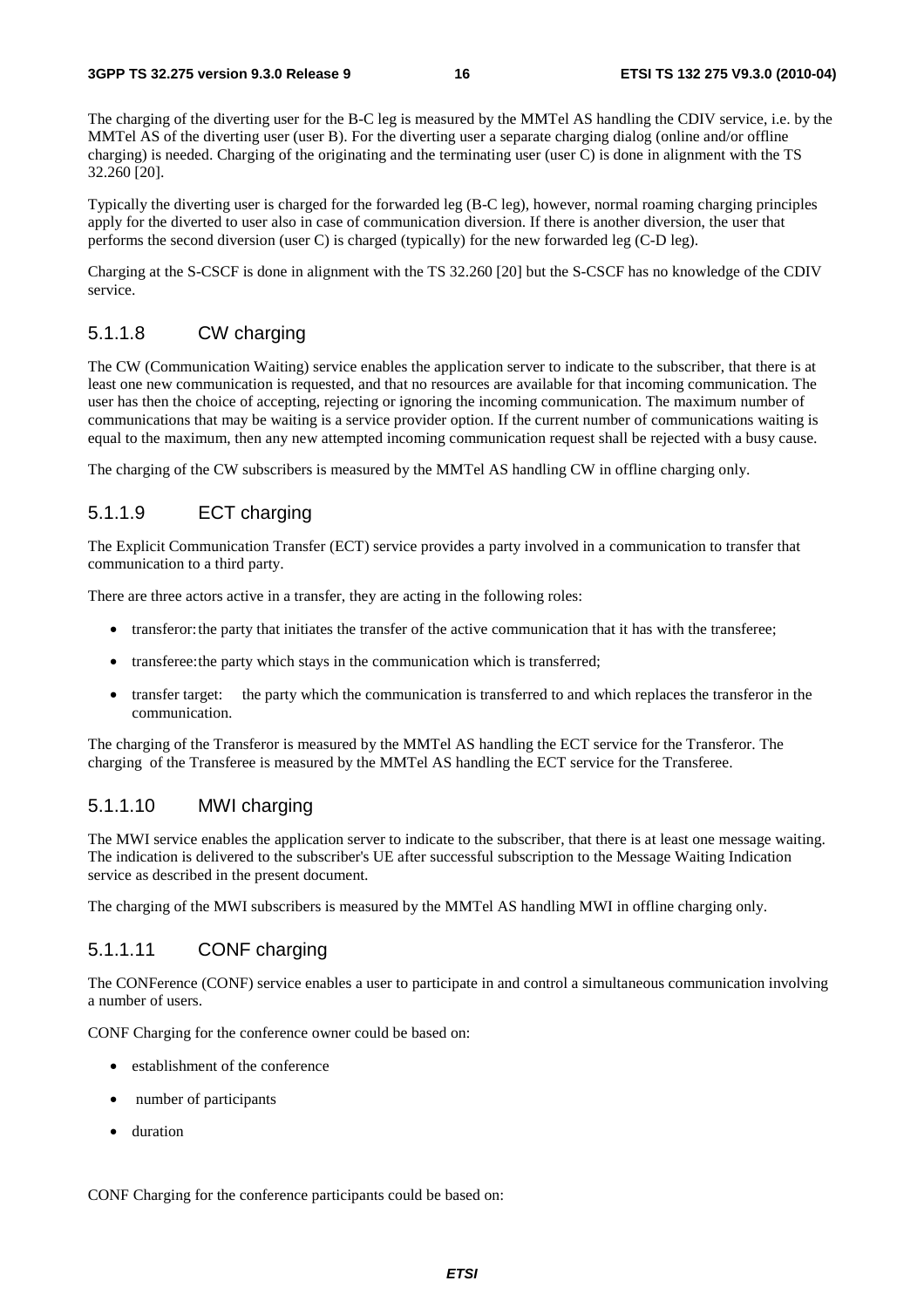The charging of the diverting user for the B-C leg is measured by the MMTel AS handling the CDIV service, i.e. by the MMTel AS of the diverting user (user B). For the diverting user a separate charging dialog (online and/or offline charging) is needed. Charging of the originating and the terminating user (user C) is done in alignment with the TS 32.260 [20].

Typically the diverting user is charged for the forwarded leg (B-C leg), however, normal roaming charging principles apply for the diverted to user also in case of communication diversion. If there is another diversion, the user that performs the second diversion (user C) is charged (typically) for the new forwarded leg (C-D leg).

Charging at the S-CSCF is done in alignment with the TS 32.260 [20] but the S-CSCF has no knowledge of the CDIV service.

#### 5.1.1.8 CW charging

The CW (Communication Waiting) service enables the application server to indicate to the subscriber, that there is at least one new communication is requested, and that no resources are available for that incoming communication. The user has then the choice of accepting, rejecting or ignoring the incoming communication. The maximum number of communications that may be waiting is a service provider option. If the current number of communications waiting is equal to the maximum, then any new attempted incoming communication request shall be rejected with a busy cause.

The charging of the CW subscribers is measured by the MMTel AS handling CW in offline charging only.

#### 5.1.1.9 ECT charging

The Explicit Communication Transfer (ECT) service provides a party involved in a communication to transfer that communication to a third party.

There are three actors active in a transfer, they are acting in the following roles:

- transferor: the party that initiates the transfer of the active communication that it has with the transferee;
- transferee: the party which stays in the communication which is transferred;
- transfer target: the party which the communication is transferred to and which replaces the transferor in the communication.

The charging of the Transferor is measured by the MMTel AS handling the ECT service for the Transferor. The charging of the Transferee is measured by the MMTel AS handling the ECT service for the Transferee.

#### 5.1.1.10 MWI charging

The MWI service enables the application server to indicate to the subscriber, that there is at least one message waiting. The indication is delivered to the subscriber's UE after successful subscription to the Message Waiting Indication service as described in the present document.

The charging of the MWI subscribers is measured by the MMTel AS handling MWI in offline charging only.

#### 5.1.1.11 CONF charging

The CONFerence (CONF) service enables a user to participate in and control a simultaneous communication involving a number of users.

CONF Charging for the conference owner could be based on:

- establishment of the conference
- number of participants
- duration

CONF Charging for the conference participants could be based on: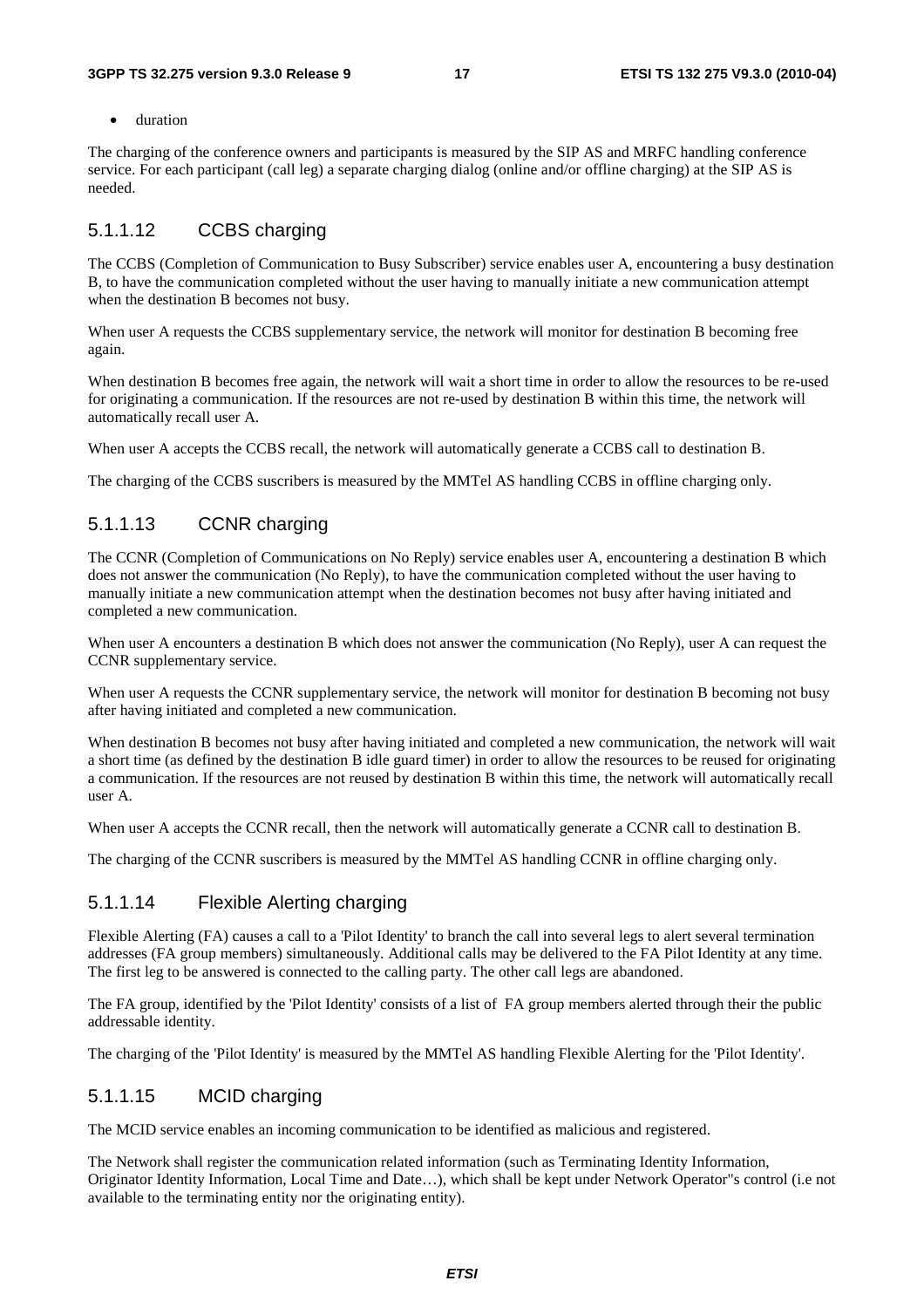- duration

The charging of the conference owners and participants is measured by the SIP AS and MRFC handling conference service. For each participant (call leg) a separate charging dialog (online and/or offline charging) at the SIP AS is needed.

#### 5.1.1.12 CCBS charging

The CCBS (Completion of Communication to Busy Subscriber) service enables user A, encountering a busy destination B, to have the communication completed without the user having to manually initiate a new communication attempt when the destination B becomes not busy.

When user A requests the CCBS supplementary service, the network will monitor for destination B becoming free again.

When destination B becomes free again, the network will wait a short time in order to allow the resources to be re-used for originating a communication. If the resources are not re-used by destination B within this time, the network will automatically recall user A.

When user A accepts the CCBS recall, the network will automatically generate a CCBS call to destination B.

The charging of the CCBS suscribers is measured by the MMTel AS handling CCBS in offline charging only.

#### 5.1.1.13 CCNR charging

The CCNR (Completion of Communications on No Reply) service enables user A, encountering a destination B which does not answer the communication (No Reply), to have the communication completed without the user having to manually initiate a new communication attempt when the destination becomes not busy after having initiated and completed a new communication.

When user A encounters a destination B which does not answer the communication (No Reply), user A can request the CCNR supplementary service.

When user A requests the CCNR supplementary service, the network will monitor for destination B becoming not busy after having initiated and completed a new communication.

When destination B becomes not busy after having initiated and completed a new communication, the network will wait a short time (as defined by the destination B idle guard timer) in order to allow the resources to be reused for originating a communication. If the resources are not reused by destination B within this time, the network will automatically recall user A.

When user A accepts the CCNR recall, then the network will automatically generate a CCNR call to destination B.

The charging of the CCNR suscribers is measured by the MMTel AS handling CCNR in offline charging only.

#### 5.1.1.14 Flexible Alerting charging

Flexible Alerting (FA) causes a call to a 'Pilot Identity' to branch the call into several legs to alert several termination addresses (FA group members) simultaneously. Additional calls may be delivered to the FA Pilot Identity at any time. The first leg to be answered is connected to the calling party. The other call legs are abandoned.

The FA group, identified by the 'Pilot Identity' consists of a list of FA group members alerted through their the public addressable identity.

The charging of the 'Pilot Identity' is measured by the MMTel AS handling Flexible Alerting for the 'Pilot Identity'.

#### 5.1.1.15 MCID charging

The MCID service enables an incoming communication to be identified as malicious and registered.

The Network shall register the communication related information (such as Terminating Identity Information, Originator Identity Information, Local Time and Date…), which shall be kept under Network Operator"s control (i.e not available to the terminating entity nor the originating entity).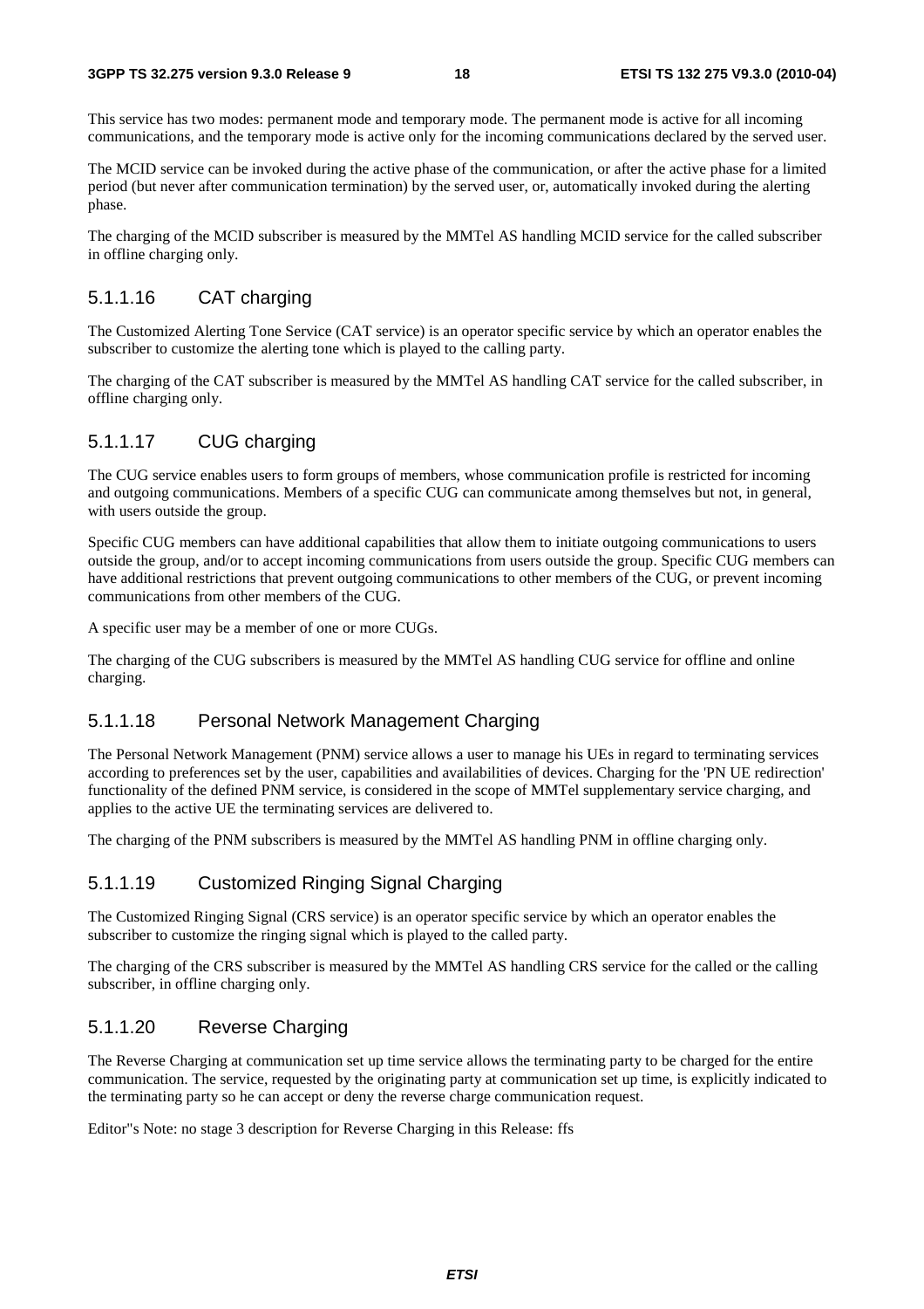This service has two modes: permanent mode and temporary mode. The permanent mode is active for all incoming communications, and the temporary mode is active only for the incoming communications declared by the served user.

The MCID service can be invoked during the active phase of the communication, or after the active phase for a limited period (but never after communication termination) by the served user, or, automatically invoked during the alerting phase.

The charging of the MCID subscriber is measured by the MMTel AS handling MCID service for the called subscriber in offline charging only.

#### 5.1.1.16 CAT charging

The Customized Alerting Tone Service (CAT service) is an operator specific service by which an operator enables the subscriber to customize the alerting tone which is played to the calling party.

The charging of the CAT subscriber is measured by the MMTel AS handling CAT service for the called subscriber, in offline charging only.

#### 5.1.1.17 CUG charging

The CUG service enables users to form groups of members, whose communication profile is restricted for incoming and outgoing communications. Members of a specific CUG can communicate among themselves but not, in general, with users outside the group.

Specific CUG members can have additional capabilities that allow them to initiate outgoing communications to users outside the group, and/or to accept incoming communications from users outside the group. Specific CUG members can have additional restrictions that prevent outgoing communications to other members of the CUG, or prevent incoming communications from other members of the CUG.

A specific user may be a member of one or more CUGs.

The charging of the CUG subscribers is measured by the MMTel AS handling CUG service for offline and online charging.

#### 5.1.1.18 Personal Network Management Charging

The Personal Network Management (PNM) service allows a user to manage his UEs in regard to terminating services according to preferences set by the user, capabilities and availabilities of devices. Charging for the 'PN UE redirection' functionality of the defined PNM service, is considered in the scope of MMTel supplementary service charging, and applies to the active UE the terminating services are delivered to.

The charging of the PNM subscribers is measured by the MMTel AS handling PNM in offline charging only.

#### 5.1.1.19 Customized Ringing Signal Charging

The Customized Ringing Signal (CRS service) is an operator specific service by which an operator enables the subscriber to customize the ringing signal which is played to the called party.

The charging of the CRS subscriber is measured by the MMTel AS handling CRS service for the called or the calling subscriber, in offline charging only.

#### 5.1.1.20 Reverse Charging

The Reverse Charging at communication set up time service allows the terminating party to be charged for the entire communication. The service, requested by the originating party at communication set up time, is explicitly indicated to the terminating party so he can accept or deny the reverse charge communication request.

Editor"s Note: no stage 3 description for Reverse Charging in this Release: ffs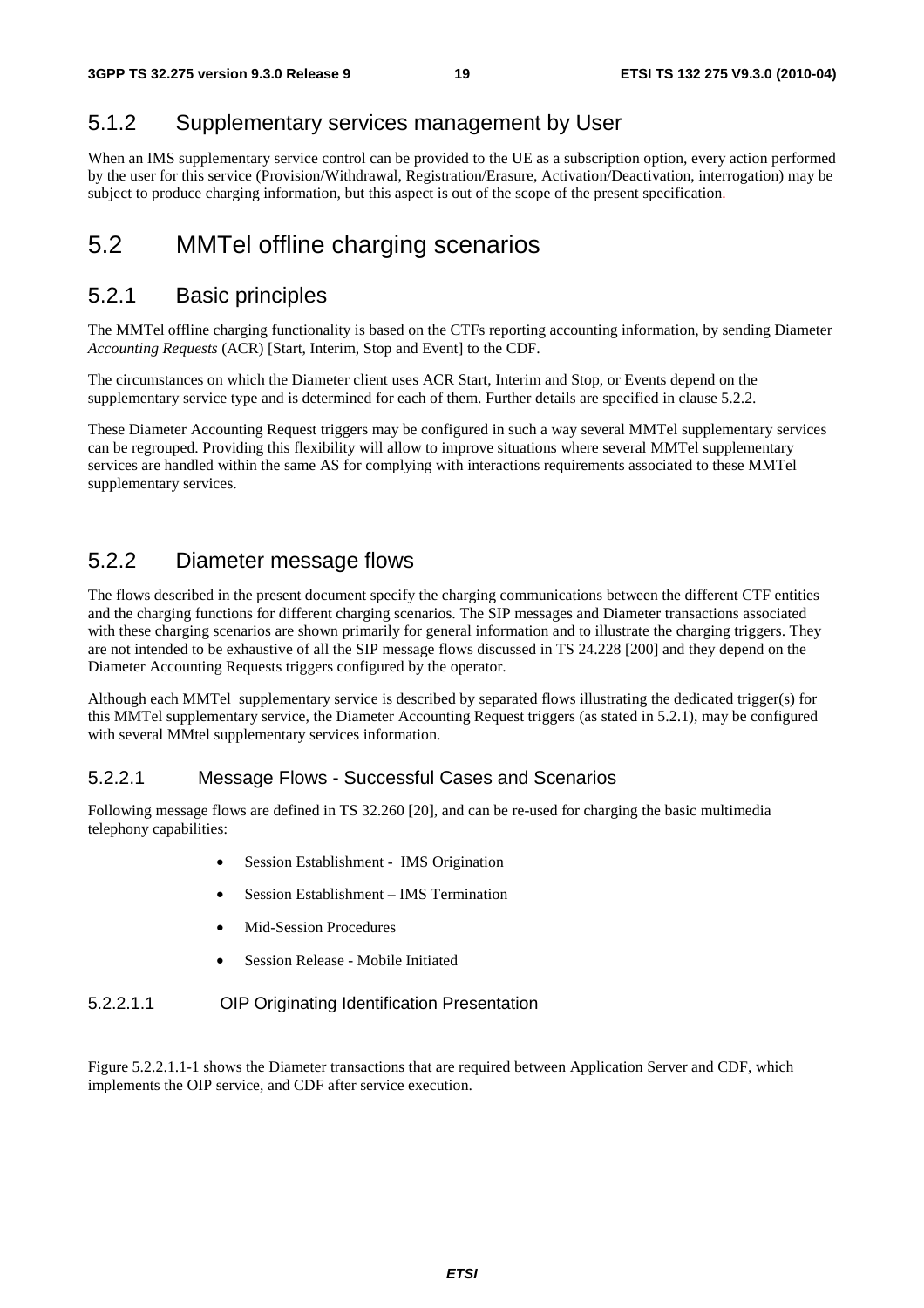### 5.1.2 Supplementary services management by User

When an IMS supplementary service control can be provided to the UE as a subscription option, every action performed by the user for this service (Provision/Withdrawal, Registration/Erasure, Activation/Deactivation, interrogation) may be subject to produce charging information, but this aspect is out of the scope of the present specification.

## 5.2 MMTel offline charging scenarios

### 5.2.1 Basic principles

The MMTel offline charging functionality is based on the CTFs reporting accounting information, by sending Diameter *Accounting Requests* (ACR) [Start, Interim, Stop and Event] to the CDF.

The circumstances on which the Diameter client uses ACR Start, Interim and Stop, or Events depend on the supplementary service type and is determined for each of them. Further details are specified in clause 5.2.2.

These Diameter Accounting Request triggers may be configured in such a way several MMTel supplementary services can be regrouped. Providing this flexibility will allow to improve situations where several MMTel supplementary services are handled within the same AS for complying with interactions requirements associated to these MMTel supplementary services.

### 5.2.2 Diameter message flows

The flows described in the present document specify the charging communications between the different CTF entities and the charging functions for different charging scenarios. The SIP messages and Diameter transactions associated with these charging scenarios are shown primarily for general information and to illustrate the charging triggers. They are not intended to be exhaustive of all the SIP message flows discussed in TS 24.228 [200] and they depend on the Diameter Accounting Requests triggers configured by the operator.

Although each MMTel supplementary service is described by separated flows illustrating the dedicated trigger(s) for this MMTel supplementary service, the Diameter Accounting Request triggers (as stated in 5.2.1), may be configured with several MMtel supplementary services information.

#### 5.2.2.1 Message Flows - Successful Cases and Scenarios

Following message flows are defined in TS 32.260 [20], and can be re-used for charging the basic multimedia telephony capabilities:

- Session Establishment - IMS Origination
- Session Establishment – IMS Termination
- Mid-Session Procedures
- Session Release - Mobile Initiated

##### 5.2.2.1.1 OIP Originating Identification Presentation

Figure 5.2.2.1.1-1 shows the Diameter transactions that are required between Application Server and CDF, which implements the OIP service, and CDF after service execution.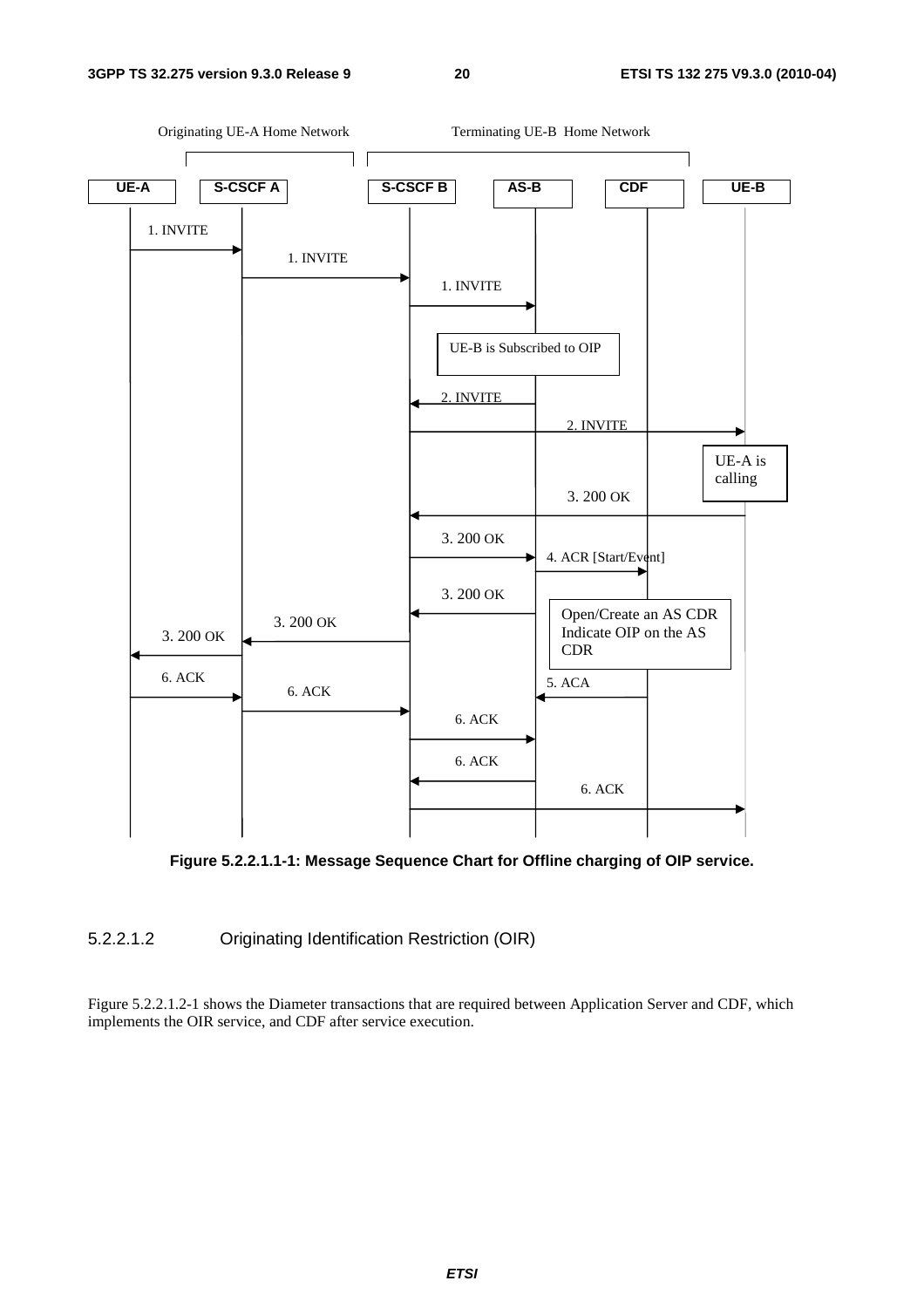Originating UE-A Home Network | Terminating UE-B Home Network

UE-A | S-CSCF A | S-CSCF B | AS-B | CDF | UE-B

1. INVITE (UE-A → S-CSCF A)
1. INVITE (S-CSCF A → S-CSCF B)
1. INVITE (S-CSCF B → AS-B)
UE-B is Subscribed to OIP
2. INVITE (AS-B → S-CSCF B)
2. INVITE (S-CSCF B → UE-B)
UE-A is calling
3. 200 OK (UE-B → S-CSCF B)
3. 200 OK (S-CSCF B → AS-B)
4. ACR [Start/Event] (AS-B → CDF)
3. 200 OK (AS-B → S-CSCF B)
Open/Create an AS CDR Indicate OIP on the AS CDR
3. 200 OK (S-CSCF B → S-CSCF A)
3. 200 OK (S-CSCF A → UE-A)
6. ACK (UE-A → S-CSCF A)
5. ACA (CDF → AS-B)
6. ACK (S-CSCF A → S-CSCF B)
6. ACK (S-CSCF B → AS-B)
6. ACK (AS-B → S-CSCF B)
6. ACK (S-CSCF B → UE-B)

**Figure 5.2.2.1.1-1: Message Sequence Chart for Offline charging of OIP service.**

#### 5.2.2.1.2 Originating Identification Restriction (OIR)

Figure 5.2.2.1.2-1 shows the Diameter transactions that are required between Application Server and CDF, which implements the OIR service, and CDF after service execution.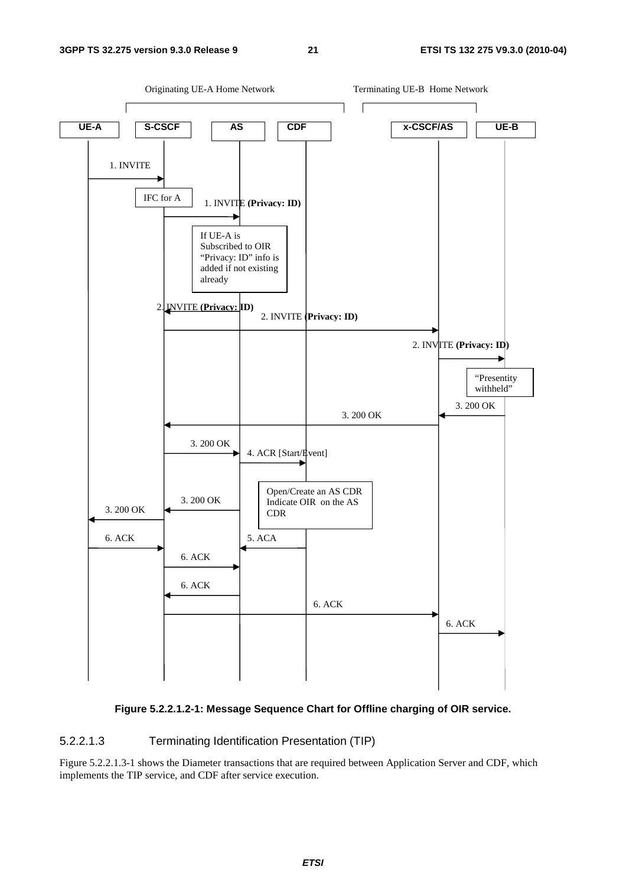Originating UE-A Home Network | Terminating UE-B Home Network

UE-A | S-CSCF | AS | CDF | x-CSCF/AS | UE-B

1. INVITE

IFC for A

1. INVITE (Privacy: ID)

If UE-A is Subscribed to OIR "Privacy: ID" info is added if not existing already

2. INVITE (Privacy: ID)

2. INVITE (Privacy: ID)

2. INVITE (Privacy: ID)

"Presentity withheld"

3. 200 OK

3. 200 OK

3. 200 OK

4. ACR [Start/Event]

Open/Create an AS CDR Indicate OIR on the AS CDR

3. 200 OK

3. 200 OK

6. ACK

5. ACA

6. ACK

6. ACK

6. ACK

6. ACK

**Figure 5.2.2.1.2-1: Message Sequence Chart for Offline charging of OIR service.**

#### 5.2.2.1.3 Terminating Identification Presentation (TIP)

Figure 5.2.2.1.3-1 shows the Diameter transactions that are required between Application Server and CDF, which implements the TIP service, and CDF after service execution.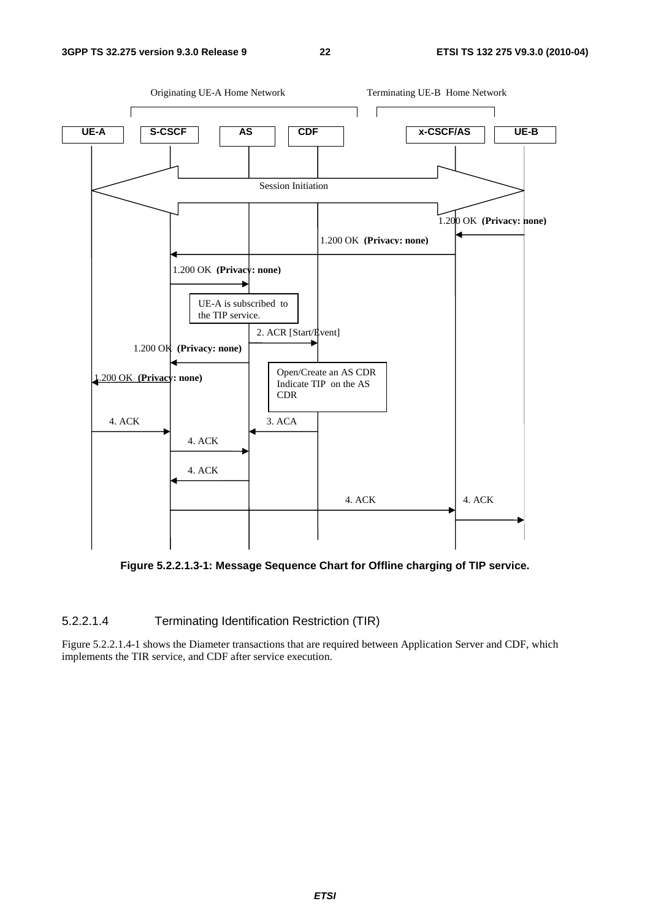Figure 5.2.2.1.3-1: Message Sequence Chart for Offline charging of TIP service.

#### 5.2.2.1.4 Terminating Identification Restriction (TIR)

Figure 5.2.2.1.4-1 shows the Diameter transactions that are required between Application Server and CDF, which implements the TIR service, and CDF after service execution.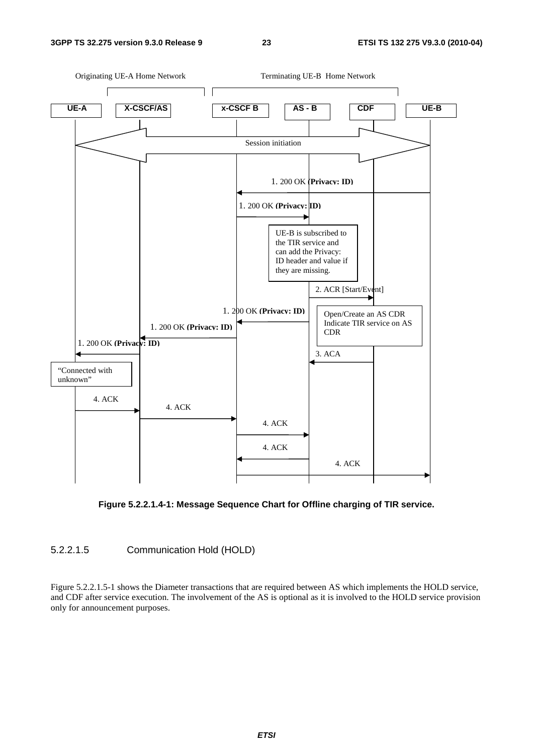Figure 5.2.2.1.4-1: Message Sequence Chart for Offline charging of TIR service.

#### 5.2.2.1.5 Communication Hold (HOLD)

Figure 5.2.2.1.5-1 shows the Diameter transactions that are required between AS which implements the HOLD service, and CDF after service execution. The involvement of the AS is optional as it is involved to the HOLD service provision only for announcement purposes.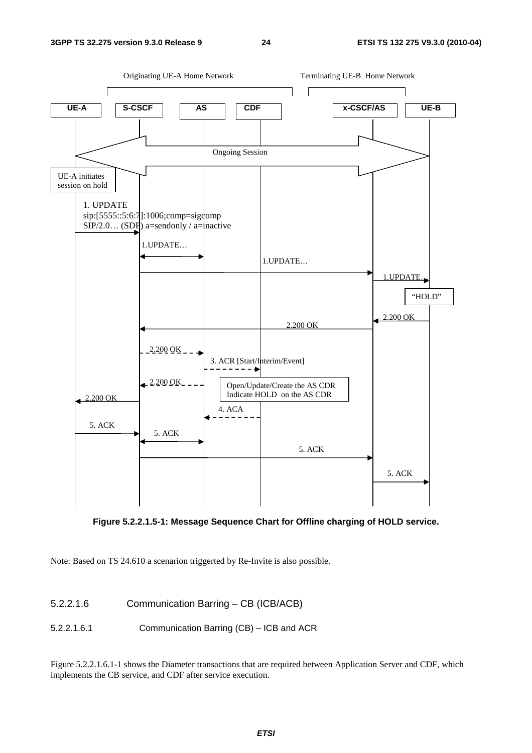**Figure 5.2.2.1.5-1: Message Sequence Chart for Offline charging of HOLD service.**

Note: Based on TS 24.610 a scenarion triggerted by Re-Invite is also possible.

#### 5.2.2.1.6 Communication Barring – CB (ICB/ACB)

##### 5.2.2.1.6.1 Communication Barring (CB) – ICB and ACR

Figure 5.2.2.1.6.1-1 shows the Diameter transactions that are required between Application Server and CDF, which implements the CB service, and CDF after service execution.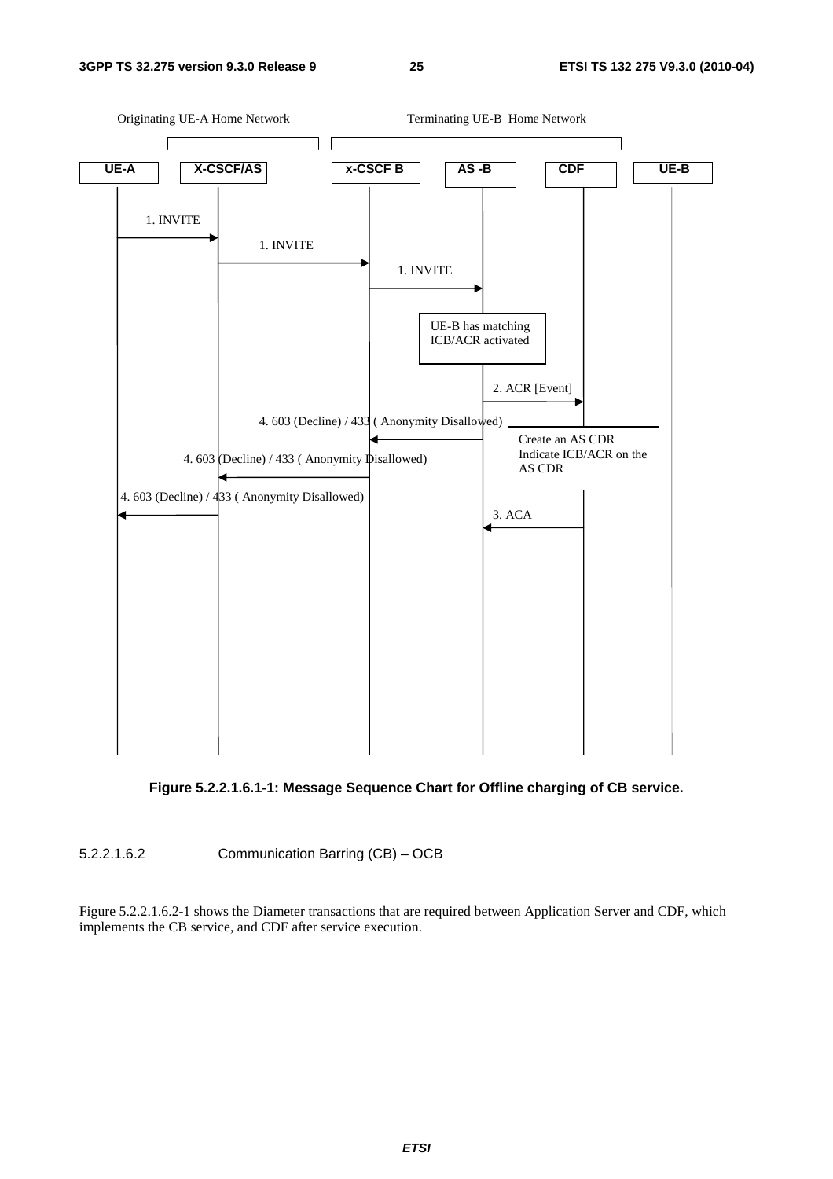Originating UE-A Home Network

Terminating UE-B Home Network

UE-A | X-CSCF/AS | x-CSCF B | AS -B | CDF | UE-B

1. INVITE

1. INVITE

1. INVITE

UE-B has matching ICB/ACR activated

2. ACR [Event]

4. 603 (Decline) / 433 ( Anonymity Disallowed)

Create an AS CDR Indicate ICB/ACR on the AS CDR

4. 603 (Decline) / 433 ( Anonymity Disallowed)

4. 603 (Decline) / 433 ( Anonymity Disallowed)

3. ACA

**Figure 5.2.2.1.6.1-1: Message Sequence Chart for Offline charging of CB service.**

##### 5.2.2.1.6.2 Communication Barring (CB) – OCB

Figure 5.2.2.1.6.2-1 shows the Diameter transactions that are required between Application Server and CDF, which implements the CB service, and CDF after service execution.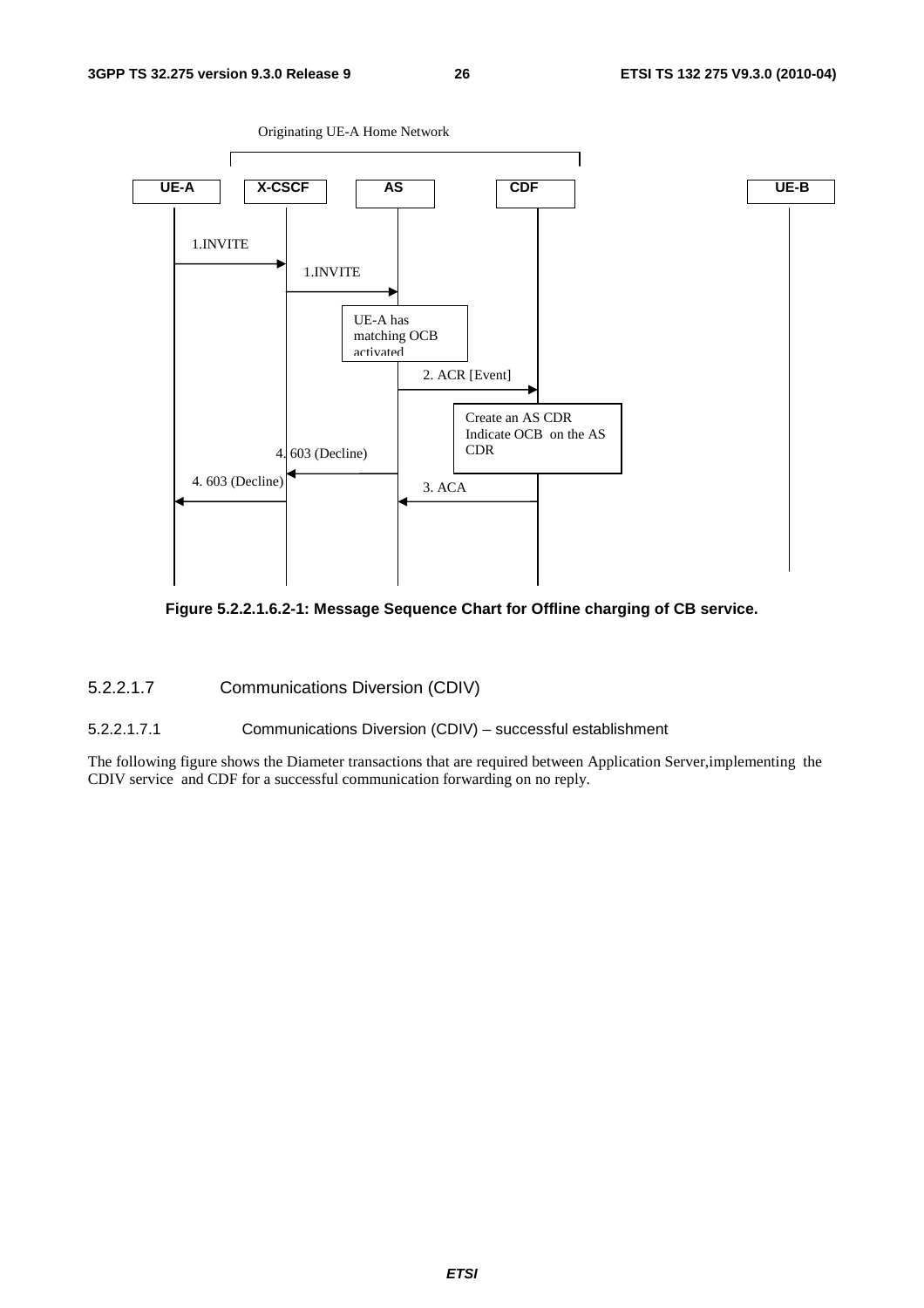Originating UE-A Home Network

| UE-A | X-CSCF | AS | CDF | UE-B |
|---|---|---|---|---|

1.INVITE (UE-A → X-CSCF)

1.INVITE (X-CSCF → AS)

UE-A has matching OCB activated

2. ACR [Event] (AS → CDF)

Create an AS CDR Indicate OCB on the AS CDR

3. ACA (CDF → AS)

4. 603 (Decline) (AS → X-CSCF)

4. 603 (Decline) (X-CSCF → UE-A)

**Figure 5.2.2.1.6.2-1: Message Sequence Chart for Offline charging of CB service.**

#### 5.2.2.1.7 Communications Diversion (CDIV)

##### 5.2.2.1.7.1 Communications Diversion (CDIV) – successful establishment

The following figure shows the Diameter transactions that are required between Application Server,implementing the CDIV service and CDF for a successful communication forwarding on no reply.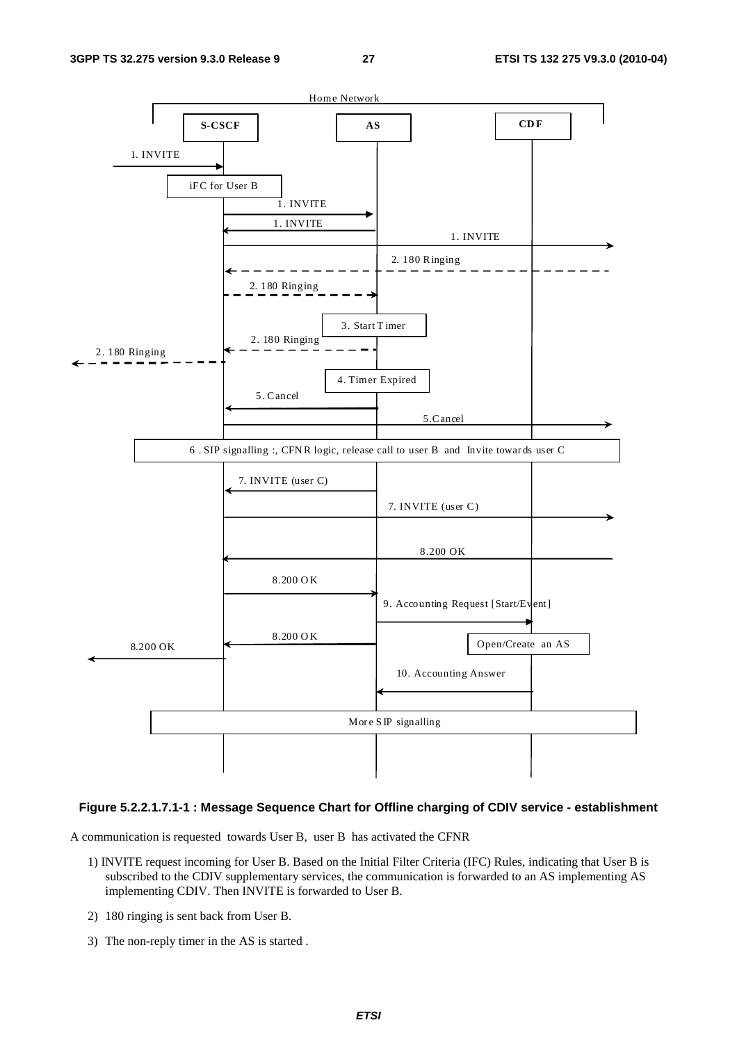**Figure 5.2.2.1.7.1-1 : Message Sequence Chart for Offline charging of CDIV service - establishment**

A communication is requested towards User B, user B has activated the CFNR

1) INVITE request incoming for User B. Based on the Initial Filter Criteria (IFC) Rules, indicating that User B is subscribed to the CDIV supplementary services, the communication is forwarded to an AS implementing AS implementing CDIV. Then INVITE is forwarded to User B.

2) 180 ringing is sent back from User B.

3) The non-reply timer in the AS is started .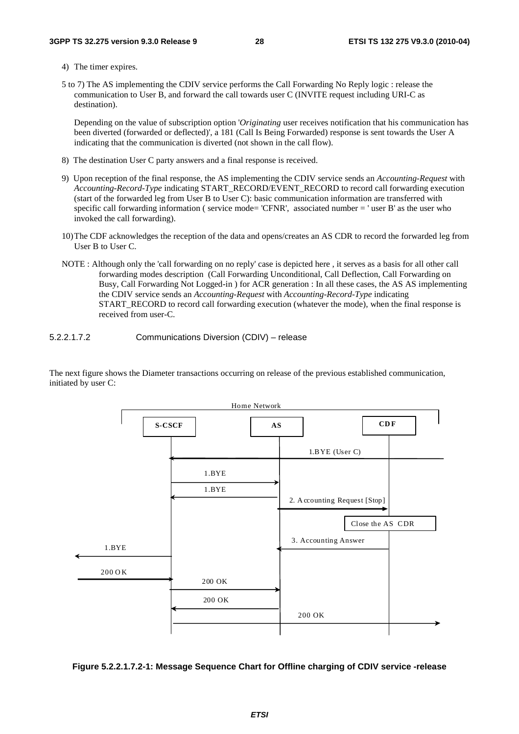4) The timer expires.

5 to 7) The AS implementing the CDIV service performs the Call Forwarding No Reply logic : release the communication to User B, and forward the call towards user C (INVITE request including URI-C as destination).

Depending on the value of subscription option '*Originating* user receives notification that his communication has been diverted (forwarded or deflected)', a 181 (Call Is Being Forwarded) response is sent towards the User A indicating that the communication is diverted (not shown in the call flow).

8) The destination User C party answers and a final response is received.

9) Upon reception of the final response, the AS implementing the CDIV service sends an *Accounting-Request* with *Accounting-Record-Type* indicating START_RECORD/EVENT_RECORD to record call forwarding execution (start of the forwarded leg from User B to User C): basic communication information are transferred with specific call forwarding information ( service mode= 'CFNR', associated number = ' user B' as the user who invoked the call forwarding).

10) The CDF acknowledges the reception of the data and opens/creates an AS CDR to record the forwarded leg from User B to User C.

NOTE : Although only the 'call forwarding on no reply' case is depicted here , it serves as a basis for all other call forwarding modes description (Call Forwarding Unconditional, Call Deflection, Call Forwarding on Busy, Call Forwarding Not Logged-in ) for ACR generation : In all these cases, the AS AS implementing the CDIV service sends an *Accounting-Request* with *Accounting-Record-Type* indicating START_RECORD to record call forwarding execution (whatever the mode), when the final response is received from user-C.

#### 5.2.2.1.7.2 Communications Diversion (CDIV) – release

The next figure shows the Diameter transactions occurring on release of the previous established communication, initiated by user C:

Home Network

S-CSCF AS CDF

1.BYE (User C)

1.BYE

1.BYE

2. Accounting Request [Stop]

Close the AS CDR

3. Accounting Answer

1.BYE

200 OK

200 OK

200 OK

200 OK

**Figure 5.2.2.1.7.2-1: Message Sequence Chart for Offline charging of CDIV service -release**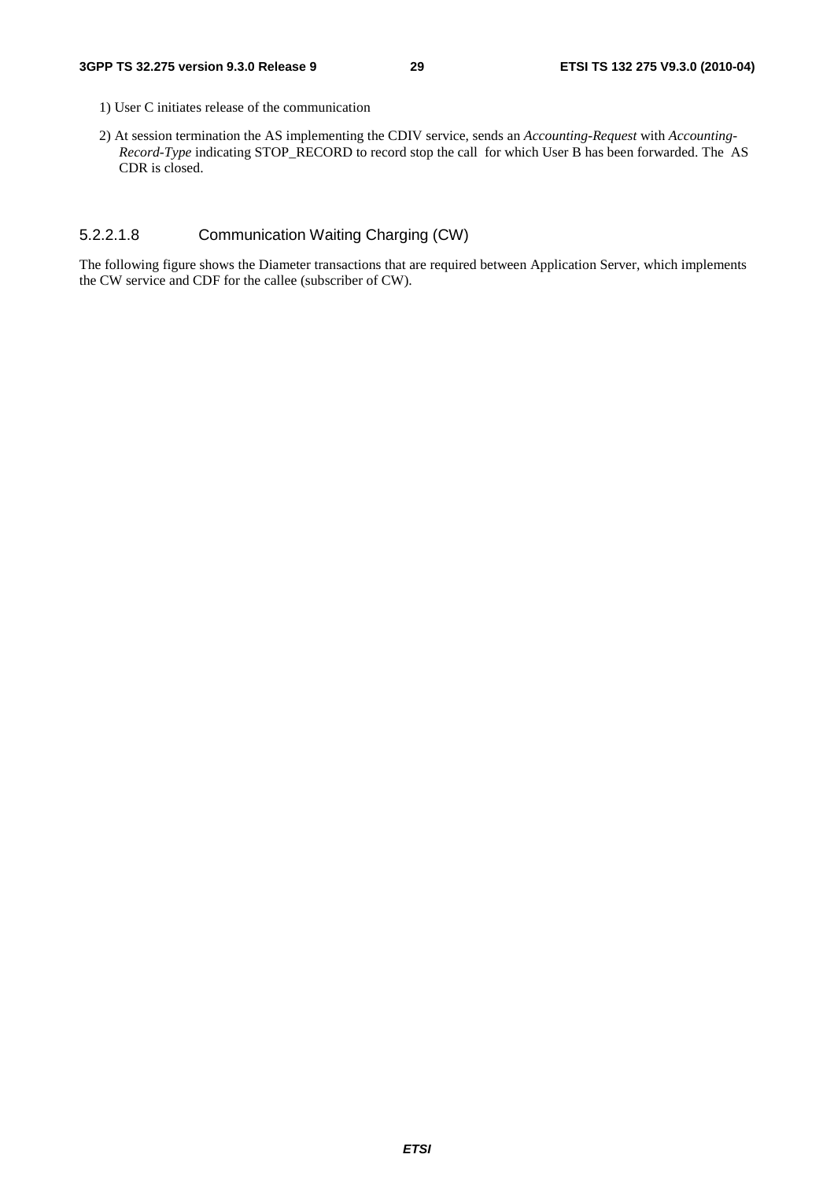1) User C initiates release of the communication

2) At session termination the AS implementing the CDIV service, sends an *Accounting-Request* with *Accounting-Record-Type* indicating STOP_RECORD to record stop the call for which User B has been forwarded. The AS CDR is closed.

#### 5.2.2.1.8 Communication Waiting Charging (CW)

The following figure shows the Diameter transactions that are required between Application Server, which implements the CW service and CDF for the callee (subscriber of CW).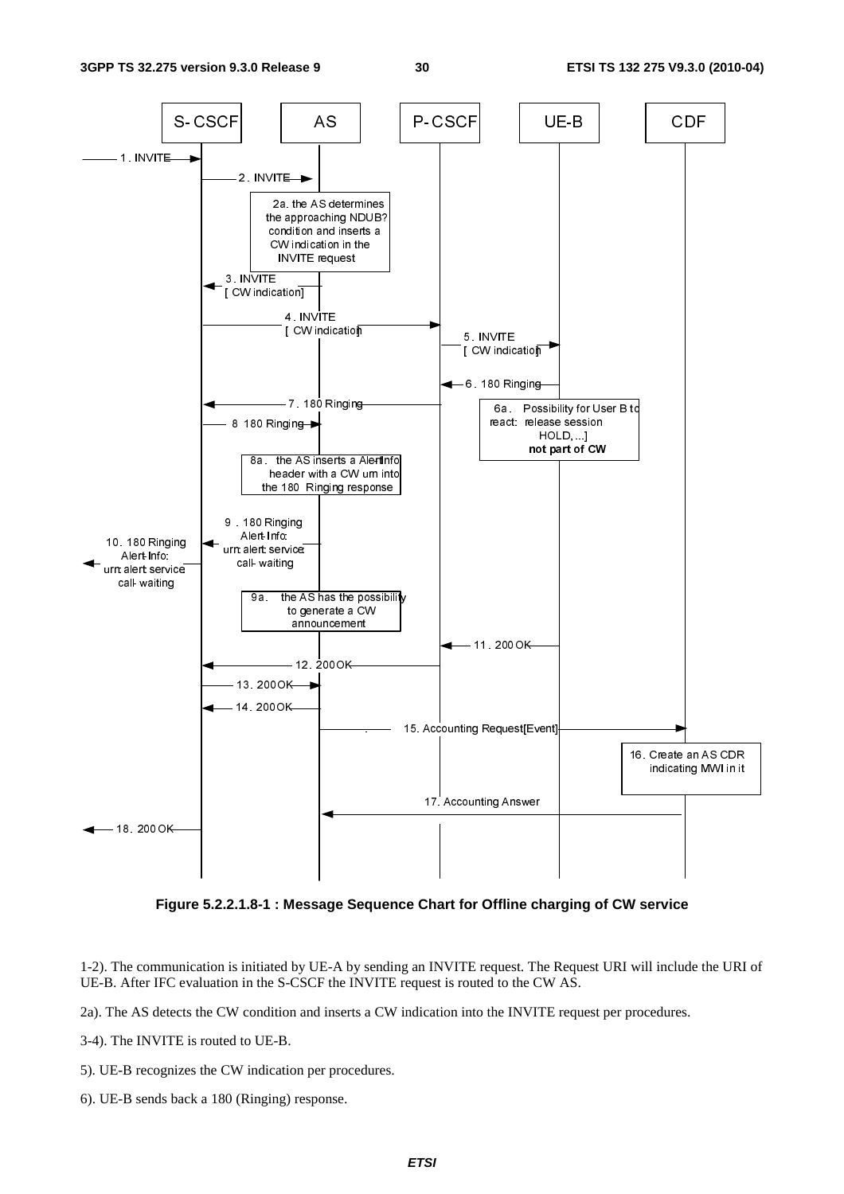**Figure 5.2.2.1.8-1 : Message Sequence Chart for Offline charging of CW service**

1-2). The communication is initiated by UE-A by sending an INVITE request. The Request URI will include the URI of UE-B. After IFC evaluation in the S-CSCF the INVITE request is routed to the CW AS.

2a). The AS detects the CW condition and inserts a CW indication into the INVITE request per procedures.

3-4). The INVITE is routed to UE-B.

5). UE-B recognizes the CW indication per procedures.

6). UE-B sends back a 180 (Ringing) response.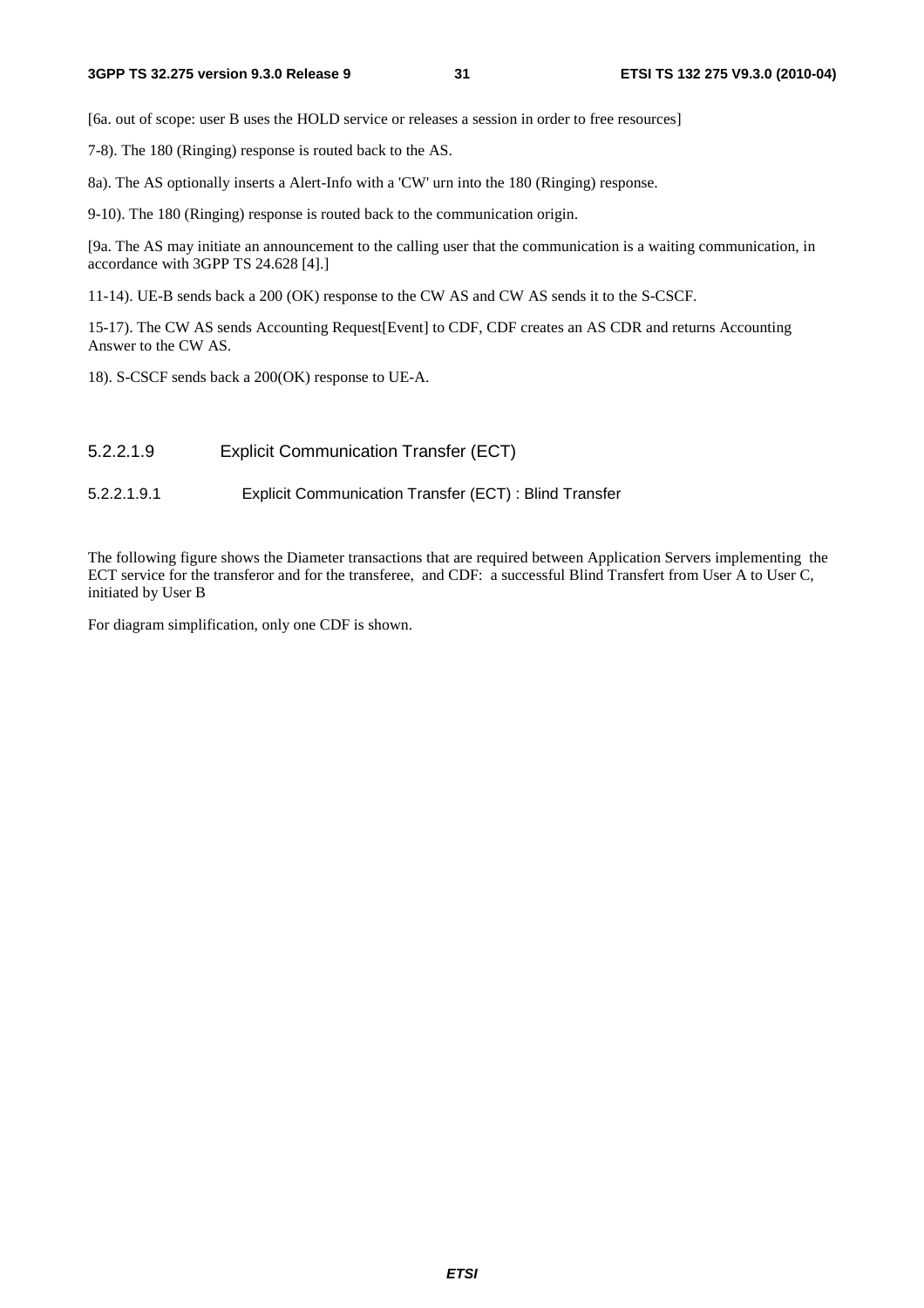[6a. out of scope: user B uses the HOLD service or releases a session in order to free resources]

7-8). The 180 (Ringing) response is routed back to the AS.

8a). The AS optionally inserts a Alert-Info with a 'CW' urn into the 180 (Ringing) response.

9-10). The 180 (Ringing) response is routed back to the communication origin.

[9a. The AS may initiate an announcement to the calling user that the communication is a waiting communication, in accordance with 3GPP TS 24.628 [4].]

11-14). UE-B sends back a 200 (OK) response to the CW AS and CW AS sends it to the S-CSCF.

15-17). The CW AS sends Accounting Request[Event] to CDF, CDF creates an AS CDR and returns Accounting Answer to the CW AS.

18). S-CSCF sends back a 200(OK) response to UE-A.

##### 5.2.2.1.9 Explicit Communication Transfer (ECT)

###### 5.2.2.1.9.1 Explicit Communication Transfer (ECT) : Blind Transfer

The following figure shows the Diameter transactions that are required between Application Servers implementing the ECT service for the transferor and for the transferee, and CDF: a successful Blind Transfert from User A to User C, initiated by User B

For diagram simplification, only one CDF is shown.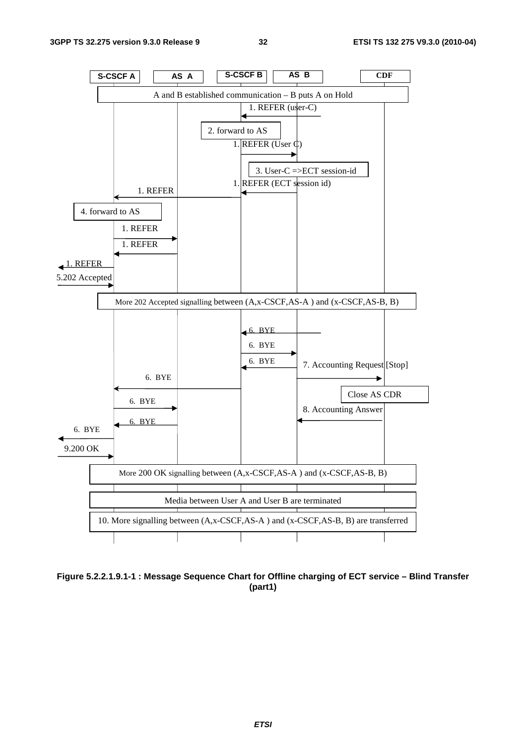S-CSCF A | AS A | S-CSCF B | AS B | CDF

A and B established communication – B puts A on Hold

1. REFER (user-C)

2. forward to AS

1. REFER (User C)

3. User-C =>ECT session-id

1. REFER (ECT session id)

1. REFER

4. forward to AS

1. REFER

1. REFER

1. REFER

5.202 Accepted

More 202 Accepted signalling between (A,x-CSCF,AS-A ) and (x-CSCF,AS-B, B)

6. BYE

6. BYE

6. BYE

7. Accounting Request [Stop]

6. BYE

Close AS CDR

6. BYE

8. Accounting Answer

6. BYE

6. BYE

9.200 OK

More 200 OK signalling between (A,x-CSCF,AS-A ) and (x-CSCF,AS-B, B)

Media between User A and User B are terminated

10. More signalling between (A,x-CSCF,AS-A ) and (x-CSCF,AS-B, B) are transferred

**Figure 5.2.2.1.9.1-1 : Message Sequence Chart for Offline charging of ECT service – Blind Transfer (part1)**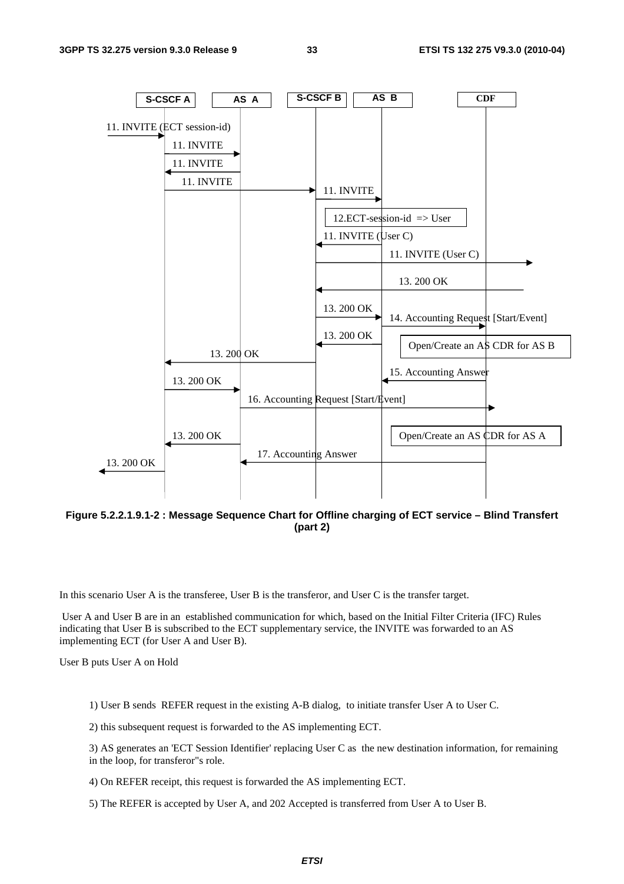S-CSCF A | AS A | S-CSCF B | AS B | CDF

11. INVITE (ECT session-id)
11. INVITE
11. INVITE
11. INVITE
11. INVITE
12.ECT-session-id => User
11. INVITE (User C)
11. INVITE (User C)
13. 200 OK
13. 200 OK
14. Accounting Request [Start/Event]
13. 200 OK
Open/Create an AS CDR for AS B
13. 200 OK
15. Accounting Answer
13. 200 OK
16. Accounting Request [Start/Event]
13. 200 OK
Open/Create an AS CDR for AS A
17. Accounting Answer
13. 200 OK

**Figure 5.2.2.1.9.1-2 : Message Sequence Chart for Offline charging of ECT service – Blind Transfert (part 2)**

In this scenario User A is the transferee, User B is the transferor, and User C is the transfer target.

User A and User B are in an established communication for which, based on the Initial Filter Criteria (IFC) Rules indicating that User B is subscribed to the ECT supplementary service, the INVITE was forwarded to an AS implementing ECT (for User A and User B).

User B puts User A on Hold

1) User B sends REFER request in the existing A-B dialog, to initiate transfer User A to User C.

2) this subsequent request is forwarded to the AS implementing ECT.

3) AS generates an 'ECT Session Identifier' replacing User C as the new destination information, for remaining in the loop, for transferor"s role.

4) On REFER receipt, this request is forwarded the AS implementing ECT.

5) The REFER is accepted by User A, and 202 Accepted is transferred from User A to User B.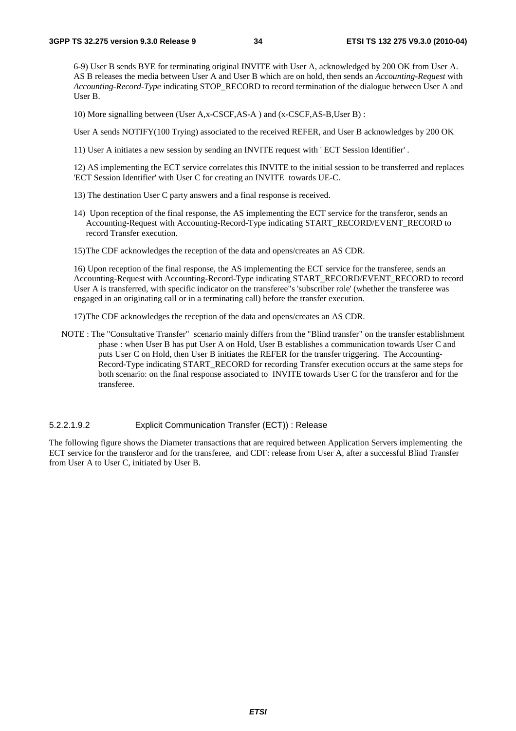6-9) User B sends BYE for terminating original INVITE with User A, acknowledged by 200 OK from User A. AS B releases the media between User A and User B which are on hold, then sends an *Accounting-Request* with *Accounting-Record-Type* indicating STOP_RECORD to record termination of the dialogue between User A and User B.

10) More signalling between (User A,x-CSCF,AS-A ) and (x-CSCF,AS-B,User B) :

User A sends NOTIFY(100 Trying) associated to the received REFER, and User B acknowledges by 200 OK

11) User A initiates a new session by sending an INVITE request with ' ECT Session Identifier' .

12) AS implementing the ECT service correlates this INVITE to the initial session to be transferred and replaces 'ECT Session Identifier' with User C for creating an INVITE towards UE-C.

13) The destination User C party answers and a final response is received.

14) Upon reception of the final response, the AS implementing the ECT service for the transferor, sends an Accounting-Request with Accounting-Record-Type indicating START_RECORD/EVENT_RECORD to record Transfer execution.

15) The CDF acknowledges the reception of the data and opens/creates an AS CDR.

16) Upon reception of the final response, the AS implementing the ECT service for the transferee, sends an Accounting-Request with Accounting-Record-Type indicating START_RECORD/EVENT_RECORD to record User A is transferred, with specific indicator on the transferee"s 'subscriber role' (whether the transferee was engaged in an originating call or in a terminating call) before the transfer execution.

17) The CDF acknowledges the reception of the data and opens/creates an AS CDR.

NOTE : The "Consultative Transfer" scenario mainly differs from the "Blind transfer" on the transfer establishment phase : when User B has put User A on Hold, User B establishes a communication towards User C and puts User C on Hold, then User B initiates the REFER for the transfer triggering. The Accounting-Record-Type indicating START_RECORD for recording Transfer execution occurs at the same steps for both scenario: on the final response associated to INVITE towards User C for the transferor and for the transferee.

#### 5.2.2.1.9.2 Explicit Communication Transfer (ECT)) : Release

The following figure shows the Diameter transactions that are required between Application Servers implementing the ECT service for the transferor and for the transferee, and CDF: release from User A, after a successful Blind Transfer from User A to User C, initiated by User B.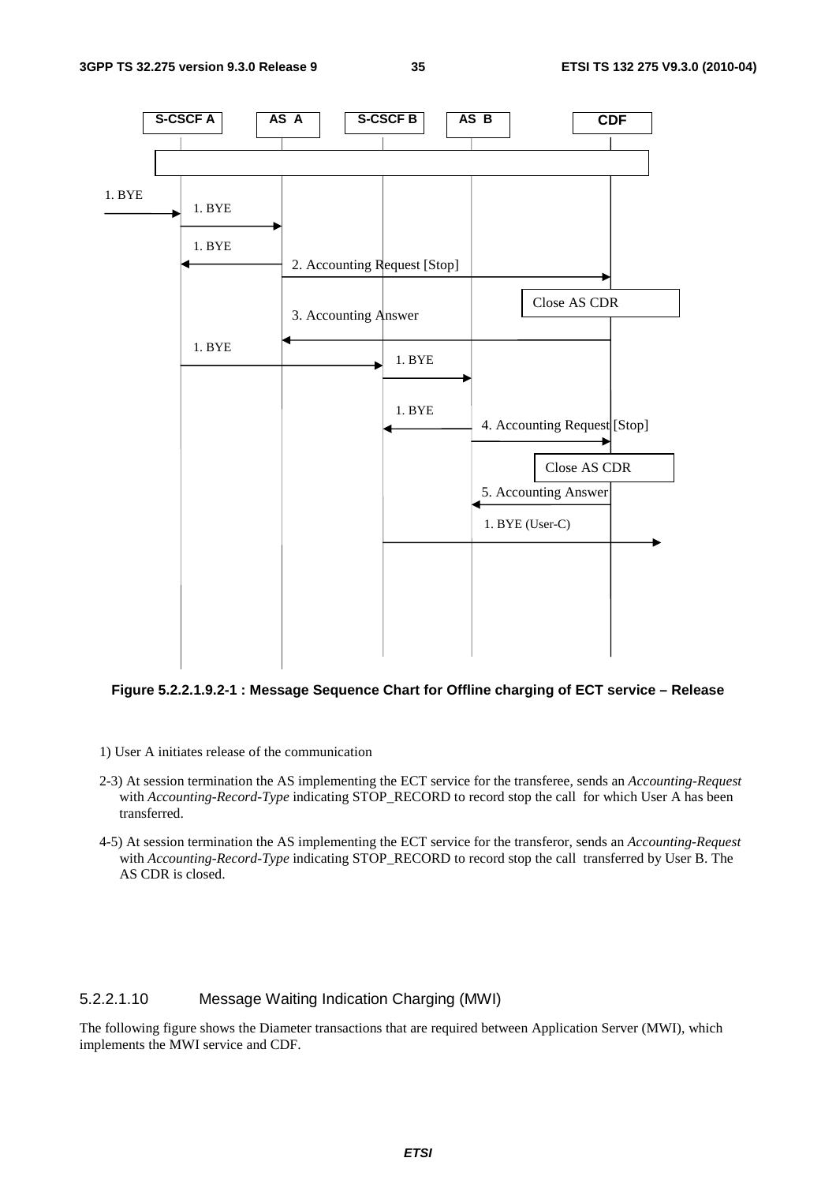**Figure 5.2.2.1.9.2-1 : Message Sequence Chart for Offline charging of ECT service – Release**

1) User A initiates release of the communication

2-3) At session termination the AS implementing the ECT service for the transferee, sends an *Accounting-Request* with *Accounting-Record-Type* indicating STOP_RECORD to record stop the call for which User A has been transferred.

4-5) At session termination the AS implementing the ECT service for the transferor, sends an *Accounting-Request* with *Accounting-Record-Type* indicating STOP_RECORD to record stop the call transferred by User B. The AS CDR is closed.

#### 5.2.2.1.10 Message Waiting Indication Charging (MWI)

The following figure shows the Diameter transactions that are required between Application Server (MWI), which implements the MWI service and CDF.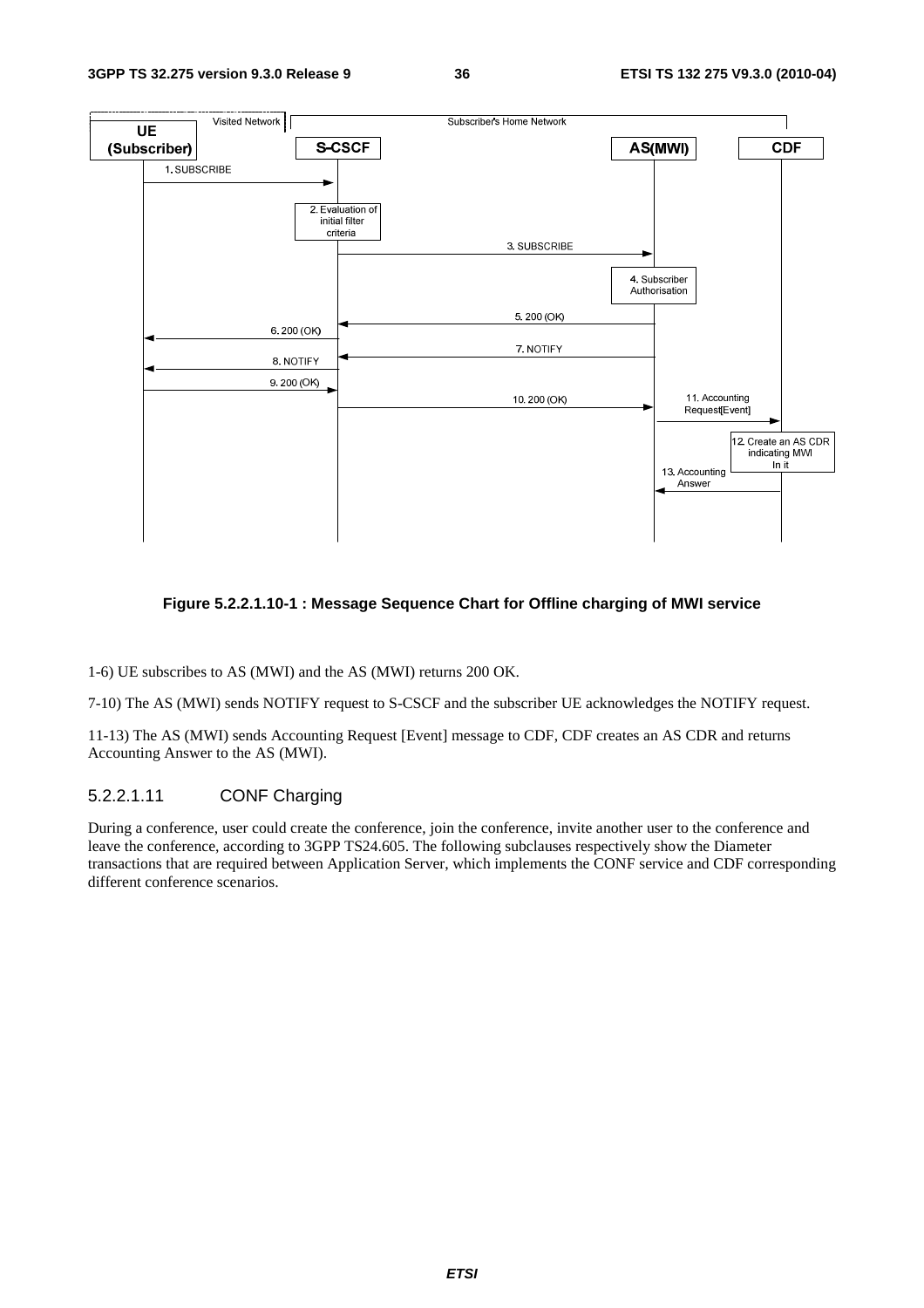**Figure 5.2.2.1.10-1 : Message Sequence Chart for Offline charging of MWI service**

1-6) UE subscribes to AS (MWI) and the AS (MWI) returns 200 OK.

7-10) The AS (MWI) sends NOTIFY request to S-CSCF and the subscriber UE acknowledges the NOTIFY request.

11-13) The AS (MWI) sends Accounting Request [Event] message to CDF, CDF creates an AS CDR and returns Accounting Answer to the AS (MWI).

#### 5.2.2.1.11 CONF Charging

During a conference, user could create the conference, join the conference, invite another user to the conference and leave the conference, according to 3GPP TS24.605. The following subclauses respectively show the Diameter transactions that are required between Application Server, which implements the CONF service and CDF corresponding different conference scenarios.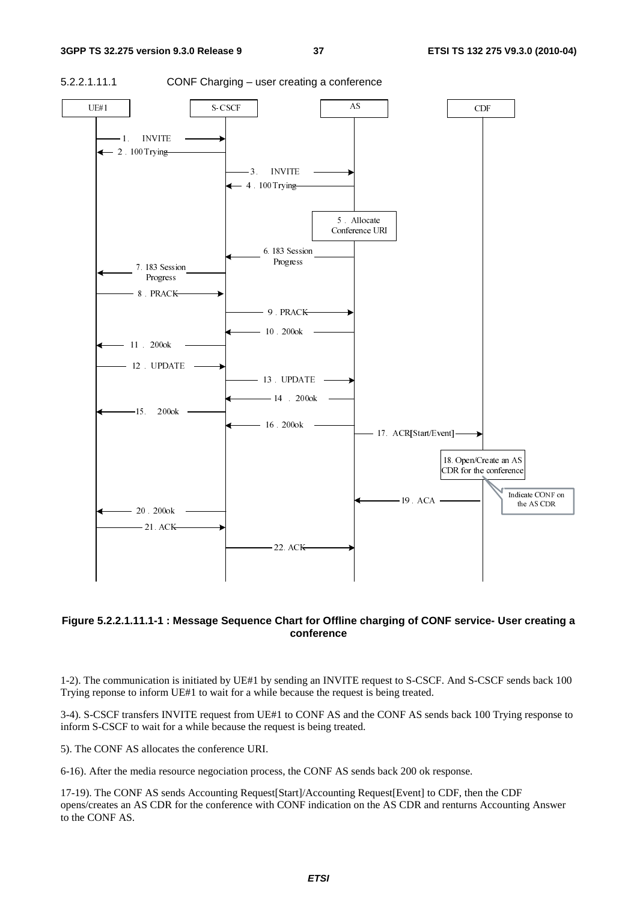#### 5.2.2.1.11.1 CONF Charging – user creating a conference

**Figure 5.2.2.1.11.1-1 : Message Sequence Chart for Offline charging of CONF service- User creating a conference**

1-2). The communication is initiated by UE#1 by sending an INVITE request to S-CSCF. And S-CSCF sends back 100 Trying reponse to inform UE#1 to wait for a while because the request is being treated.

3-4). S-CSCF transfers INVITE request from UE#1 to CONF AS and the CONF AS sends back 100 Trying response to inform S-CSCF to wait for a while because the request is being treated.

5). The CONF AS allocates the conference URI.

6-16). After the media resource negociation process, the CONF AS sends back 200 ok response.

17-19). The CONF AS sends Accounting Request[Start]/Accounting Request[Event] to CDF, then the CDF opens/creates an AS CDR for the conference with CONF indication on the AS CDR and renturns Accounting Answer to the CONF AS.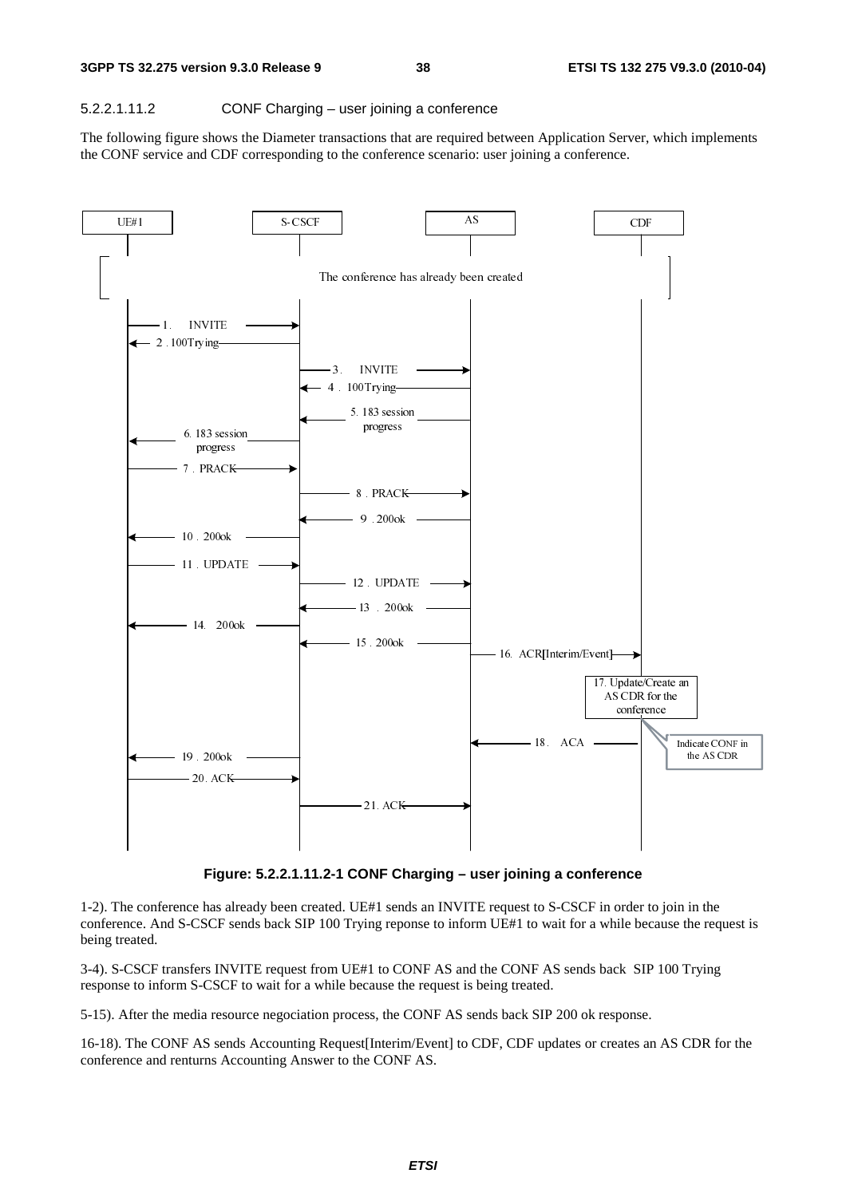#### 5.2.2.1.11.2 CONF Charging – user joining a conference

The following figure shows the Diameter transactions that are required between Application Server, which implements the CONF service and CDF corresponding to the conference scenario: user joining a conference.

**Figure: 5.2.2.1.11.2-1 CONF Charging – user joining a conference**

1-2). The conference has already been created. UE#1 sends an INVITE request to S-CSCF in order to join in the conference. And S-CSCF sends back SIP 100 Trying reponse to inform UE#1 to wait for a while because the request is being treated.

3-4). S-CSCF transfers INVITE request from UE#1 to CONF AS and the CONF AS sends back SIP 100 Trying response to inform S-CSCF to wait for a while because the request is being treated.

5-15). After the media resource negociation process, the CONF AS sends back SIP 200 ok response.

16-18). The CONF AS sends Accounting Request[Interim/Event] to CDF, CDF updates or creates an AS CDR for the conference and renturns Accounting Answer to the CONF AS.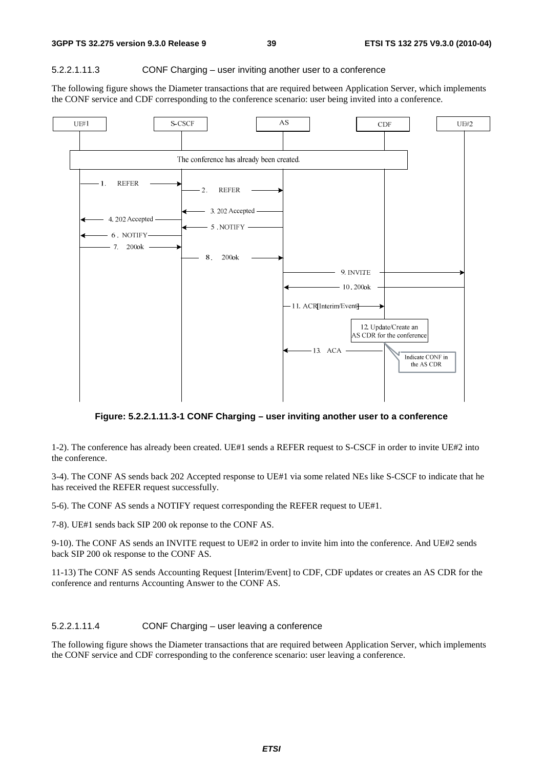#### 5.2.2.1.11.3 CONF Charging – user inviting another user to a conference

The following figure shows the Diameter transactions that are required between Application Server, which implements the CONF service and CDF corresponding to the conference scenario: user being invited into a conference.

**Figure: 5.2.2.1.11.3-1 CONF Charging – user inviting another user to a conference**

1-2). The conference has already been created. UE#1 sends a REFER request to S-CSCF in order to invite UE#2 into the conference.

3-4). The CONF AS sends back 202 Accepted response to UE#1 via some related NEs like S-CSCF to indicate that he has received the REFER request successfully.

5-6). The CONF AS sends a NOTIFY request corresponding the REFER request to UE#1.

7-8). UE#1 sends back SIP 200 ok reponse to the CONF AS.

9-10). The CONF AS sends an INVITE request to UE#2 in order to invite him into the conference. And UE#2 sends back SIP 200 ok response to the CONF AS.

11-13) The CONF AS sends Accounting Request [Interim/Event] to CDF, CDF updates or creates an AS CDR for the conference and renturns Accounting Answer to the CONF AS.

#### 5.2.2.1.11.4 CONF Charging – user leaving a conference

The following figure shows the Diameter transactions that are required between Application Server, which implements the CONF service and CDF corresponding to the conference scenario: user leaving a conference.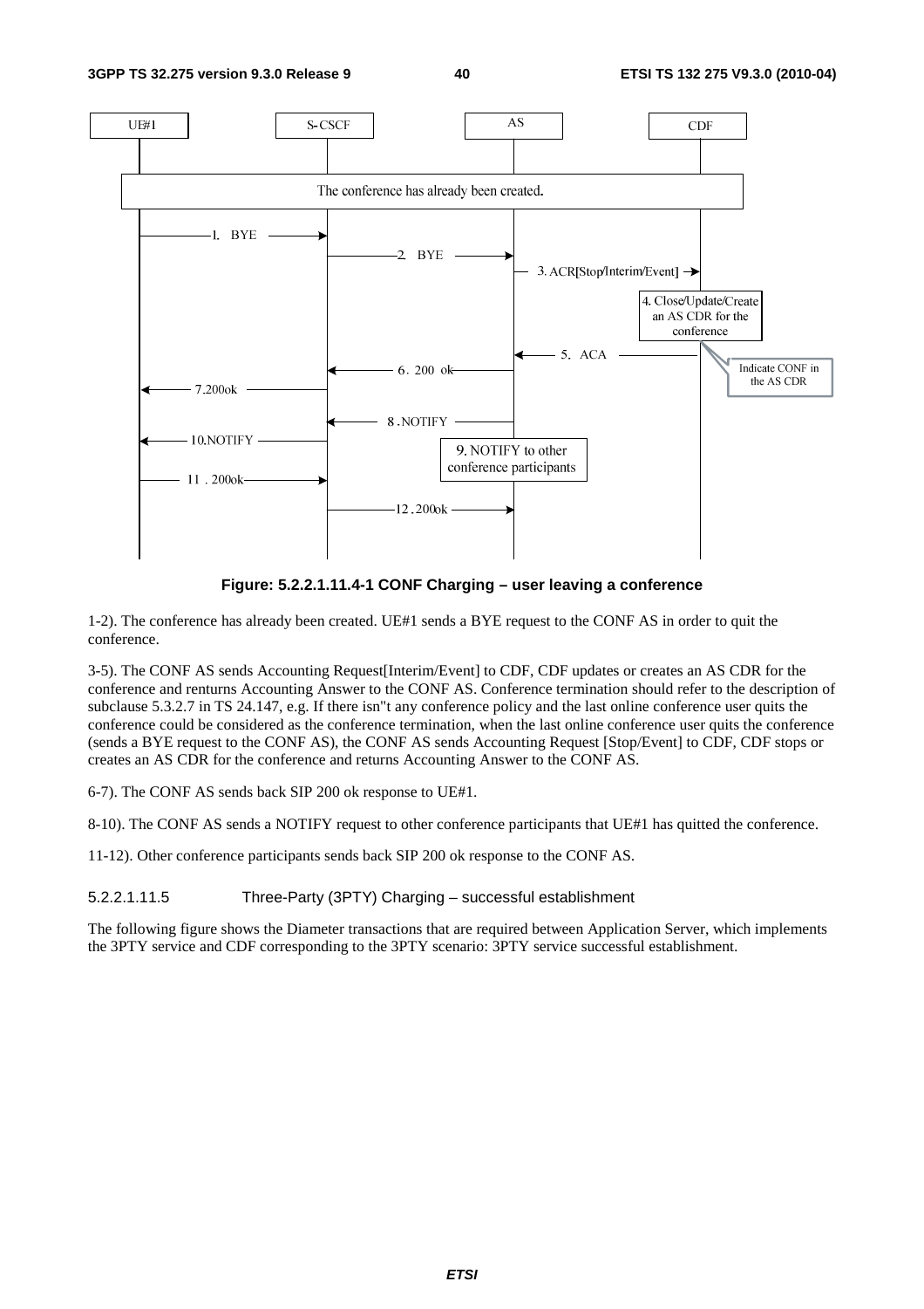**Figure: 5.2.2.1.11.4-1 CONF Charging – user leaving a conference**

1-2). The conference has already been created. UE#1 sends a BYE request to the CONF AS in order to quit the conference.

3-5). The CONF AS sends Accounting Request[Interim/Event] to CDF, CDF updates or creates an AS CDR for the conference and renturns Accounting Answer to the CONF AS. Conference termination should refer to the description of subclause 5.3.2.7 in TS 24.147, e.g. If there isn"t any conference policy and the last online conference user quits the conference could be considered as the conference termination, when the last online conference user quits the conference (sends a BYE request to the CONF AS), the CONF AS sends Accounting Request [Stop/Event] to CDF, CDF stops or creates an AS CDR for the conference and returns Accounting Answer to the CONF AS.

6-7). The CONF AS sends back SIP 200 ok response to UE#1.

8-10). The CONF AS sends a NOTIFY request to other conference participants that UE#1 has quitted the conference.

11-12). Other conference participants sends back SIP 200 ok response to the CONF AS.

#### 5.2.2.1.11.5 Three-Party (3PTY) Charging – successful establishment

The following figure shows the Diameter transactions that are required between Application Server, which implements the 3PTY service and CDF corresponding to the 3PTY scenario: 3PTY service successful establishment.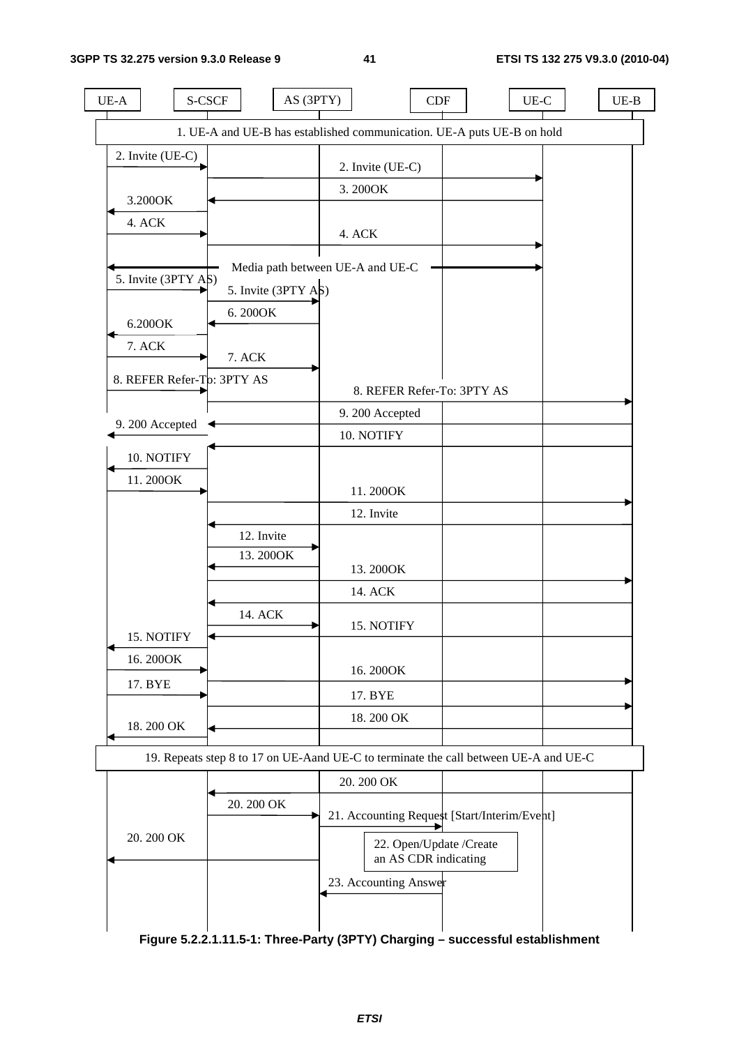| UE-A | S-CSCF | AS (3PTY) | CDF | UE-C | UE-B |
|---|---|---|---|---|---|

1. UE-A and UE-B has established communication. UE-A puts UE-B on hold

2. Invite (UE-C)

2. Invite (UE-C)

3. 200OK

3.200OK

4. ACK

4. ACK

Media path between UE-A and UE-C

5. Invite (3PTY AS)

5. Invite (3PTY AS)

6. 200OK

6.200OK

7. ACK

7. ACK

8. REFER Refer-To: 3PTY AS

8. REFER Refer-To: 3PTY AS

9. 200 Accepted

9. 200 Accepted

10. NOTIFY

10. NOTIFY

11. 200OK

11. 200OK

12. Invite

12. Invite

13. 200OK

13. 200OK

14. ACK

14. ACK

15. NOTIFY

15. NOTIFY

16. 200OK

16. 200OK

17. BYE

17. BYE

18. 200 OK

18. 200 OK

19. Repeats step 8 to 17 on UE-Aand UE-C to terminate the call between UE-A and UE-C

20. 200 OK

20. 200 OK

21. Accounting Request [Start/Interim/Event]

20. 200 OK

22. Open/Update /Create an AS CDR indicating

23. Accounting Answer

**Figure 5.2.2.1.11.5-1: Three-Party (3PTY) Charging – successful establishment**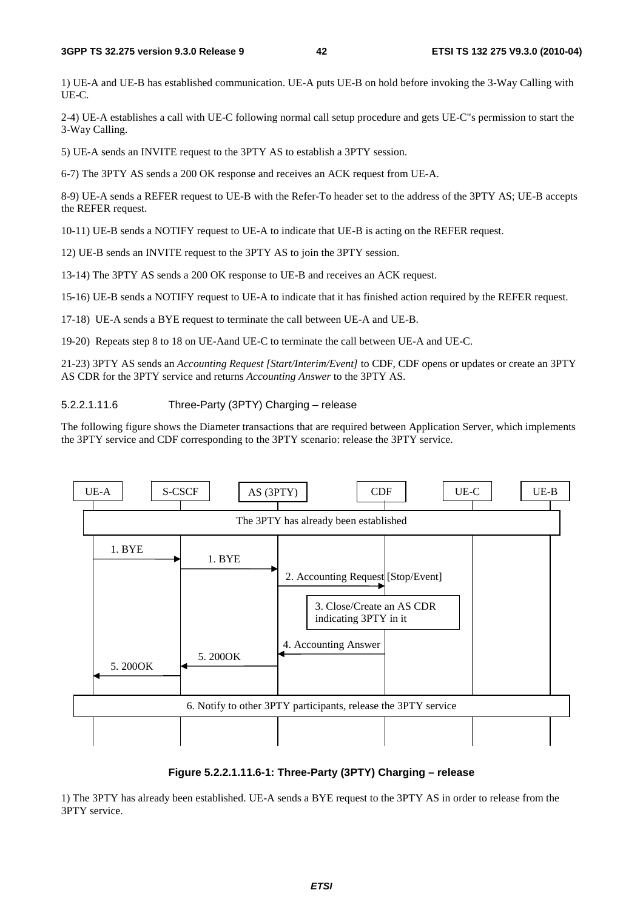1) UE-A and UE-B has established communication. UE-A puts UE-B on hold before invoking the 3-Way Calling with UE-C.

2-4) UE-A establishes a call with UE-C following normal call setup procedure and gets UE-C"s permission to start the 3-Way Calling.

5) UE-A sends an INVITE request to the 3PTY AS to establish a 3PTY session.

6-7) The 3PTY AS sends a 200 OK response and receives an ACK request from UE-A.

8-9) UE-A sends a REFER request to UE-B with the Refer-To header set to the address of the 3PTY AS; UE-B accepts the REFER request.

10-11) UE-B sends a NOTIFY request to UE-A to indicate that UE-B is acting on the REFER request.

12) UE-B sends an INVITE request to the 3PTY AS to join the 3PTY session.

13-14) The 3PTY AS sends a 200 OK response to UE-B and receives an ACK request.

15-16) UE-B sends a NOTIFY request to UE-A to indicate that it has finished action required by the REFER request.

17-18) UE-A sends a BYE request to terminate the call between UE-A and UE-B.

19-20) Repeats step 8 to 18 on UE-Aand UE-C to terminate the call between UE-A and UE-C.

21-23) 3PTY AS sends an *Accounting Request [Start/Interim/Event]* to CDF, CDF opens or updates or create an 3PTY AS CDR for the 3PTY service and returns *Accounting Answer* to the 3PTY AS.

##### 5.2.2.1.11.6 Three-Party (3PTY) Charging – release

The following figure shows the Diameter transactions that are required between Application Server, which implements the 3PTY service and CDF corresponding to the 3PTY scenario: release the 3PTY service.

UE-A | S-CSCF | AS (3PTY) | CDF | UE-C | UE-B

The 3PTY has already been established

1. BYE (UE-A → S-CSCF)
1. BYE (S-CSCF → AS (3PTY))
2. Accounting Request [Stop/Event] (AS (3PTY) → CDF)
3. Close/Create an AS CDR indicating 3PTY in it
4. Accounting Answer (CDF → AS (3PTY))
5. 200OK (AS (3PTY) → S-CSCF)
5. 200OK (S-CSCF → UE-A)

6. Notify to other 3PTY participants, release the 3PTY service

**Figure 5.2.2.1.11.6-1: Three-Party (3PTY) Charging – release**

1) The 3PTY has already been established. UE-A sends a BYE request to the 3PTY AS in order to release from the 3PTY service.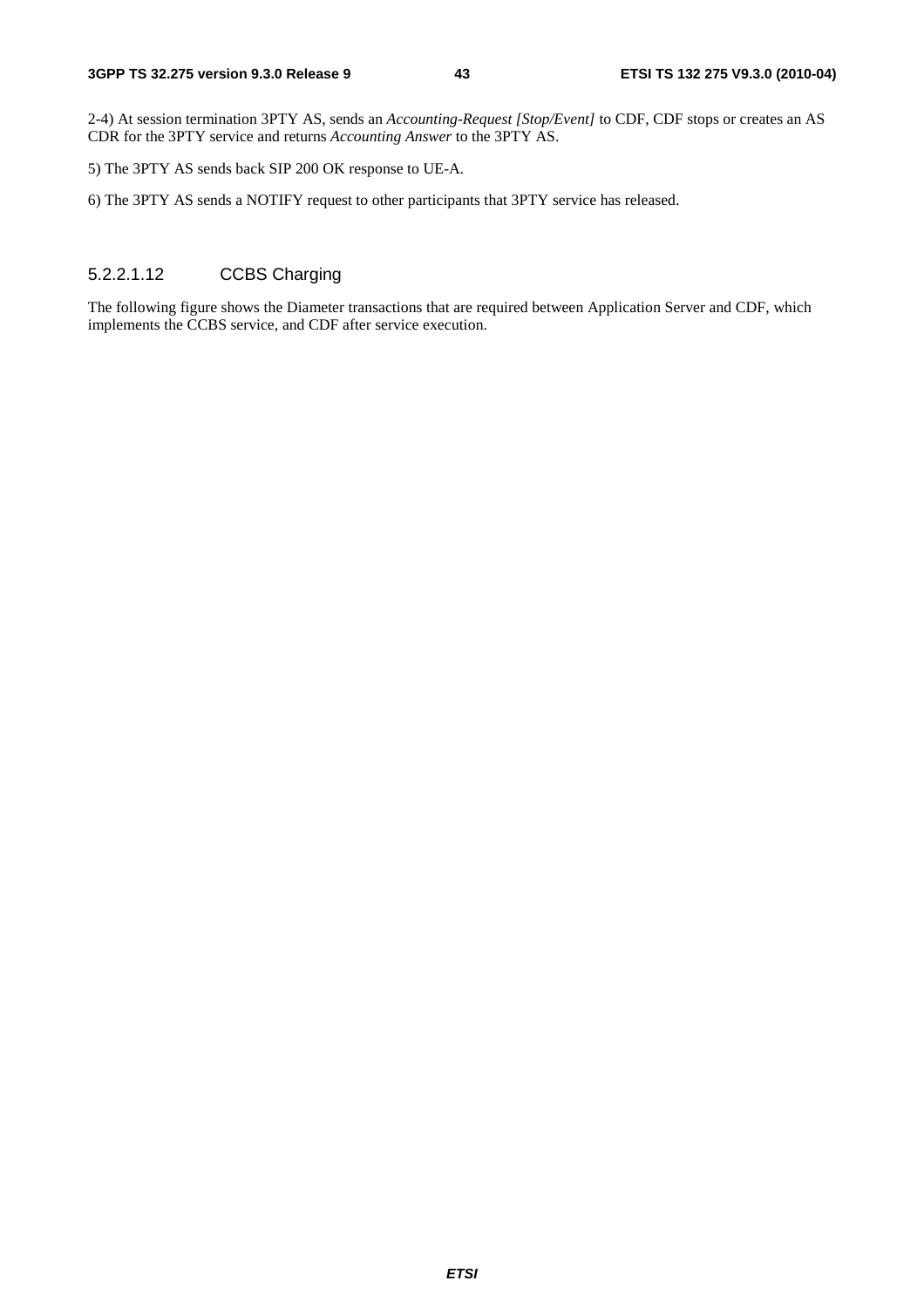2-4) At session termination 3PTY AS, sends an *Accounting-Request [Stop/Event]* to CDF, CDF stops or creates an AS CDR for the 3PTY service and returns *Accounting Answer* to the 3PTY AS.

5) The 3PTY AS sends back SIP 200 OK response to UE-A.

6) The 3PTY AS sends a NOTIFY request to other participants that 3PTY service has released.

##### 5.2.2.1.12 CCBS Charging

The following figure shows the Diameter transactions that are required between Application Server and CDF, which implements the CCBS service, and CDF after service execution.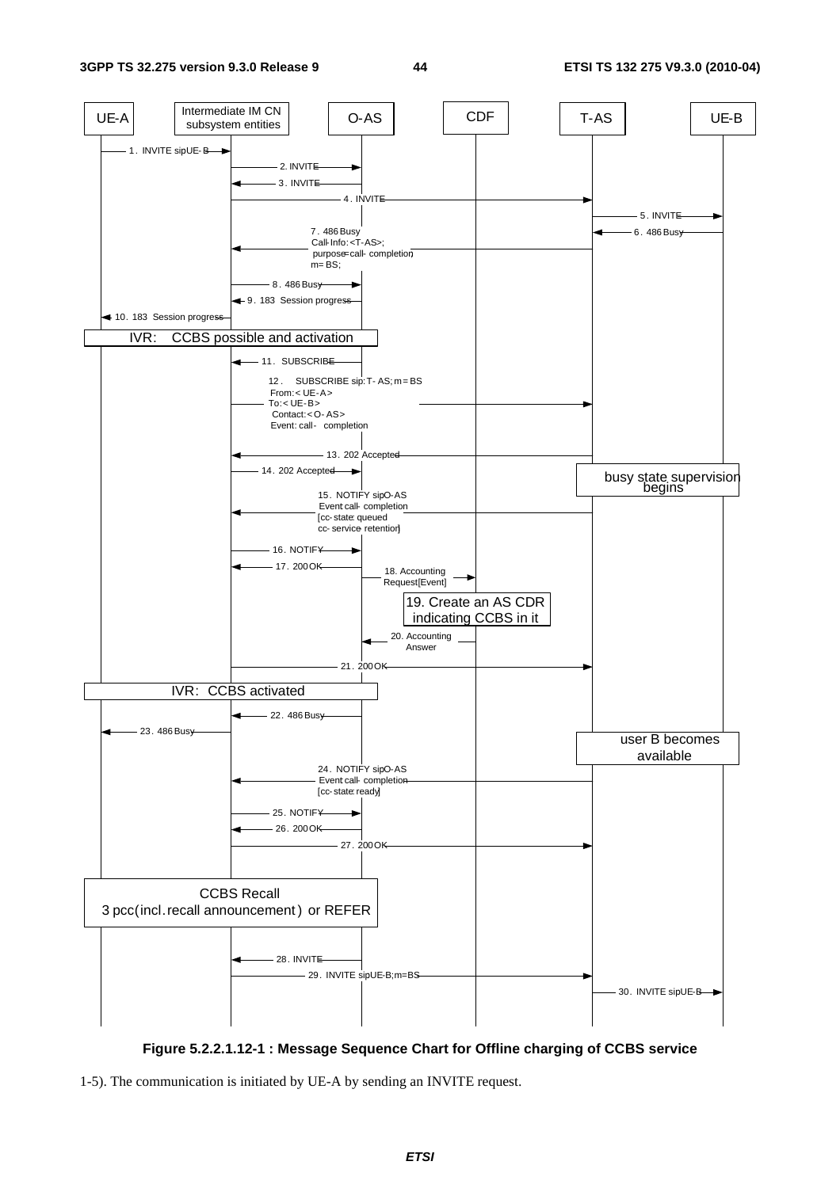**Figure 5.2.2.1.12-1 : Message Sequence Chart for Offline charging of CCBS service**

1-5). The communication is initiated by UE-A by sending an INVITE request.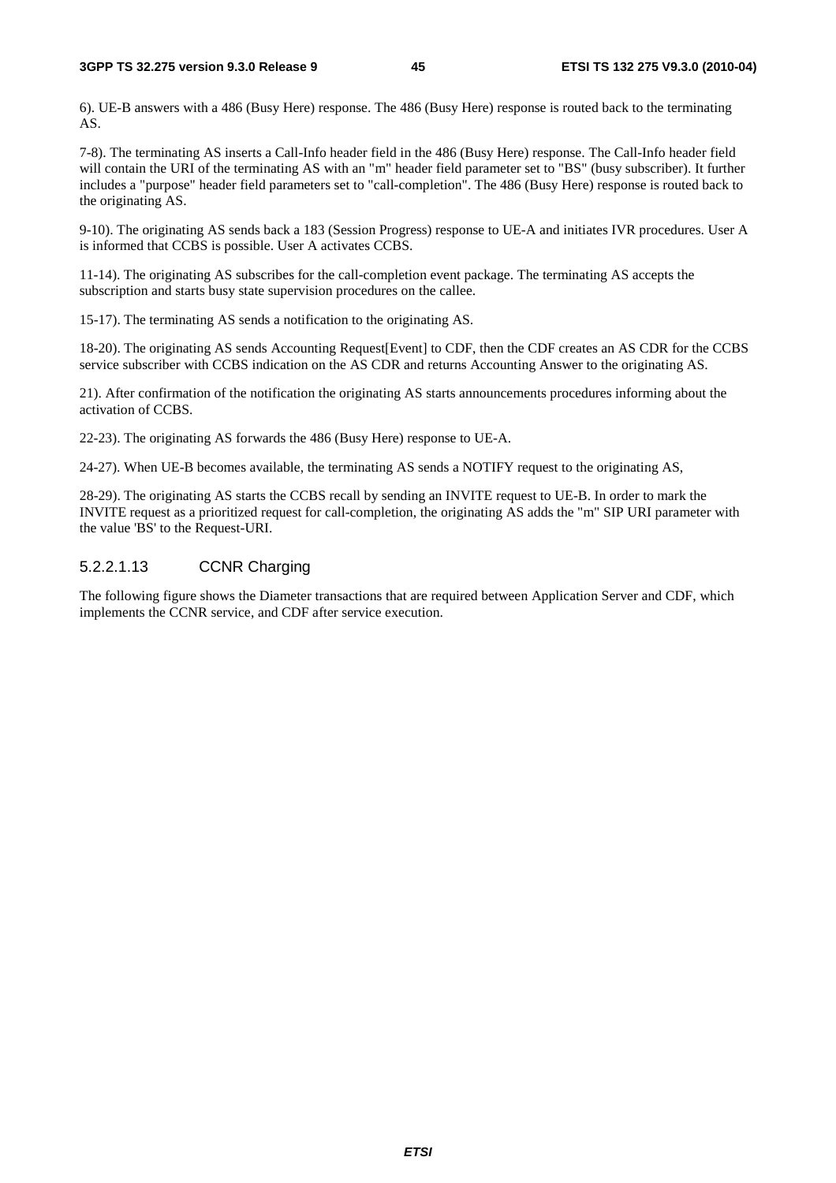6). UE-B answers with a 486 (Busy Here) response. The 486 (Busy Here) response is routed back to the terminating AS.

7-8). The terminating AS inserts a Call-Info header field in the 486 (Busy Here) response. The Call-Info header field will contain the URI of the terminating AS with an "m" header field parameter set to "BS" (busy subscriber). It further includes a "purpose" header field parameters set to "call-completion". The 486 (Busy Here) response is routed back to the originating AS.

9-10). The originating AS sends back a 183 (Session Progress) response to UE-A and initiates IVR procedures. User A is informed that CCBS is possible. User A activates CCBS.

11-14). The originating AS subscribes for the call-completion event package. The terminating AS accepts the subscription and starts busy state supervision procedures on the callee.

15-17). The terminating AS sends a notification to the originating AS.

18-20). The originating AS sends Accounting Request[Event] to CDF, then the CDF creates an AS CDR for the CCBS service subscriber with CCBS indication on the AS CDR and returns Accounting Answer to the originating AS.

21). After confirmation of the notification the originating AS starts announcements procedures informing about the activation of CCBS.

22-23). The originating AS forwards the 486 (Busy Here) response to UE-A.

24-27). When UE-B becomes available, the terminating AS sends a NOTIFY request to the originating AS,

28-29). The originating AS starts the CCBS recall by sending an INVITE request to UE-B. In order to mark the INVITE request as a prioritized request for call-completion, the originating AS adds the "m" SIP URI parameter with the value 'BS' to the Request-URI.

#### 5.2.2.1.13 CCNR Charging

The following figure shows the Diameter transactions that are required between Application Server and CDF, which implements the CCNR service, and CDF after service execution.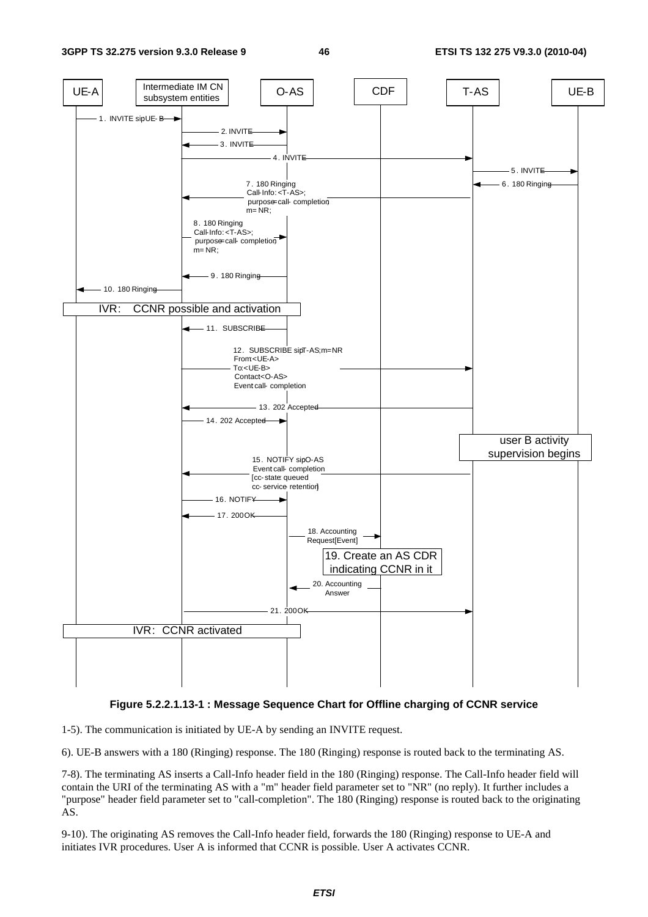**Figure 5.2.2.1.13-1 : Message Sequence Chart for Offline charging of CCNR service**

1-5). The communication is initiated by UE-A by sending an INVITE request.

6). UE-B answers with a 180 (Ringing) response. The 180 (Ringing) response is routed back to the terminating AS.

7-8). The terminating AS inserts a Call-Info header field in the 180 (Ringing) response. The Call-Info header field will contain the URI of the terminating AS with a "m" header field parameter set to "NR" (no reply). It further includes a "purpose" header field parameter set to "call-completion". The 180 (Ringing) response is routed back to the originating AS.

9-10). The originating AS removes the Call-Info header field, forwards the 180 (Ringing) response to UE-A and initiates IVR procedures. User A is informed that CCNR is possible. User A activates CCNR.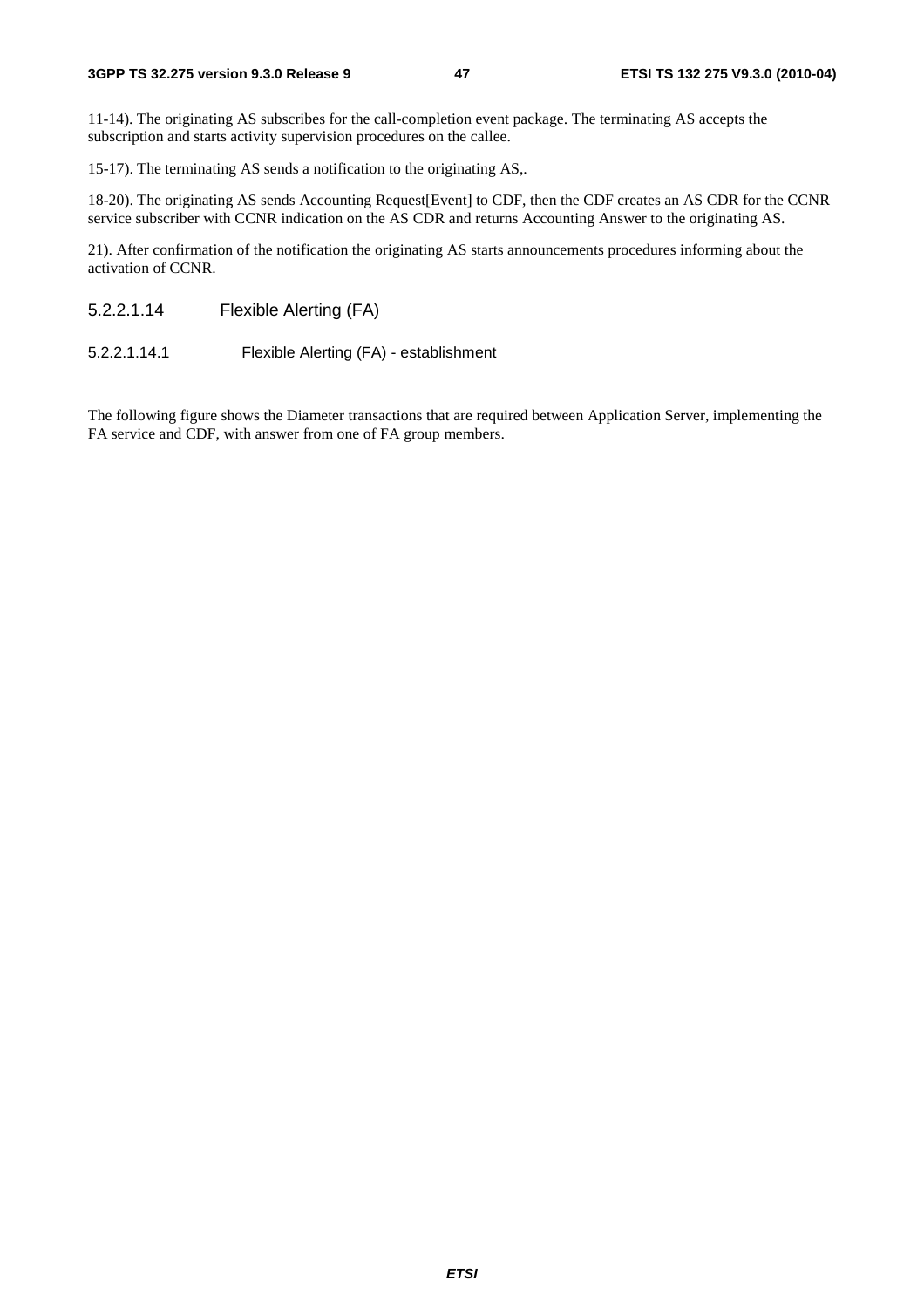11-14). The originating AS subscribes for the call-completion event package. The terminating AS accepts the subscription and starts activity supervision procedures on the callee.

15-17). The terminating AS sends a notification to the originating AS,.

18-20). The originating AS sends Accounting Request[Event] to CDF, then the CDF creates an AS CDR for the CCNR service subscriber with CCNR indication on the AS CDR and returns Accounting Answer to the originating AS.

21). After confirmation of the notification the originating AS starts announcements procedures informing about the activation of CCNR.

##### 5.2.2.1.14 Flexible Alerting (FA)

###### 5.2.2.1.14.1 Flexible Alerting (FA) - establishment

The following figure shows the Diameter transactions that are required between Application Server, implementing the FA service and CDF, with answer from one of FA group members.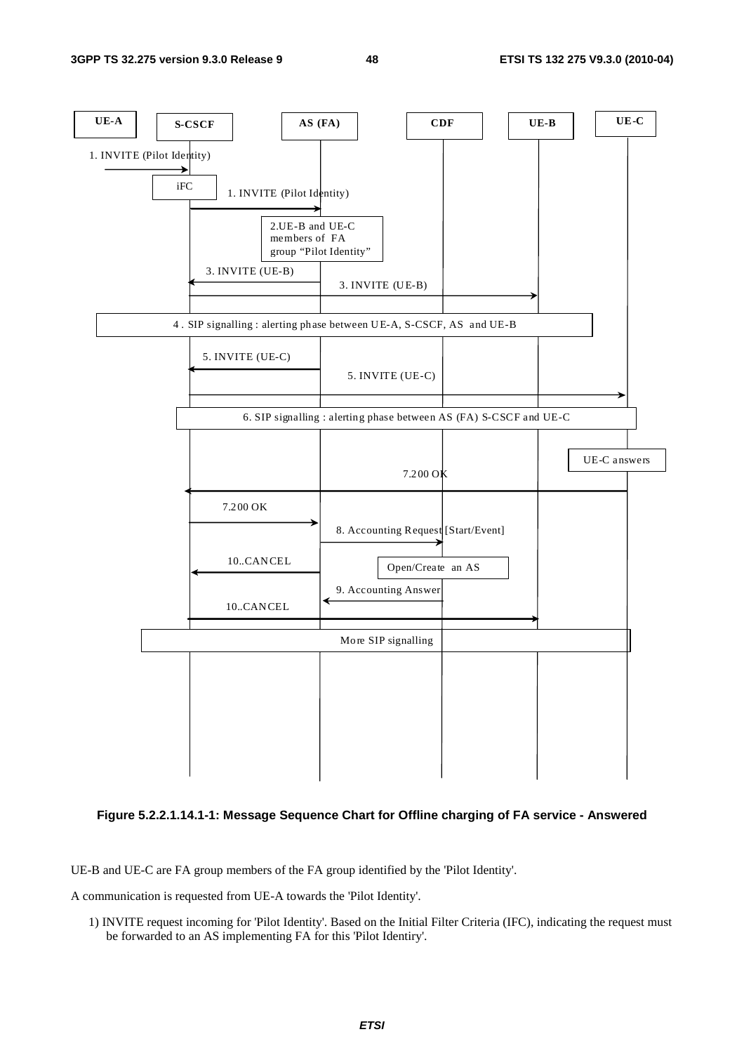Figure 5.2.2.1.14.1-1: Message Sequence Chart for Offline charging of FA service - Answered

UE-B and UE-C are FA group members of the FA group identified by the 'Pilot Identity'.

A communication is requested from UE-A towards the 'Pilot Identity'.

1) INVITE request incoming for 'Pilot Identity'. Based on the Initial Filter Criteria (IFC), indicating the request must be forwarded to an AS implementing FA for this 'Pilot Identiry'.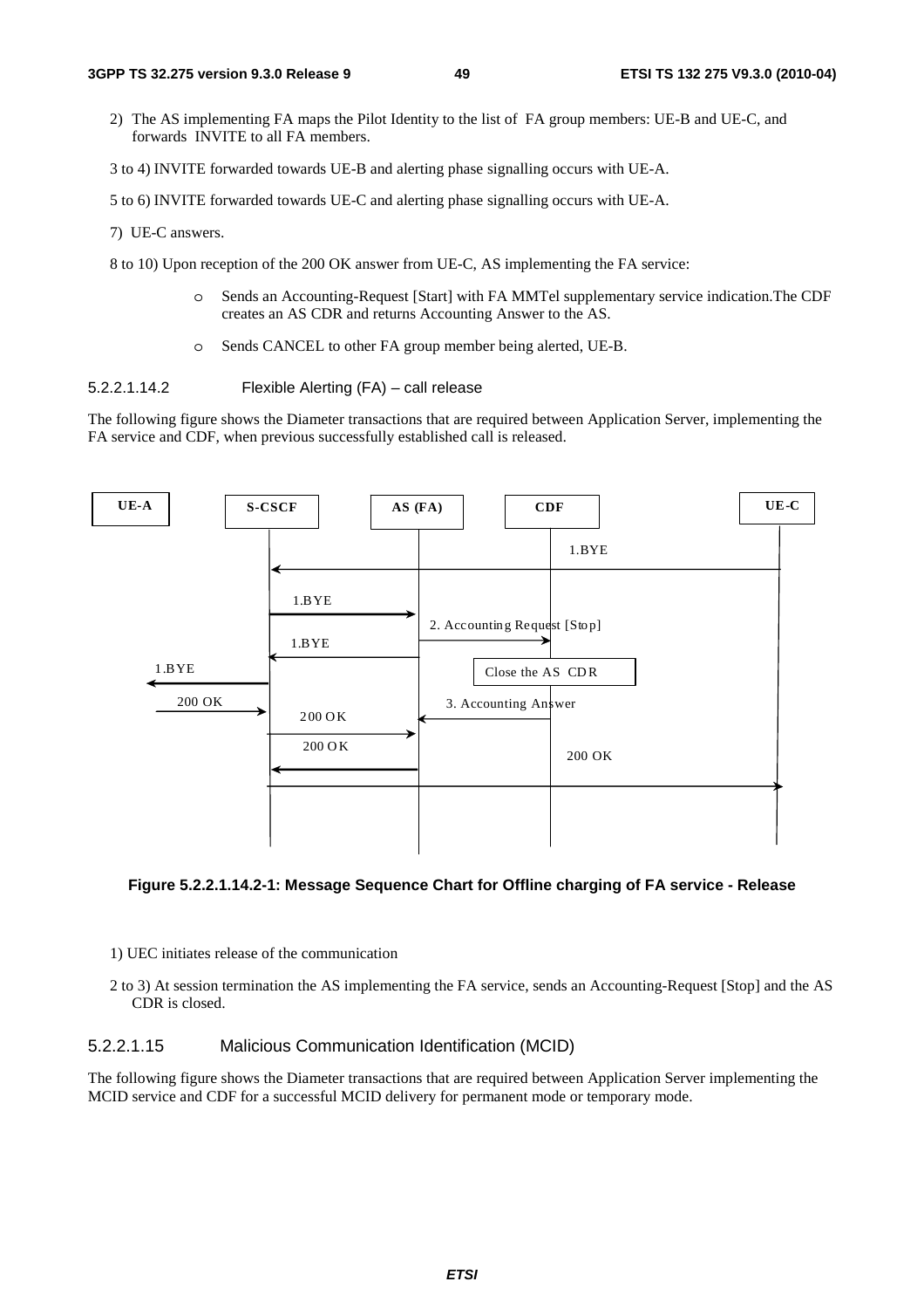2) The AS implementing FA maps the Pilot Identity to the list of FA group members: UE-B and UE-C, and forwards INVITE to all FA members.

3 to 4) INVITE forwarded towards UE-B and alerting phase signalling occurs with UE-A.

5 to 6) INVITE forwarded towards UE-C and alerting phase signalling occurs with UE-A.

7) UE-C answers.

8 to 10) Upon reception of the 200 OK answer from UE-C, AS implementing the FA service:

- o Sends an Accounting-Request [Start] with FA MMTel supplementary service indication.The CDF creates an AS CDR and returns Accounting Answer to the AS.
- o Sends CANCEL to other FA group member being alerted, UE-B.

##### 5.2.2.1.14.2 Flexible Alerting (FA) – call release

The following figure shows the Diameter transactions that are required between Application Server, implementing the FA service and CDF, when previous successfully established call is released.

**Figure 5.2.2.1.14.2-1: Message Sequence Chart for Offline charging of FA service - Release**

1) UEC initiates release of the communication

2 to 3) At session termination the AS implementing the FA service, sends an Accounting-Request [Stop] and the AS CDR is closed.

#### 5.2.2.1.15 Malicious Communication Identification (MCID)

The following figure shows the Diameter transactions that are required between Application Server implementing the MCID service and CDF for a successful MCID delivery for permanent mode or temporary mode.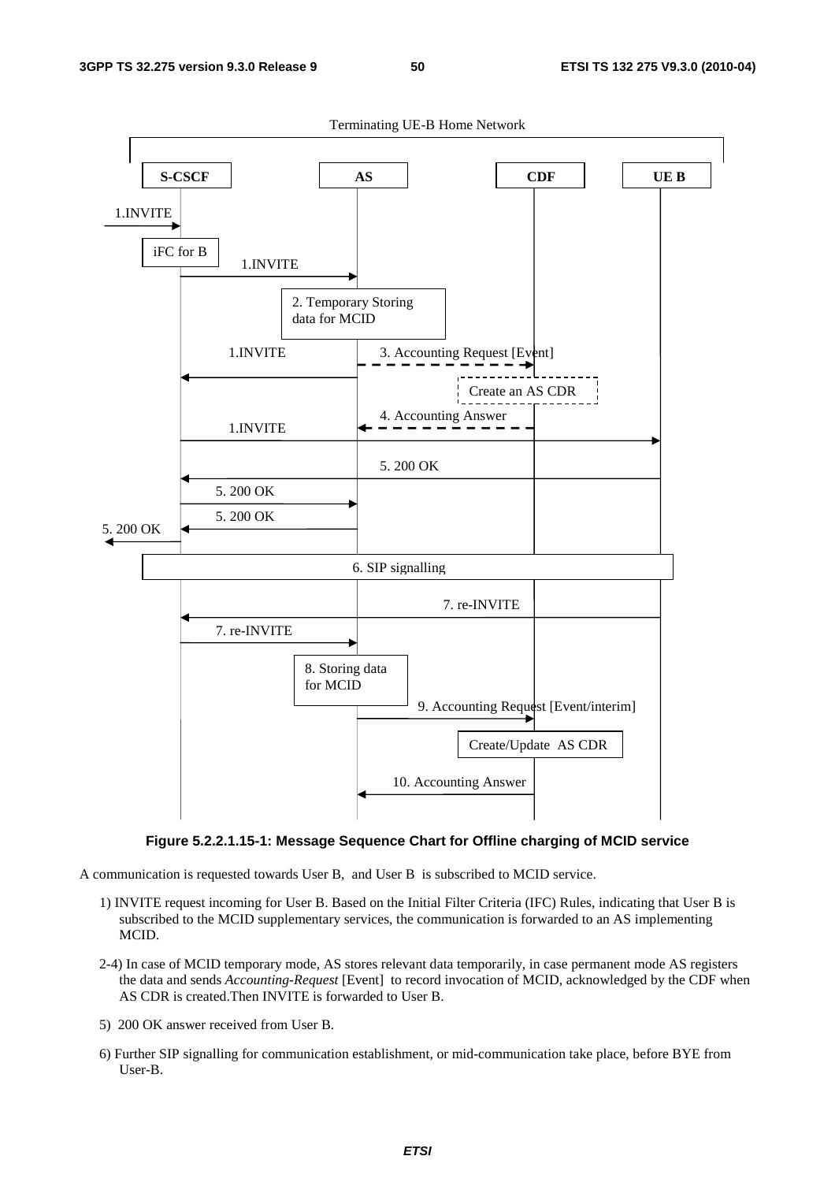Figure 5.2.2.1.15-1: Message Sequence Chart for Offline charging of MCID service

A communication is requested towards User B, and User B is subscribed to MCID service.

1) INVITE request incoming for User B. Based on the Initial Filter Criteria (IFC) Rules, indicating that User B is subscribed to the MCID supplementary services, the communication is forwarded to an AS implementing MCID.

2-4) In case of MCID temporary mode, AS stores relevant data temporarily, in case permanent mode AS registers the data and sends *Accounting-Request* [Event] to record invocation of MCID, acknowledged by the CDF when AS CDR is created.Then INVITE is forwarded to User B.

5) 200 OK answer received from User B.

6) Further SIP signalling for communication establishment, or mid-communication take place, before BYE from User-B.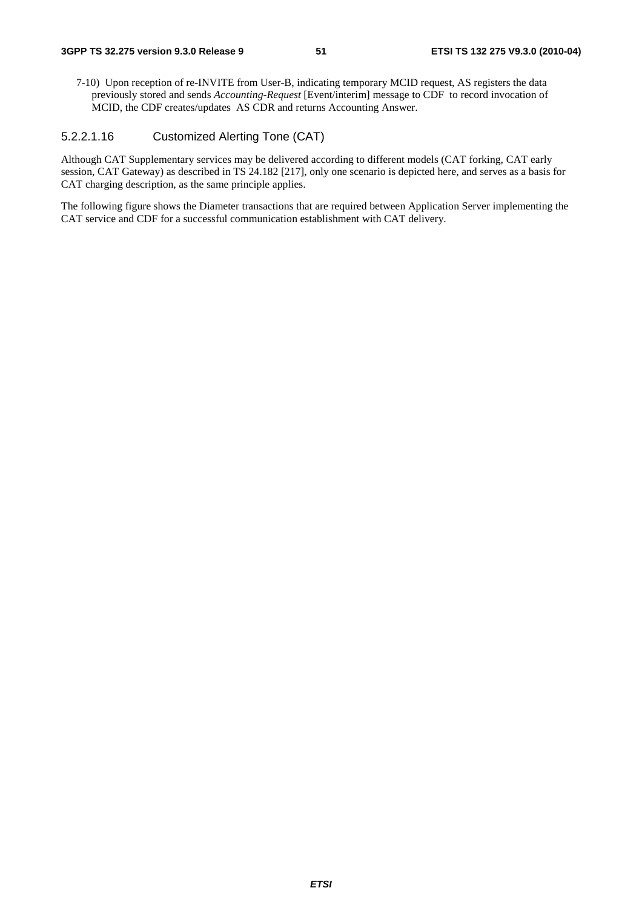7-10) Upon reception of re-INVITE from User-B, indicating temporary MCID request, AS registers the data previously stored and sends *Accounting-Request* [Event/interim] message to CDF to record invocation of MCID, the CDF creates/updates AS CDR and returns Accounting Answer.

#### 5.2.2.1.16 Customized Alerting Tone (CAT)

Although CAT Supplementary services may be delivered according to different models (CAT forking, CAT early session, CAT Gateway) as described in TS 24.182 [217], only one scenario is depicted here, and serves as a basis for CAT charging description, as the same principle applies.

The following figure shows the Diameter transactions that are required between Application Server implementing the CAT service and CDF for a successful communication establishment with CAT delivery.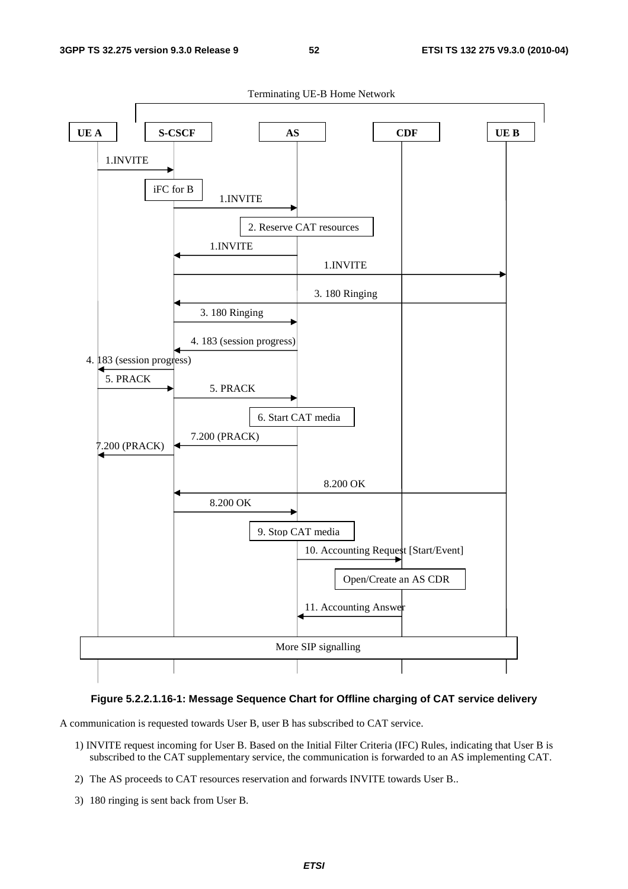**Figure 5.2.2.1.16-1: Message Sequence Chart for Offline charging of CAT service delivery**

A communication is requested towards User B, user B has subscribed to CAT service.

1) INVITE request incoming for User B. Based on the Initial Filter Criteria (IFC) Rules, indicating that User B is subscribed to the CAT supplementary service, the communication is forwarded to an AS implementing CAT.

2) The AS proceeds to CAT resources reservation and forwards INVITE towards User B..

3) 180 ringing is sent back from User B.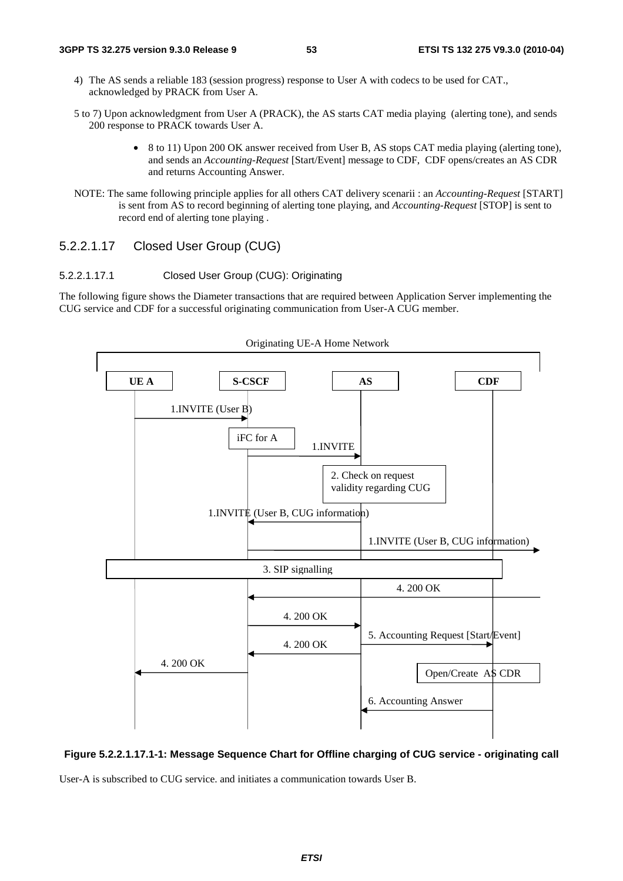4) The AS sends a reliable 183 (session progress) response to User A with codecs to be used for CAT., acknowledged by PRACK from User A.

5 to 7) Upon acknowledgment from User A (PRACK), the AS starts CAT media playing (alerting tone), and sends 200 response to PRACK towards User A.

- 8 to 11) Upon 200 OK answer received from User B, AS stops CAT media playing (alerting tone), and sends an *Accounting-Request* [Start/Event] message to CDF, CDF opens/creates an AS CDR and returns Accounting Answer.

NOTE: The same following principle applies for all others CAT delivery scenarii : an *Accounting-Request* [START] is sent from AS to record beginning of alerting tone playing, and *Accounting-Request* [STOP] is sent to record end of alerting tone playing .

### 5.2.2.1.17 Closed User Group (CUG)

#### 5.2.2.1.17.1 Closed User Group (CUG): Originating

The following figure shows the Diameter transactions that are required between Application Server implementing the CUG service and CDF for a successful originating communication from User-A CUG member.

Originating UE-A Home Network

UE A | S-CSCF | AS | CDF

1.INVITE (User B)

iFC for A

1.INVITE

2. Check on request validity regarding CUG

1.INVITE (User B, CUG information)

1.INVITE (User B, CUG information)

3. SIP signalling

4. 200 OK

4. 200 OK

5. Accounting Request [Start/Event]

4. 200 OK

4. 200 OK

Open/Create AS CDR

6. Accounting Answer

**Figure 5.2.2.1.17.1-1: Message Sequence Chart for Offline charging of CUG service - originating call**

User-A is subscribed to CUG service. and initiates a communication towards User B.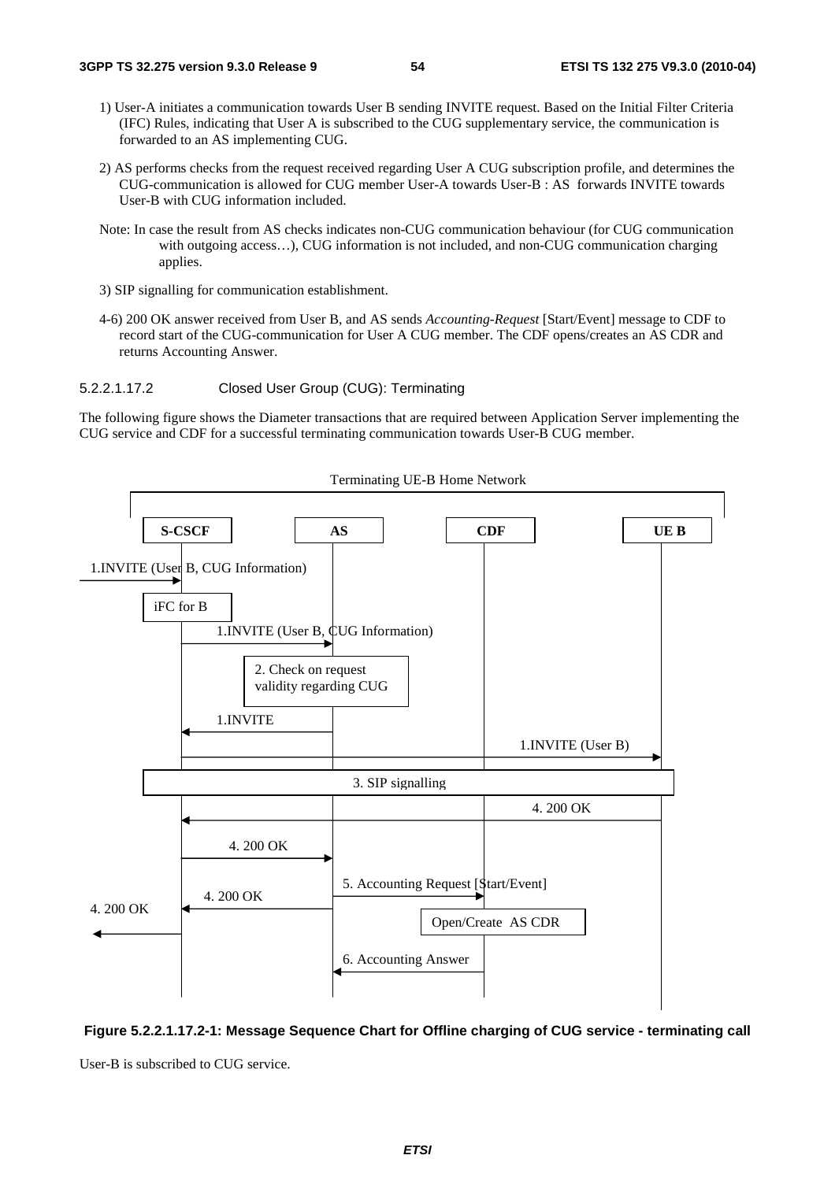1) User-A initiates a communication towards User B sending INVITE request. Based on the Initial Filter Criteria (IFC) Rules, indicating that User A is subscribed to the CUG supplementary service, the communication is forwarded to an AS implementing CUG.

2) AS performs checks from the request received regarding User A CUG subscription profile, and determines the CUG-communication is allowed for CUG member User-A towards User-B : AS forwards INVITE towards User-B with CUG information included.

Note: In case the result from AS checks indicates non-CUG communication behaviour (for CUG communication with outgoing access…), CUG information is not included, and non-CUG communication charging applies.

3) SIP signalling for communication establishment.

4-6) 200 OK answer received from User B, and AS sends *Accounting-Request* [Start/Event] message to CDF to record start of the CUG-communication for User A CUG member. The CDF opens/creates an AS CDR and returns Accounting Answer.

#### 5.2.2.1.17.2 Closed User Group (CUG): Terminating

The following figure shows the Diameter transactions that are required between Application Server implementing the CUG service and CDF for a successful terminating communication towards User-B CUG member.

Terminating UE-B Home Network

S-CSCF | AS | CDF | UE B

1.INVITE (User B, CUG Information)

iFC for B

1.INVITE (User B, CUG Information)

2. Check on request validity regarding CUG

1.INVITE

1.INVITE (User B)

3. SIP signalling

4. 200 OK

4. 200 OK

5. Accounting Request [Start/Event]

4. 200 OK

4. 200 OK

Open/Create AS CDR

6. Accounting Answer

**Figure 5.2.2.1.17.2-1: Message Sequence Chart for Offline charging of CUG service - terminating call**

User-B is subscribed to CUG service.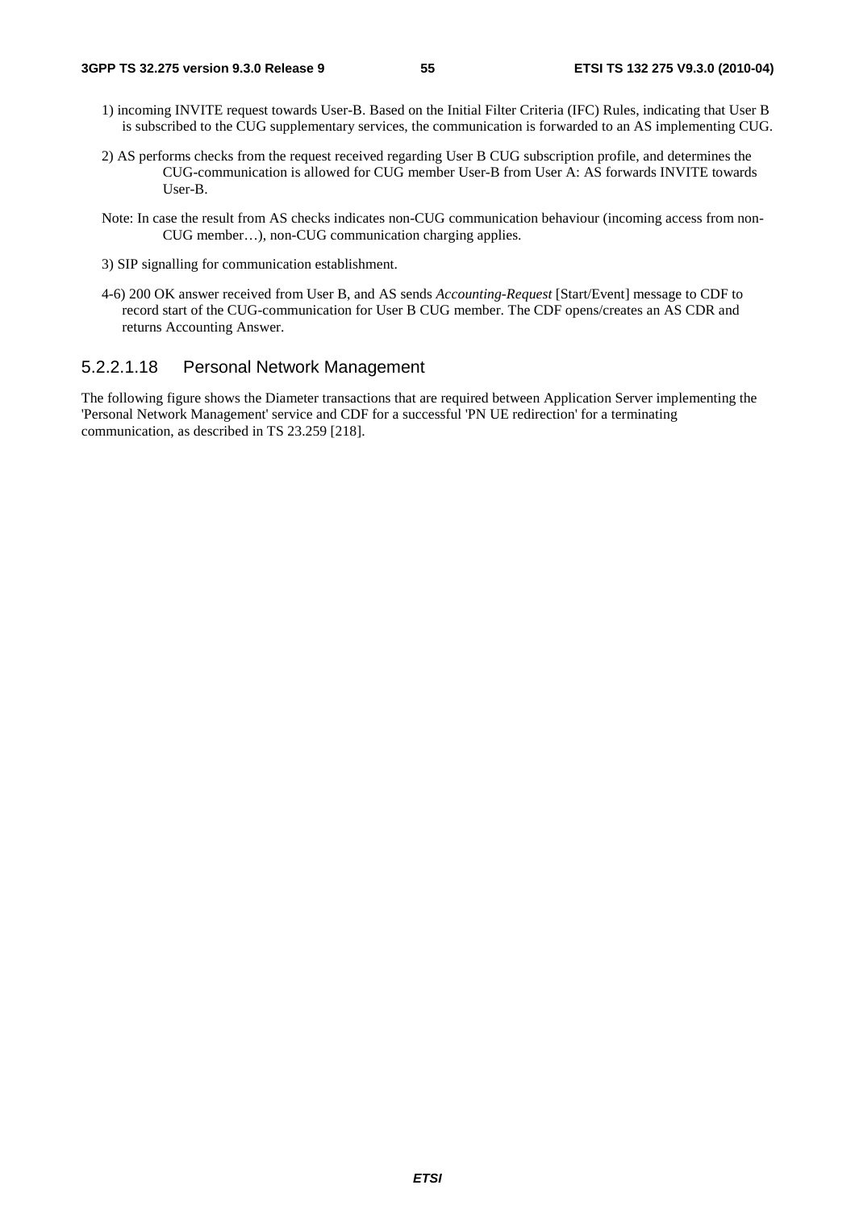1) incoming INVITE request towards User-B. Based on the Initial Filter Criteria (IFC) Rules, indicating that User B is subscribed to the CUG supplementary services, the communication is forwarded to an AS implementing CUG.

2) AS performs checks from the request received regarding User B CUG subscription profile, and determines the CUG-communication is allowed for CUG member User-B from User A: AS forwards INVITE towards User-B.

Note: In case the result from AS checks indicates non-CUG communication behaviour (incoming access from non-CUG member…), non-CUG communication charging applies.

3) SIP signalling for communication establishment.

4-6) 200 OK answer received from User B, and AS sends *Accounting-Request* [Start/Event] message to CDF to record start of the CUG-communication for User B CUG member. The CDF opens/creates an AS CDR and returns Accounting Answer.

#### 5.2.2.1.18 Personal Network Management

The following figure shows the Diameter transactions that are required between Application Server implementing the 'Personal Network Management' service and CDF for a successful 'PN UE redirection' for a terminating communication, as described in TS 23.259 [218].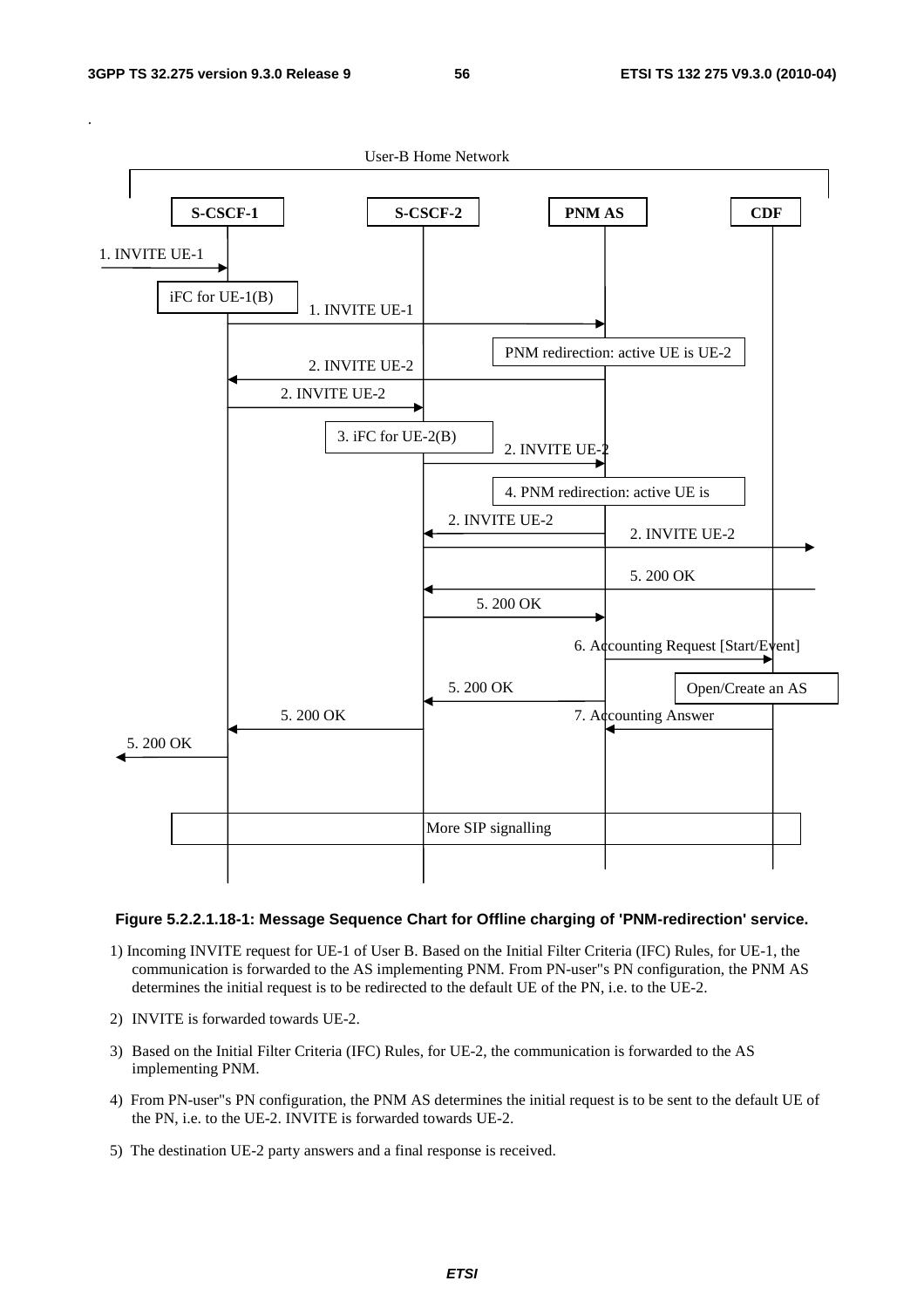.

User-B Home Network

S-CSCF-1 | S-CSCF-2 | PNM AS | CDF

1. INVITE UE-1

iFC for UE-1(B)

1. INVITE UE-1

PNM redirection: active UE is UE-2

2. INVITE UE-2

2. INVITE UE-2

3. iFC for UE-2(B)

2. INVITE UE-2

4. PNM redirection: active UE is

2. INVITE UE-2

2. INVITE UE-2

5. 200 OK

5. 200 OK

6. Accounting Request [Start/Event]

5. 200 OK

Open/Create an AS

5. 200 OK

7. Accounting Answer

5. 200 OK

More SIP signalling

**Figure 5.2.2.1.18-1: Message Sequence Chart for Offline charging of 'PNM-redirection' service.**

1) Incoming INVITE request for UE-1 of User B. Based on the Initial Filter Criteria (IFC) Rules, for UE-1, the communication is forwarded to the AS implementing PNM. From PN-user"s PN configuration, the PNM AS determines the initial request is to be redirected to the default UE of the PN, i.e. to the UE-2.

2) INVITE is forwarded towards UE-2.

3) Based on the Initial Filter Criteria (IFC) Rules, for UE-2, the communication is forwarded to the AS implementing PNM.

4) From PN-user"s PN configuration, the PNM AS determines the initial request is to be sent to the default UE of the PN, i.e. to the UE-2. INVITE is forwarded towards UE-2.

5) The destination UE-2 party answers and a final response is received.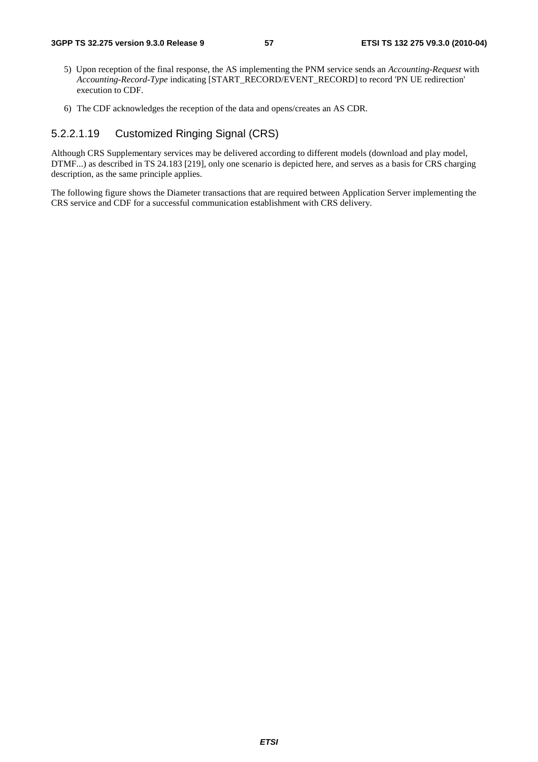5) Upon reception of the final response, the AS implementing the PNM service sends an *Accounting-Request* with *Accounting-Record-Type* indicating [START_RECORD/EVENT_RECORD] to record 'PN UE redirection' execution to CDF.

6) The CDF acknowledges the reception of the data and opens/creates an AS CDR.

##### 5.2.2.1.19 Customized Ringing Signal (CRS)

Although CRS Supplementary services may be delivered according to different models (download and play model, DTMF...) as described in TS 24.183 [219], only one scenario is depicted here, and serves as a basis for CRS charging description, as the same principle applies.

The following figure shows the Diameter transactions that are required between Application Server implementing the CRS service and CDF for a successful communication establishment with CRS delivery.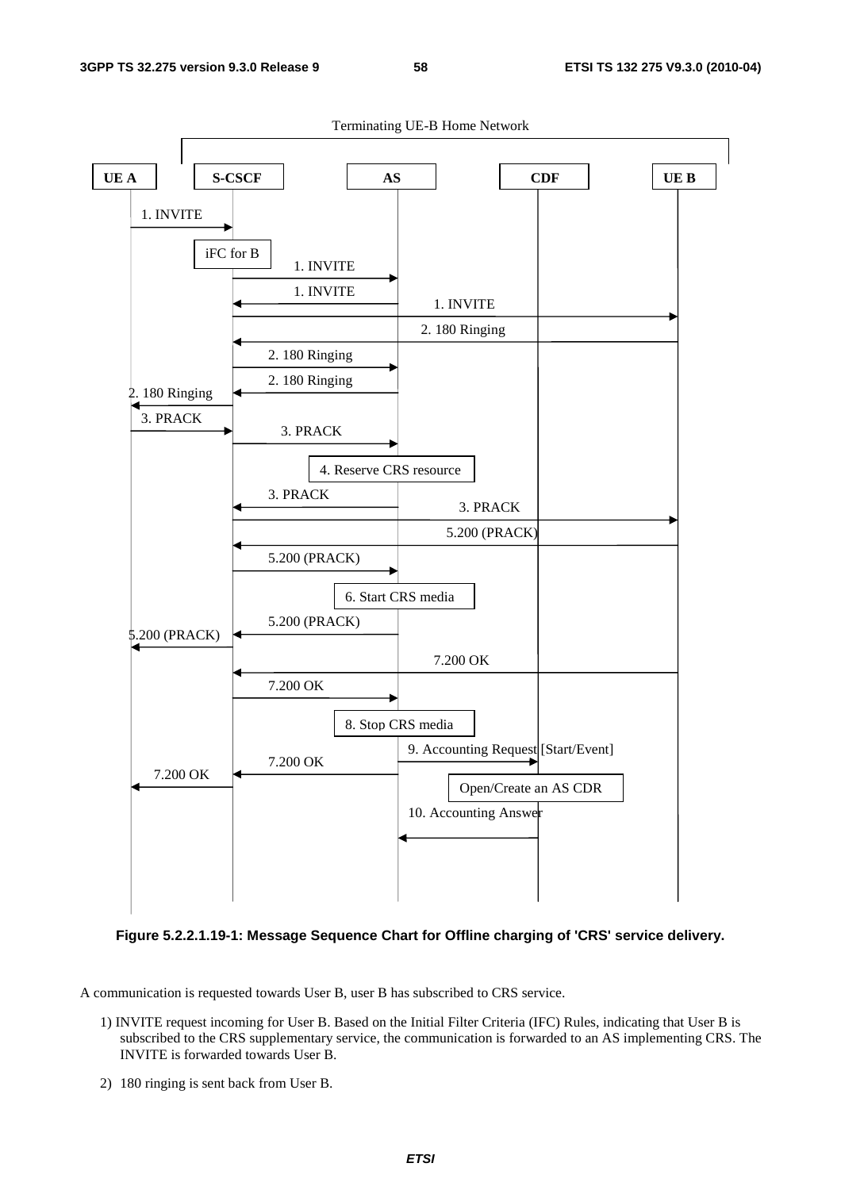Figure 5.2.2.1.19-1: Message Sequence Chart for Offline charging of 'CRS' service delivery.

A communication is requested towards User B, user B has subscribed to CRS service.

1) INVITE request incoming for User B. Based on the Initial Filter Criteria (IFC) Rules, indicating that User B is subscribed to the CRS supplementary service, the communication is forwarded to an AS implementing CRS. The INVITE is forwarded towards User B.

2) 180 ringing is sent back from User B.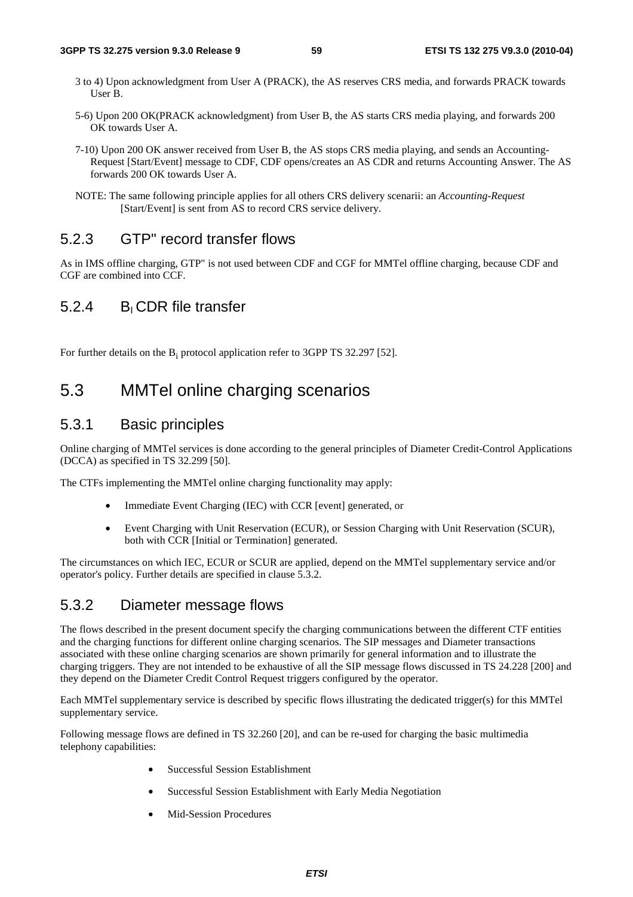3 to 4) Upon acknowledgment from User A (PRACK), the AS reserves CRS media, and forwards PRACK towards User B.

5-6) Upon 200 OK(PRACK acknowledgment) from User B, the AS starts CRS media playing, and forwards 200 OK towards User A.

7-10) Upon 200 OK answer received from User B, the AS stops CRS media playing, and sends an Accounting-Request [Start/Event] message to CDF, CDF opens/creates an AS CDR and returns Accounting Answer. The AS forwards 200 OK towards User A.

NOTE: The same following principle applies for all others CRS delivery scenarii: an *Accounting-Request* [Start/Event] is sent from AS to record CRS service delivery.

## 5.2.3 GTP" record transfer flows

As in IMS offline charging, GTP" is not used between CDF and CGF for MMTel offline charging, because CDF and CGF are combined into CCF.

## 5.2.4 $B_l$ CDR file transfer

For further details on the $B_i$ protocol application refer to 3GPP TS 32.297 [52].

# 5.3 MMTel online charging scenarios

## 5.3.1 Basic principles

Online charging of MMTel services is done according to the general principles of Diameter Credit-Control Applications (DCCA) as specified in TS 32.299 [50].

The CTFs implementing the MMTel online charging functionality may apply:

- Immediate Event Charging (IEC) with CCR [event] generated, or
- Event Charging with Unit Reservation (ECUR), or Session Charging with Unit Reservation (SCUR), both with CCR [Initial or Termination] generated.

The circumstances on which IEC, ECUR or SCUR are applied, depend on the MMTel supplementary service and/or operator's policy. Further details are specified in clause 5.3.2.

## 5.3.2 Diameter message flows

The flows described in the present document specify the charging communications between the different CTF entities and the charging functions for different online charging scenarios. The SIP messages and Diameter transactions associated with these online charging scenarios are shown primarily for general information and to illustrate the charging triggers. They are not intended to be exhaustive of all the SIP message flows discussed in TS 24.228 [200] and they depend on the Diameter Credit Control Request triggers configured by the operator.

Each MMTel supplementary service is described by specific flows illustrating the dedicated trigger(s) for this MMTel supplementary service.

Following message flows are defined in TS 32.260 [20], and can be re-used for charging the basic multimedia telephony capabilities:

- Successful Session Establishment
- Successful Session Establishment with Early Media Negotiation
- Mid-Session Procedures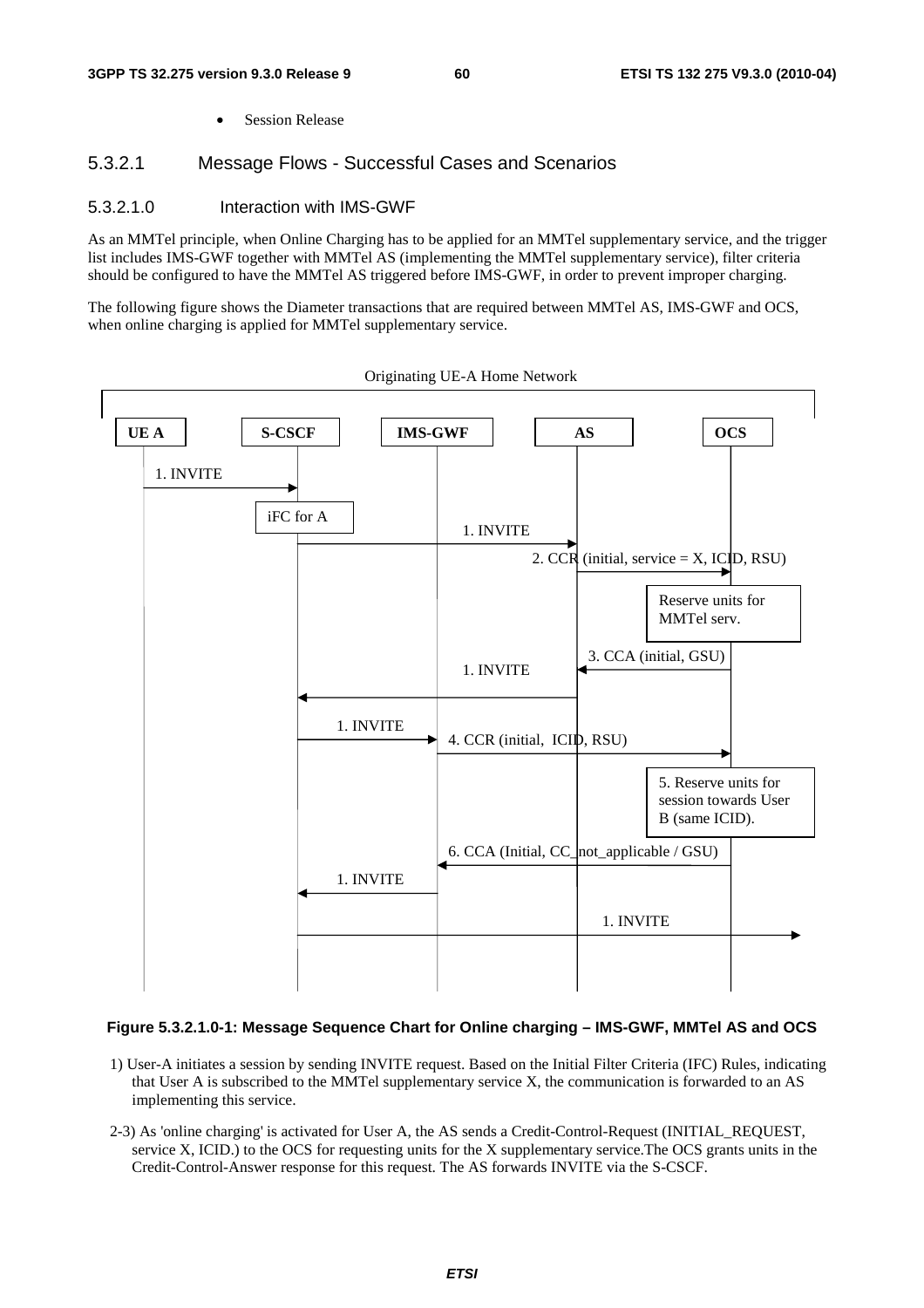- Session Release

### 5.3.2.1 Message Flows - Successful Cases and Scenarios

#### 5.3.2.1.0 Interaction with IMS-GWF

As an MMTel principle, when Online Charging has to be applied for an MMTel supplementary service, and the trigger list includes IMS-GWF together with MMTel AS (implementing the MMTel supplementary service), filter criteria should be configured to have the MMTel AS triggered before IMS-GWF, in order to prevent improper charging.

The following figure shows the Diameter transactions that are required between MMTel AS, IMS-GWF and OCS, when online charging is applied for MMTel supplementary service.

Originating UE-A Home Network

UE A | S-CSCF | IMS-GWF | AS | OCS

1. INVITE

iFC for A

1. INVITE

2. CCR (initial, service = X, ICID, RSU)

Reserve units for MMTel serv.

3. CCA (initial, GSU)

1. INVITE

1. INVITE

4. CCR (initial, ICID, RSU)

5. Reserve units for session towards User B (same ICID).

6. CCA (Initial, CC_not_applicable / GSU)

1. INVITE

1. INVITE

**Figure 5.3.2.1.0-1: Message Sequence Chart for Online charging – IMS-GWF, MMTel AS and OCS**

1) User-A initiates a session by sending INVITE request. Based on the Initial Filter Criteria (IFC) Rules, indicating that User A is subscribed to the MMTel supplementary service X, the communication is forwarded to an AS implementing this service.

2-3) As 'online charging' is activated for User A, the AS sends a Credit-Control-Request (INITIAL_REQUEST, service X, ICID.) to the OCS for requesting units for the X supplementary service.The OCS grants units in the Credit-Control-Answer response for this request. The AS forwards INVITE via the S-CSCF.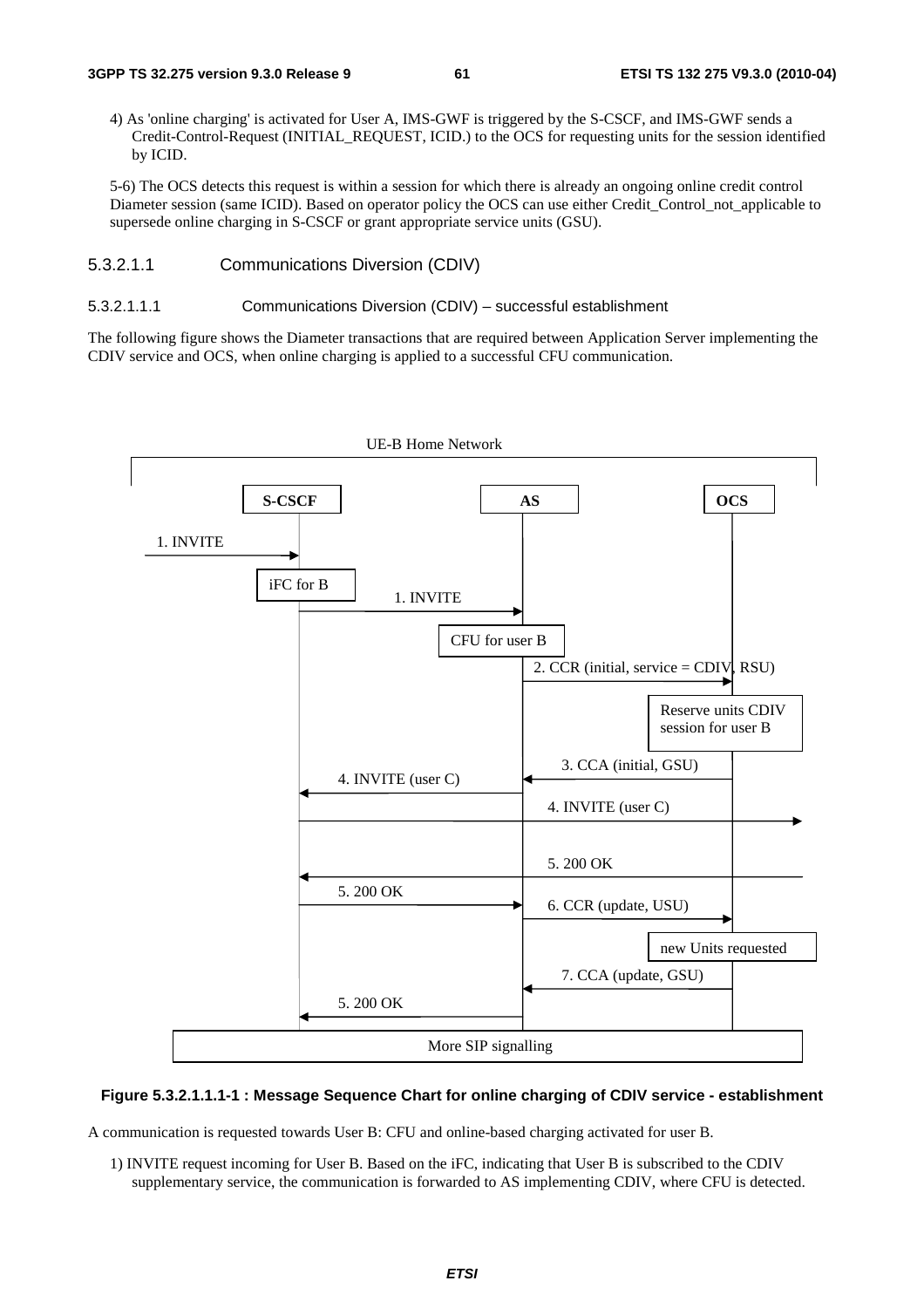4) As 'online charging' is activated for User A, IMS-GWF is triggered by the S-CSCF, and IMS-GWF sends a Credit-Control-Request (INITIAL_REQUEST, ICID.) to the OCS for requesting units for the session identified by ICID.

5-6) The OCS detects this request is within a session for which there is already an ongoing online credit control Diameter session (same ICID). Based on operator policy the OCS can use either Credit_Control_not_applicable to supersede online charging in S-CSCF or grant appropriate service units (GSU).

##### 5.3.2.1.1 Communications Diversion (CDIV)

###### 5.3.2.1.1.1 Communications Diversion (CDIV) – successful establishment

The following figure shows the Diameter transactions that are required between Application Server implementing the CDIV service and OCS, when online charging is applied to a successful CFU communication.

UE-B Home Network

S-CSCF | AS | OCS

1. INVITE
iFC for B
1. INVITE
CFU for user B
2. CCR (initial, service = CDIV, RSU)
Reserve units CDIV session for user B
3. CCA (initial, GSU)
4. INVITE (user C)
4. INVITE (user C)
5. 200 OK
5. 200 OK
6. CCR (update, USU)
new Units requested
7. CCA (update, GSU)
5. 200 OK
More SIP signalling

**Figure 5.3.2.1.1.1-1 : Message Sequence Chart for online charging of CDIV service - establishment**

A communication is requested towards User B: CFU and online-based charging activated for user B.

1) INVITE request incoming for User B. Based on the iFC, indicating that User B is subscribed to the CDIV supplementary service, the communication is forwarded to AS implementing CDIV, where CFU is detected.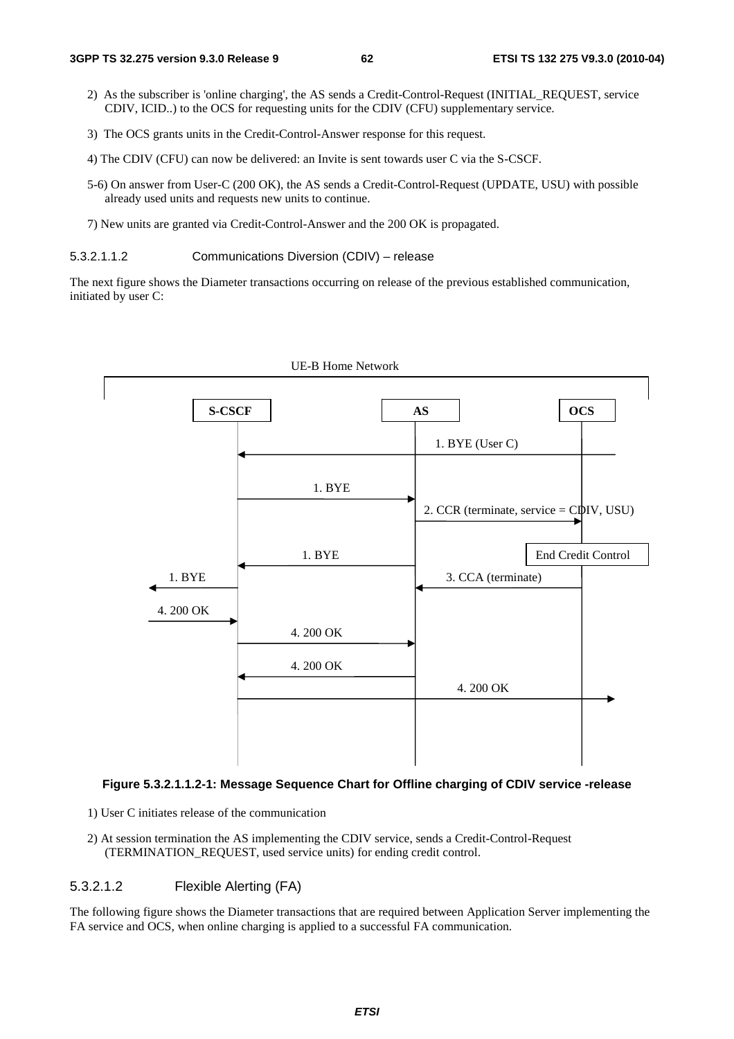2) As the subscriber is 'online charging', the AS sends a Credit-Control-Request (INITIAL_REQUEST, service CDIV, ICID..) to the OCS for requesting units for the CDIV (CFU) supplementary service.

3) The OCS grants units in the Credit-Control-Answer response for this request.

4) The CDIV (CFU) can now be delivered: an Invite is sent towards user C via the S-CSCF.

5-6) On answer from User-C (200 OK), the AS sends a Credit-Control-Request (UPDATE, USU) with possible already used units and requests new units to continue.

7) New units are granted via Credit-Control-Answer and the 200 OK is propagated.

##### 5.3.2.1.1.2 Communications Diversion (CDIV) – release

The next figure shows the Diameter transactions occurring on release of the previous established communication, initiated by user C:

UE-B Home Network

S-CSCF | AS | OCS

1. BYE (User C)

1. BYE

2. CCR (terminate, service = CDIV, USU)

1. BYE

End Credit Control

1. BYE

3. CCA (terminate)

4. 200 OK

4. 200 OK

4. 200 OK

4. 200 OK

**Figure 5.3.2.1.1.2-1: Message Sequence Chart for Offline charging of CDIV service -release**

1) User C initiates release of the communication

2) At session termination the AS implementing the CDIV service, sends a Credit-Control-Request (TERMINATION_REQUEST, used service units) for ending credit control.

#### 5.3.2.1.2 Flexible Alerting (FA)

The following figure shows the Diameter transactions that are required between Application Server implementing the FA service and OCS, when online charging is applied to a successful FA communication.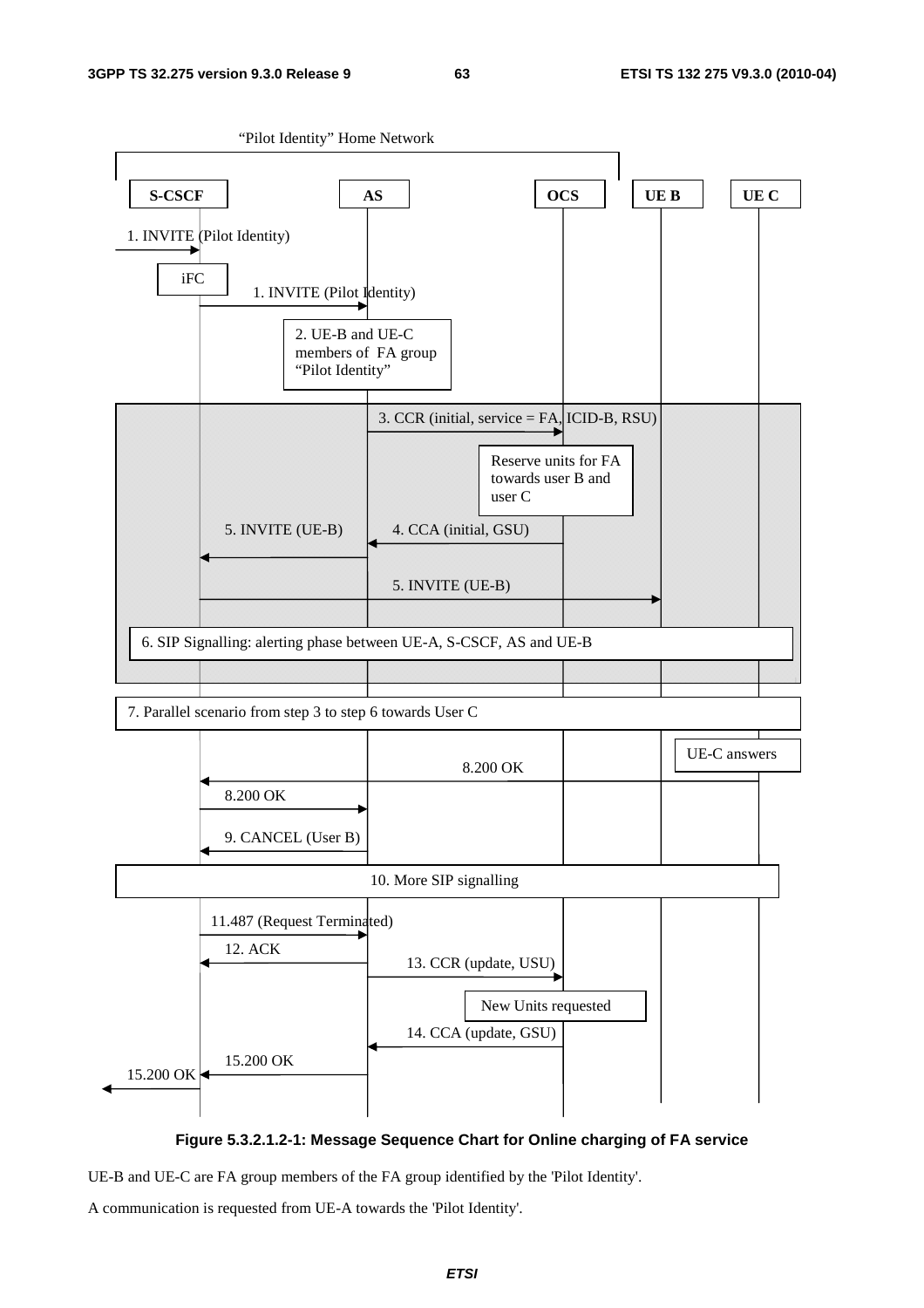**Figure 5.3.2.1.2-1: Message Sequence Chart for Online charging of FA service**

UE-B and UE-C are FA group members of the FA group identified by the 'Pilot Identity'.

A communication is requested from UE-A towards the 'Pilot Identity'.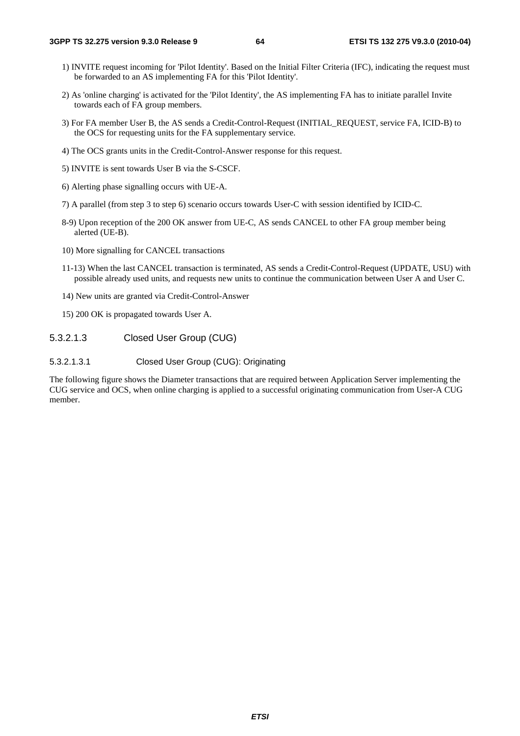1) INVITE request incoming for 'Pilot Identity'. Based on the Initial Filter Criteria (IFC), indicating the request must be forwarded to an AS implementing FA for this 'Pilot Identity'.

2) As 'online charging' is activated for the 'Pilot Identity', the AS implementing FA has to initiate parallel Invite towards each of FA group members.

3) For FA member User B, the AS sends a Credit-Control-Request (INITIAL_REQUEST, service FA, ICID-B) to the OCS for requesting units for the FA supplementary service.

4) The OCS grants units in the Credit-Control-Answer response for this request.

5) INVITE is sent towards User B via the S-CSCF.

6) Alerting phase signalling occurs with UE-A.

7) A parallel (from step 3 to step 6) scenario occurs towards User-C with session identified by ICID-C.

8-9) Upon reception of the 200 OK answer from UE-C, AS sends CANCEL to other FA group member being alerted (UE-B).

10) More signalling for CANCEL transactions

11-13) When the last CANCEL transaction is terminated, AS sends a Credit-Control-Request (UPDATE, USU) with possible already used units, and requests new units to continue the communication between User A and User C.

14) New units are granted via Credit-Control-Answer

15) 200 OK is propagated towards User A.

#### 5.3.2.1.3 Closed User Group (CUG)

##### 5.3.2.1.3.1 Closed User Group (CUG): Originating

The following figure shows the Diameter transactions that are required between Application Server implementing the CUG service and OCS, when online charging is applied to a successful originating communication from User-A CUG member.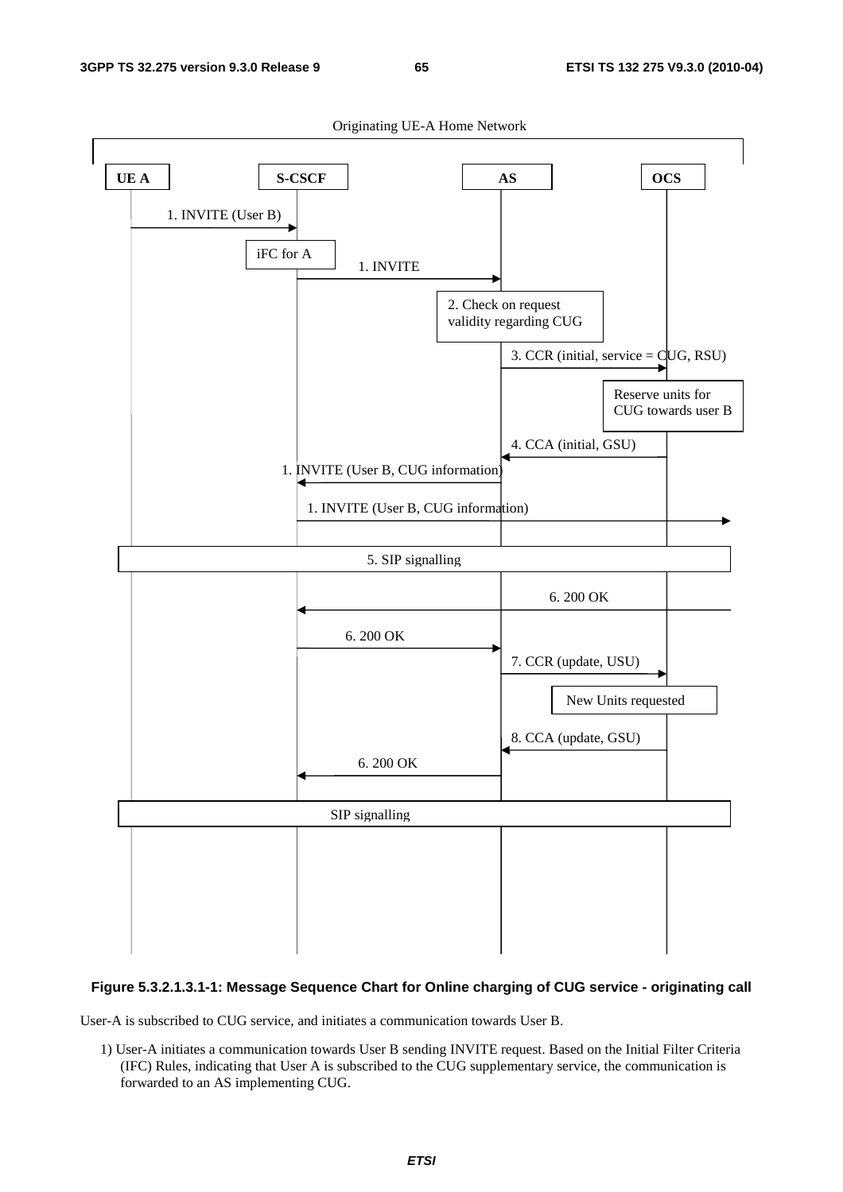Originating UE-A Home Network

| UE A | S-CSCF | AS | OCS |
|---|---|---|---|

1. INVITE (User B)

iFC for A

1. INVITE

2. Check on request validity regarding CUG

3. CCR (initial, service = CUG, RSU)

Reserve units for CUG towards user B

4. CCA (initial, GSU)

1. INVITE (User B, CUG information)

1. INVITE (User B, CUG information)

5. SIP signalling

6. 200 OK

6. 200 OK

7. CCR (update, USU)

New Units requested

8. CCA (update, GSU)

6. 200 OK

SIP signalling

**Figure 5.3.2.1.3.1-1: Message Sequence Chart for Online charging of CUG service - originating call**

User-A is subscribed to CUG service, and initiates a communication towards User B.

1) User-A initiates a communication towards User B sending INVITE request. Based on the Initial Filter Criteria (IFC) Rules, indicating that User A is subscribed to the CUG supplementary service, the communication is forwarded to an AS implementing CUG.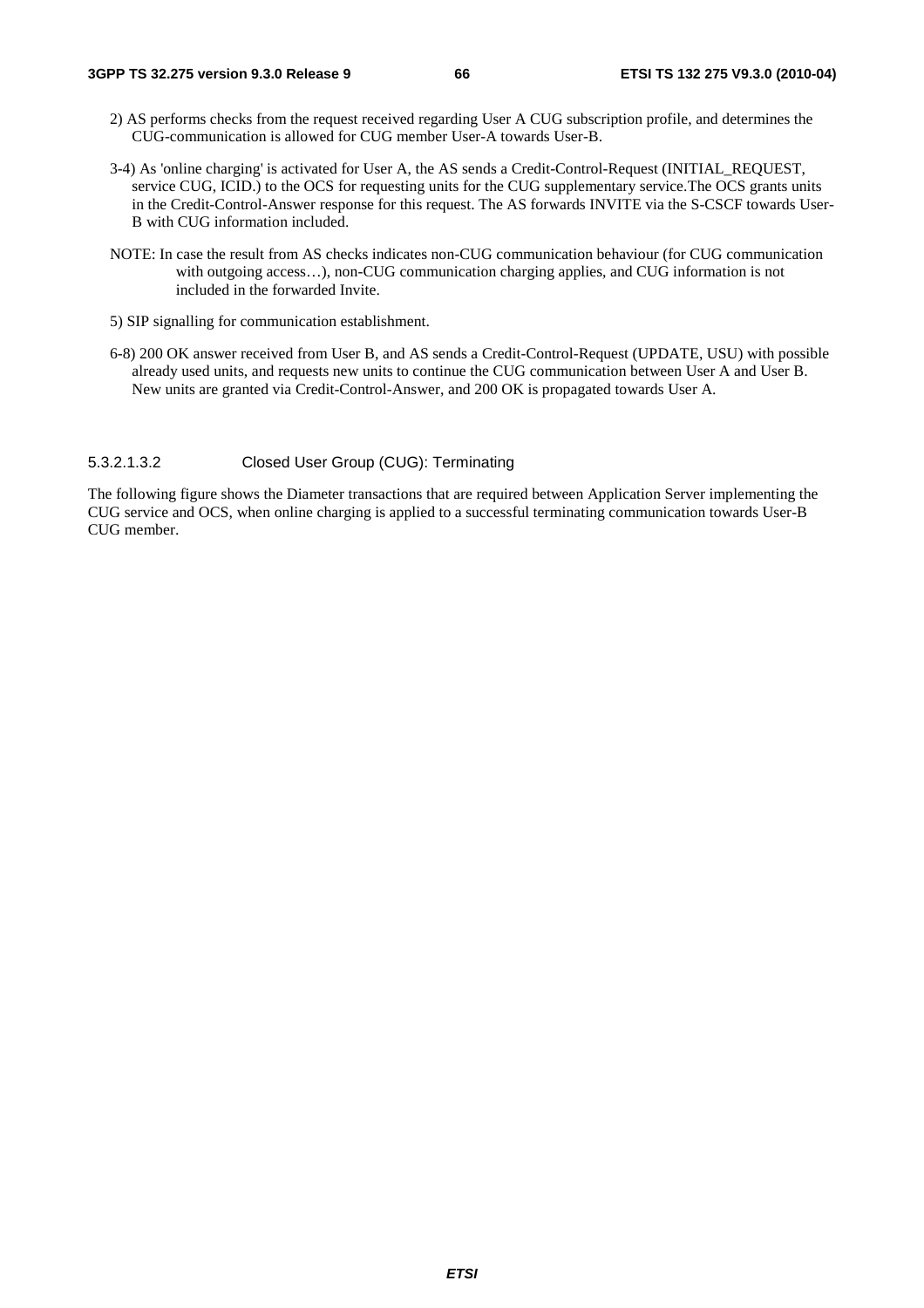2) AS performs checks from the request received regarding User A CUG subscription profile, and determines the CUG-communication is allowed for CUG member User-A towards User-B.

3-4) As 'online charging' is activated for User A, the AS sends a Credit-Control-Request (INITIAL_REQUEST, service CUG, ICID.) to the OCS for requesting units for the CUG supplementary service.The OCS grants units in the Credit-Control-Answer response for this request. The AS forwards INVITE via the S-CSCF towards User-B with CUG information included.

NOTE: In case the result from AS checks indicates non-CUG communication behaviour (for CUG communication with outgoing access…), non-CUG communication charging applies, and CUG information is not included in the forwarded Invite.

5) SIP signalling for communication establishment.

6-8) 200 OK answer received from User B, and AS sends a Credit-Control-Request (UPDATE, USU) with possible already used units, and requests new units to continue the CUG communication between User A and User B. New units are granted via Credit-Control-Answer, and 200 OK is propagated towards User A.

##### 5.3.2.1.3.2 Closed User Group (CUG): Terminating

The following figure shows the Diameter transactions that are required between Application Server implementing the CUG service and OCS, when online charging is applied to a successful terminating communication towards User-B CUG member.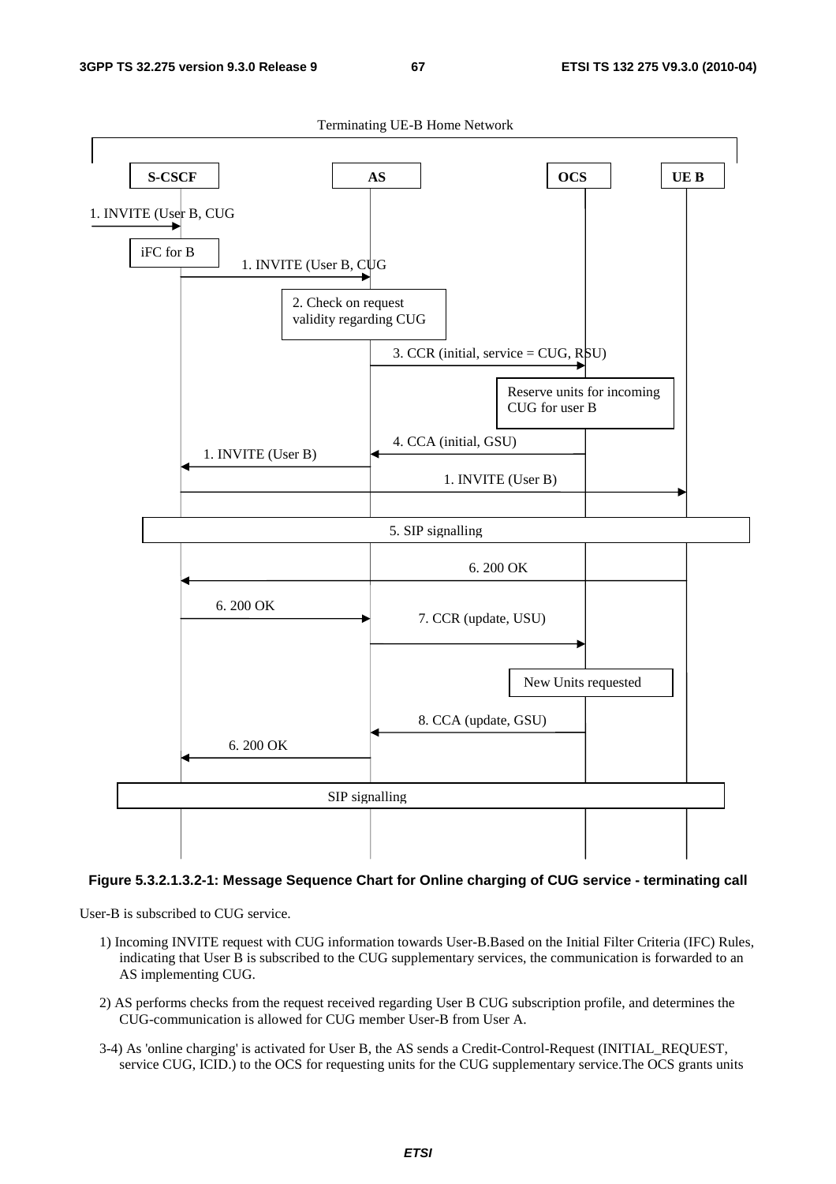Figure 5.3.2.1.3.2-1: Message Sequence Chart for Online charging of CUG service - terminating call

User-B is subscribed to CUG service.

1) Incoming INVITE request with CUG information towards User-B.Based on the Initial Filter Criteria (IFC) Rules, indicating that User B is subscribed to the CUG supplementary services, the communication is forwarded to an AS implementing CUG.

2) AS performs checks from the request received regarding User B CUG subscription profile, and determines the CUG-communication is allowed for CUG member User-B from User A.

3-4) As 'online charging' is activated for User B, the AS sends a Credit-Control-Request (INITIAL_REQUEST, service CUG, ICID.) to the OCS for requesting units for the CUG supplementary service.The OCS grants units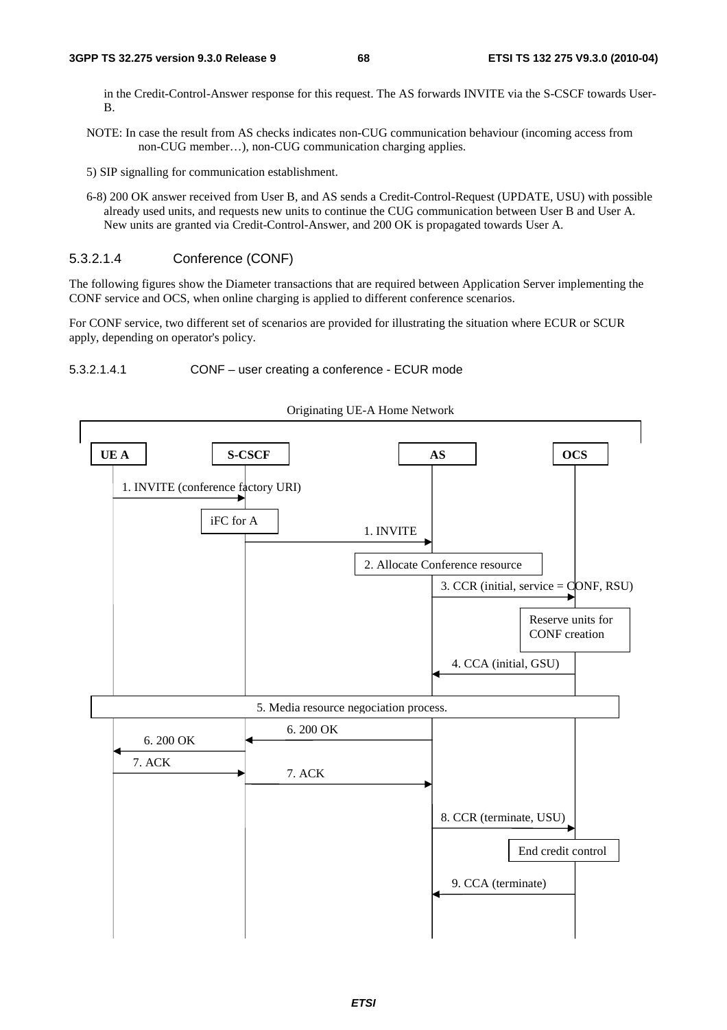in the Credit-Control-Answer response for this request. The AS forwards INVITE via the S-CSCF towards User-B.

NOTE: In case the result from AS checks indicates non-CUG communication behaviour (incoming access from non-CUG member…), non-CUG communication charging applies.

5) SIP signalling for communication establishment.

6-8) 200 OK answer received from User B, and AS sends a Credit-Control-Request (UPDATE, USU) with possible already used units, and requests new units to continue the CUG communication between User B and User A. New units are granted via Credit-Control-Answer, and 200 OK is propagated towards User A.

#### 5.3.2.1.4 Conference (CONF)

The following figures show the Diameter transactions that are required between Application Server implementing the CONF service and OCS, when online charging is applied to different conference scenarios.

For CONF service, two different set of scenarios are provided for illustrating the situation where ECUR or SCUR apply, depending on operator's policy.

##### 5.3.2.1.4.1 CONF – user creating a conference - ECUR mode

Originating UE-A Home Network

UE A | S-CSCF | AS | OCS

1. INVITE (conference factory URI)

iFC for A

1. INVITE

2. Allocate Conference resource

3. CCR (initial, service = CONF, RSU)

Reserve units for CONF creation

4. CCA (initial, GSU)

5. Media resource negociation process.

6. 200 OK

6. 200 OK

7. ACK

7. ACK

8. CCR (terminate, USU)

End credit control

9. CCA (terminate)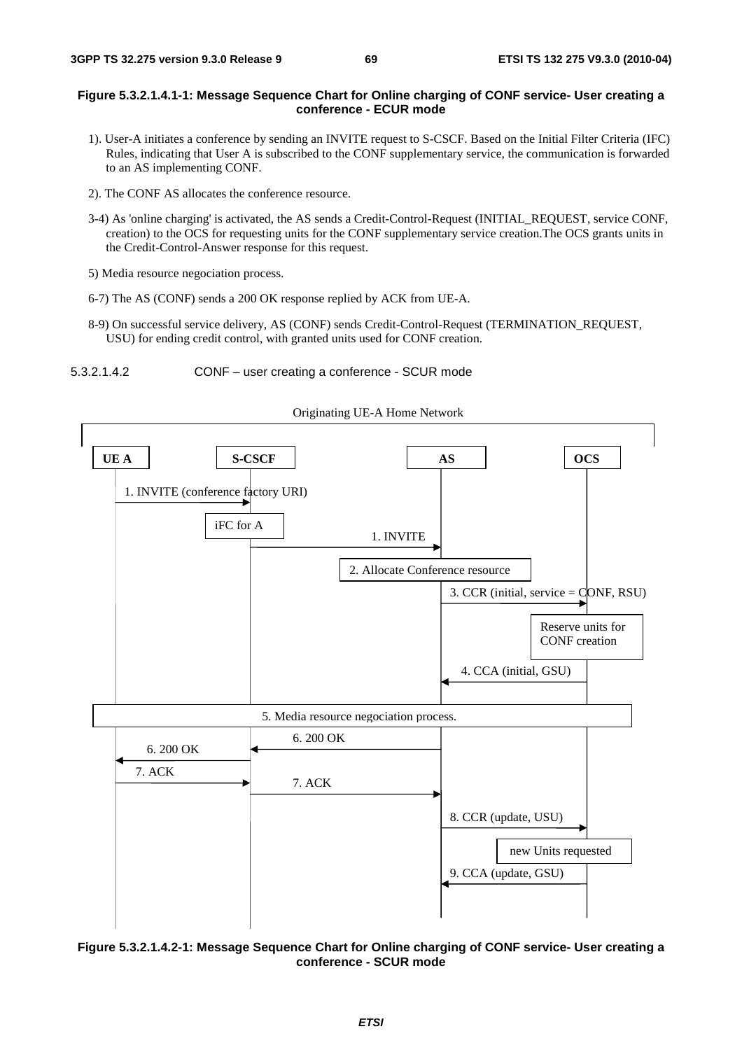**Figure 5.3.2.1.4.1-1: Message Sequence Chart for Online charging of CONF service- User creating a conference - ECUR mode**

1). User-A initiates a conference by sending an INVITE request to S-CSCF. Based on the Initial Filter Criteria (IFC) Rules, indicating that User A is subscribed to the CONF supplementary service, the communication is forwarded to an AS implementing CONF.

2). The CONF AS allocates the conference resource.

3-4) As 'online charging' is activated, the AS sends a Credit-Control-Request (INITIAL_REQUEST, service CONF, creation) to the OCS for requesting units for the CONF supplementary service creation.The OCS grants units in the Credit-Control-Answer response for this request.

5) Media resource negociation process.

6-7) The AS (CONF) sends a 200 OK response replied by ACK from UE-A.

8-9) On successful service delivery, AS (CONF) sends Credit-Control-Request (TERMINATION_REQUEST, USU) for ending credit control, with granted units used for CONF creation.

#### 5.3.2.1.4.2 CONF – user creating a conference - SCUR mode

Originating UE-A Home Network

UE A | S-CSCF | AS | OCS

1. INVITE (conference factory URI)

iFC for A

1. INVITE

2. Allocate Conference resource

3. CCR (initial, service = CONF, RSU)

Reserve units for CONF creation

4. CCA (initial, GSU)

5. Media resource negociation process.

6. 200 OK

6. 200 OK

7. ACK

7. ACK

8. CCR (update, USU)

new Units requested

9. CCA (update, GSU)

**Figure 5.3.2.1.4.2-1: Message Sequence Chart for Online charging of CONF service- User creating a conference - SCUR mode**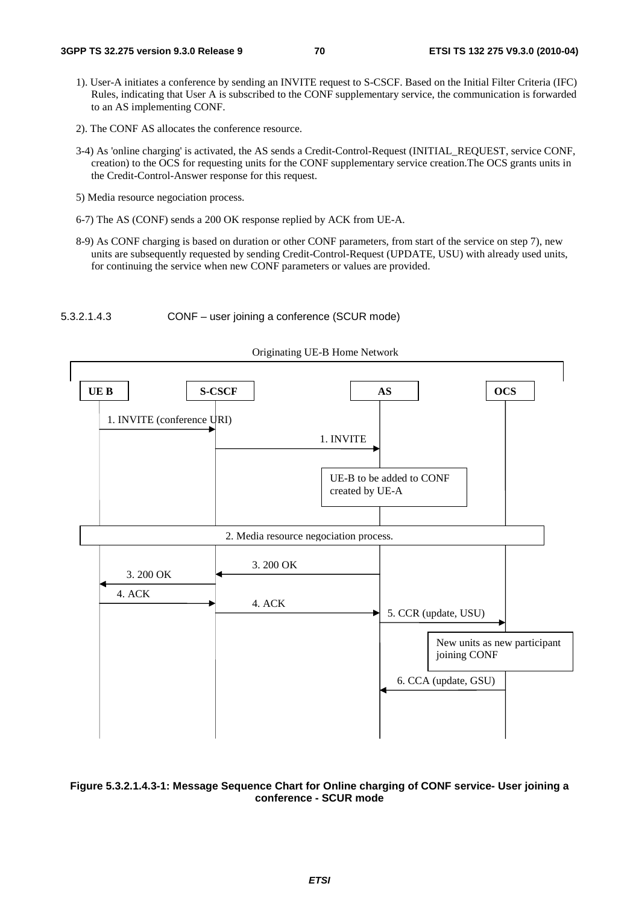1). User-A initiates a conference by sending an INVITE request to S-CSCF. Based on the Initial Filter Criteria (IFC) Rules, indicating that User A is subscribed to the CONF supplementary service, the communication is forwarded to an AS implementing CONF.

2). The CONF AS allocates the conference resource.

3-4) As 'online charging' is activated, the AS sends a Credit-Control-Request (INITIAL_REQUEST, service CONF, creation) to the OCS for requesting units for the CONF supplementary service creation.The OCS grants units in the Credit-Control-Answer response for this request.

5) Media resource negociation process.

6-7) The AS (CONF) sends a 200 OK response replied by ACK from UE-A.

8-9) As CONF charging is based on duration or other CONF parameters, from start of the service on step 7), new units are subsequently requested by sending Credit-Control-Request (UPDATE, USU) with already used units, for continuing the service when new CONF parameters or values are provided.

#### 5.3.2.1.4.3 CONF – user joining a conference (SCUR mode)

Originating UE-B Home Network

UE B | S-CSCF | AS | OCS

1. INVITE (conference URI)

1. INVITE

UE-B to be added to CONF created by UE-A

2. Media resource negociation process.

3. 200 OK

3. 200 OK

4. ACK

4. ACK

5. CCR (update, USU)

New units as new participant joining CONF

6. CCA (update, GSU)

**Figure 5.3.2.1.4.3-1: Message Sequence Chart for Online charging of CONF service- User joining a conference - SCUR mode**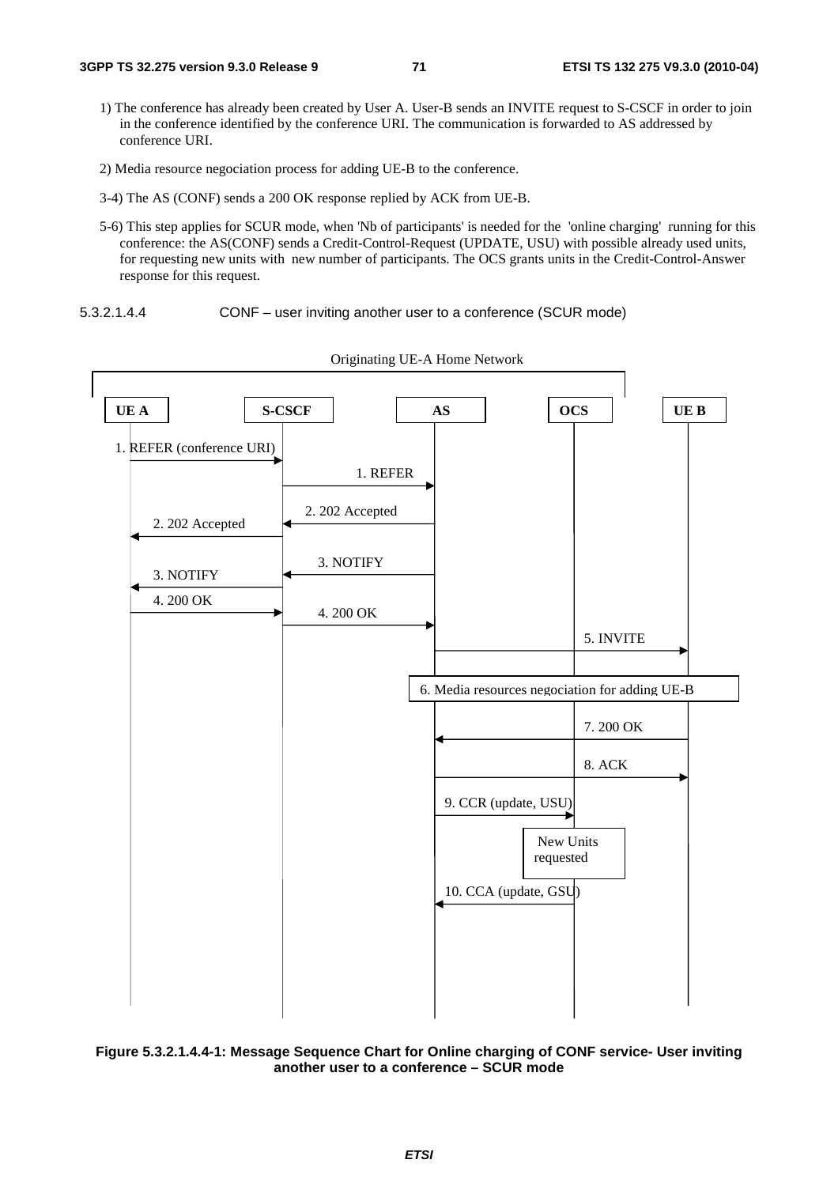1) The conference has already been created by User A. User-B sends an INVITE request to S-CSCF in order to join in the conference identified by the conference URI. The communication is forwarded to AS addressed by conference URI.

2) Media resource negociation process for adding UE-B to the conference.

3-4) The AS (CONF) sends a 200 OK response replied by ACK from UE-B.

5-6) This step applies for SCUR mode, when 'Nb of participants' is needed for the 'online charging' running for this conference: the AS(CONF) sends a Credit-Control-Request (UPDATE, USU) with possible already used units, for requesting new units with new number of participants. The OCS grants units in the Credit-Control-Answer response for this request.

##### 5.3.2.1.4.4 CONF – user inviting another user to a conference (SCUR mode)

Originating UE-A Home Network

UE A | S-CSCF | AS | OCS | UE B

1. REFER (conference URI)

1. REFER

2. 202 Accepted

2. 202 Accepted

3. NOTIFY

3. NOTIFY

4. 200 OK

4. 200 OK

5. INVITE

6. Media resources negociation for adding UE-B

7. 200 OK

8. ACK

9. CCR (update, USU)

New Units requested

10. CCA (update, GSU)

**Figure 5.3.2.1.4.4-1: Message Sequence Chart for Online charging of CONF service- User inviting another user to a conference – SCUR mode**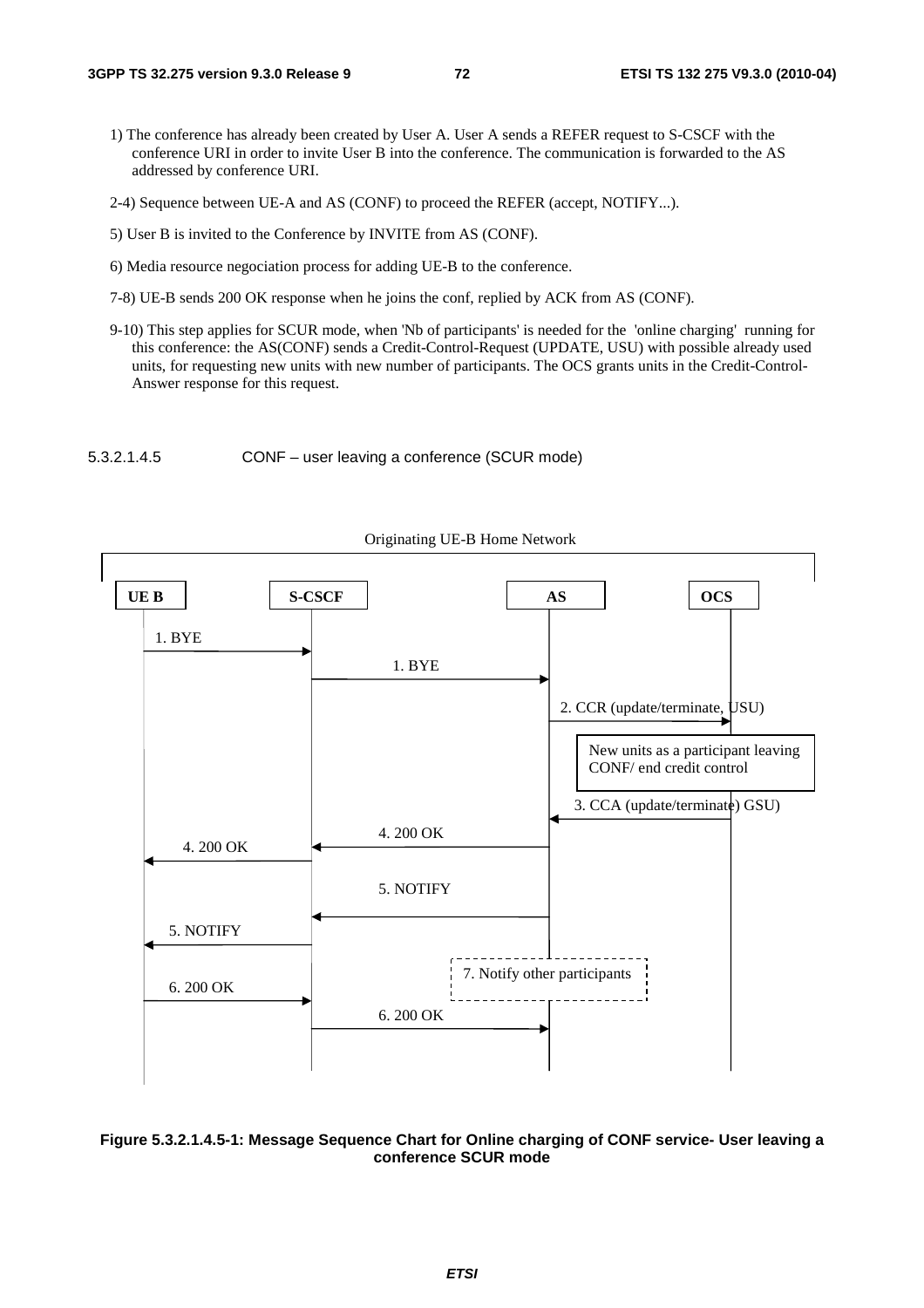1) The conference has already been created by User A. User A sends a REFER request to S-CSCF with the conference URI in order to invite User B into the conference. The communication is forwarded to the AS addressed by conference URI.

2-4) Sequence between UE-A and AS (CONF) to proceed the REFER (accept, NOTIFY...).

5) User B is invited to the Conference by INVITE from AS (CONF).

6) Media resource negociation process for adding UE-B to the conference.

7-8) UE-B sends 200 OK response when he joins the conf, replied by ACK from AS (CONF).

9-10) This step applies for SCUR mode, when 'Nb of participants' is needed for the 'online charging' running for this conference: the AS(CONF) sends a Credit-Control-Request (UPDATE, USU) with possible already used units, for requesting new units with new number of participants. The OCS grants units in the Credit-Control-Answer response for this request.

##### 5.3.2.1.4.5 CONF – user leaving a conference (SCUR mode)

Originating UE-B Home Network

UE B | S-CSCF | AS | OCS

1. BYE (UE B → S-CSCF)

1. BYE (S-CSCF → AS)

2. CCR (update/terminate, USU) (AS → OCS)

New units as a participant leaving CONF/ end credit control

3. CCA (update/terminate) GSU) (OCS → AS)

4. 200 OK (AS → S-CSCF)

4. 200 OK (S-CSCF → UE B)

5. NOTIFY (AS → S-CSCF)

5. NOTIFY (S-CSCF → UE B)

7. Notify other participants

6. 200 OK (UE B → S-CSCF)

6. 200 OK (S-CSCF → AS)

**Figure 5.3.2.1.4.5-1: Message Sequence Chart for Online charging of CONF service- User leaving a conference SCUR mode**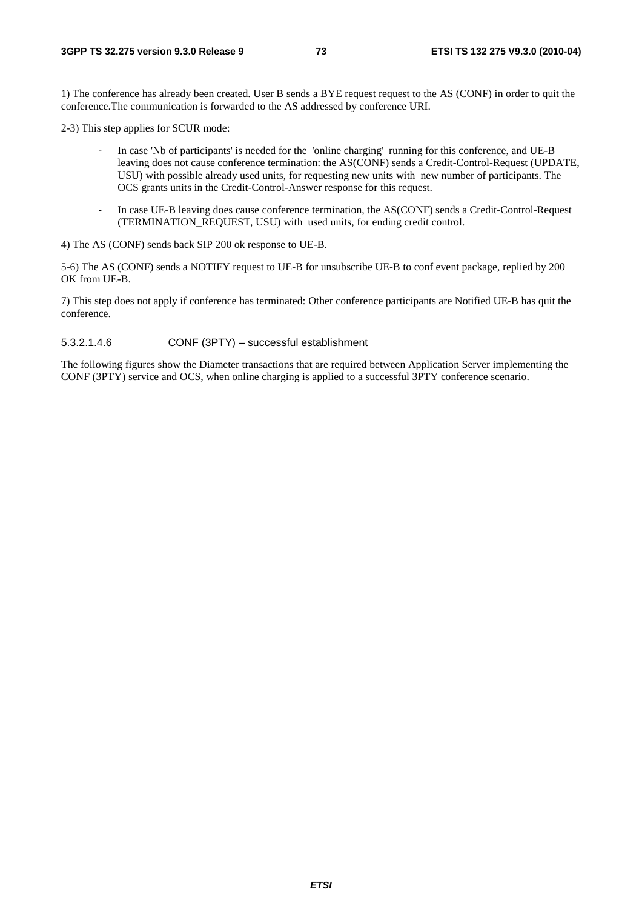1) The conference has already been created. User B sends a BYE request request to the AS (CONF) in order to quit the conference.The communication is forwarded to the AS addressed by conference URI.

2-3) This step applies for SCUR mode:

- In case 'Nb of participants' is needed for the 'online charging' running for this conference, and UE-B leaving does not cause conference termination: the AS(CONF) sends a Credit-Control-Request (UPDATE, USU) with possible already used units, for requesting new units with new number of participants. The OCS grants units in the Credit-Control-Answer response for this request.
- In case UE-B leaving does cause conference termination, the AS(CONF) sends a Credit-Control-Request (TERMINATION_REQUEST, USU) with used units, for ending credit control.

4) The AS (CONF) sends back SIP 200 ok response to UE-B.

5-6) The AS (CONF) sends a NOTIFY request to UE-B for unsubscribe UE-B to conf event package, replied by 200 OK from UE-B.

7) This step does not apply if conference has terminated: Other conference participants are Notified UE-B has quit the conference.

#### 5.3.2.1.4.6 CONF (3PTY) – successful establishment

The following figures show the Diameter transactions that are required between Application Server implementing the CONF (3PTY) service and OCS, when online charging is applied to a successful 3PTY conference scenario.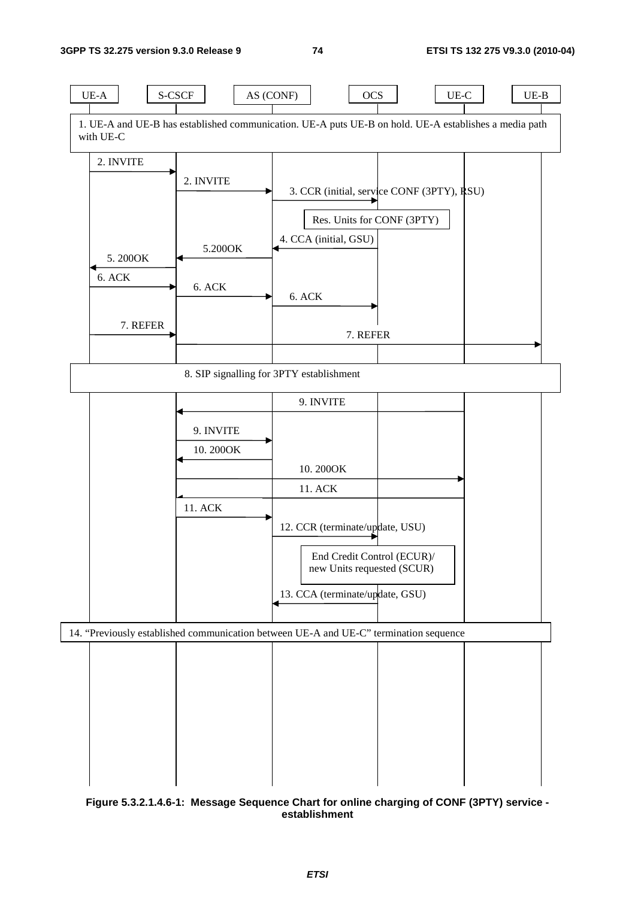| UE-A | S-CSCF | AS (CONF) | OCS | UE-C | UE-B |
|---|---|---|---|---|---|

1. UE-A and UE-B has established communication. UE-A puts UE-B on hold. UE-A establishes a media path with UE-C

2. INVITE

2. INVITE

3. CCR (initial, service CONF (3PTY), RSU)

Res. Units for CONF (3PTY)

4. CCA (initial, GSU)

5.200OK

5. 200OK

6. ACK

6. ACK

6. ACK

7. REFER

7. REFER

8. SIP signalling for 3PTY establishment

9. INVITE

9. INVITE

10. 200OK

10. 200OK

11. ACK

11. ACK

12. CCR (terminate/update, USU)

End Credit Control (ECUR)/ new Units requested (SCUR)

13. CCA (terminate/update, GSU)

14. "Previously established communication between UE-A and UE-C" termination sequence

**Figure 5.3.2.1.4.6-1: Message Sequence Chart for online charging of CONF (3PTY) service - establishment**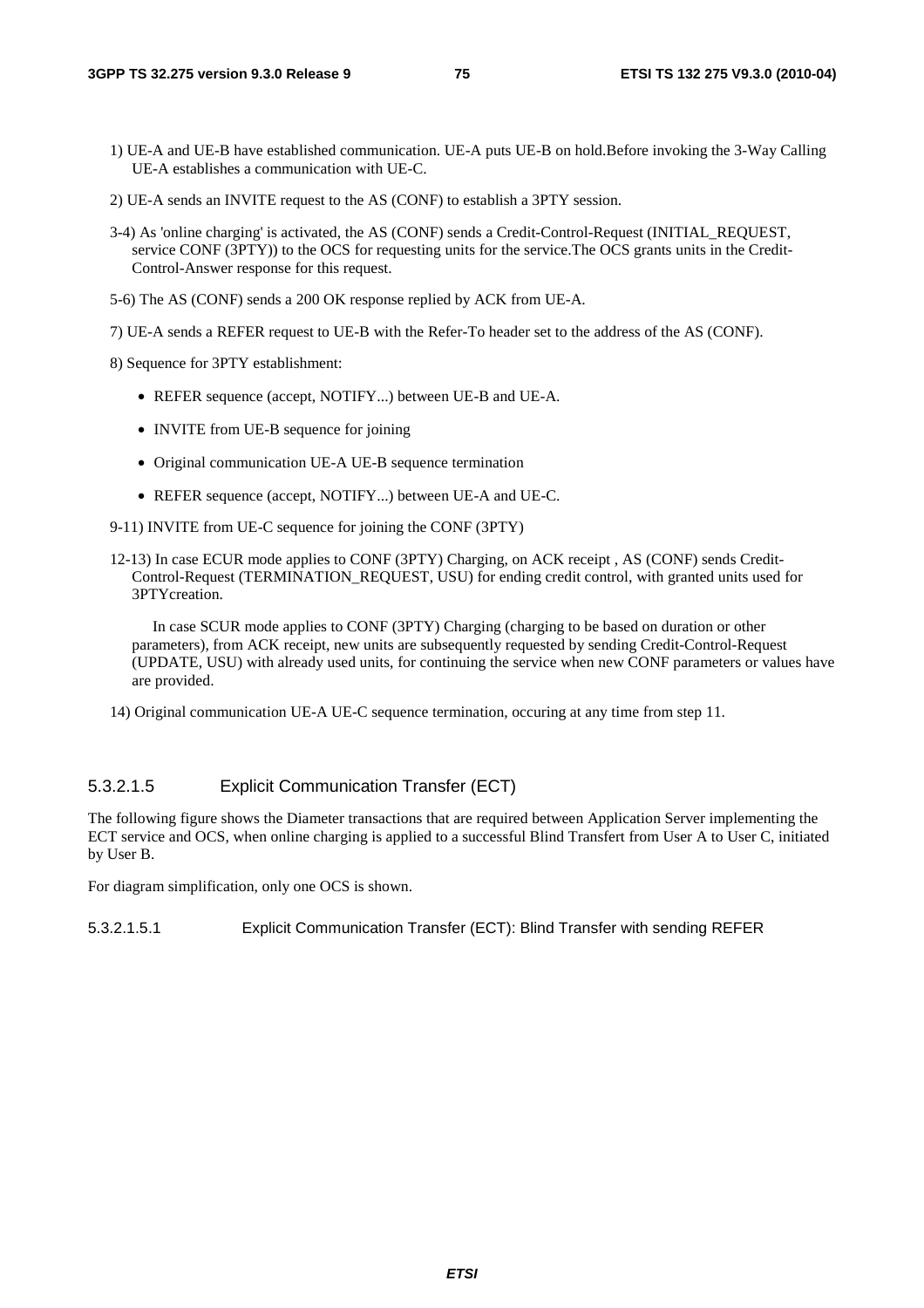1) UE-A and UE-B have established communication. UE-A puts UE-B on hold.Before invoking the 3-Way Calling UE-A establishes a communication with UE-C.

2) UE-A sends an INVITE request to the AS (CONF) to establish a 3PTY session.

3-4) As 'online charging' is activated, the AS (CONF) sends a Credit-Control-Request (INITIAL_REQUEST, service CONF (3PTY)) to the OCS for requesting units for the service.The OCS grants units in the Credit-Control-Answer response for this request.

5-6) The AS (CONF) sends a 200 OK response replied by ACK from UE-A.

7) UE-A sends a REFER request to UE-B with the Refer-To header set to the address of the AS (CONF).

8) Sequence for 3PTY establishment:

- REFER sequence (accept, NOTIFY...) between UE-B and UE-A.
- INVITE from UE-B sequence for joining
- Original communication UE-A UE-B sequence termination
- REFER sequence (accept, NOTIFY...) between UE-A and UE-C.

9-11) INVITE from UE-C sequence for joining the CONF (3PTY)

12-13) In case ECUR mode applies to CONF (3PTY) Charging, on ACK receipt , AS (CONF) sends Credit-Control-Request (TERMINATION_REQUEST, USU) for ending credit control, with granted units used for 3PTYcreation.

In case SCUR mode applies to CONF (3PTY) Charging (charging to be based on duration or other parameters), from ACK receipt, new units are subsequently requested by sending Credit-Control-Request (UPDATE, USU) with already used units, for continuing the service when new CONF parameters or values have are provided.

14) Original communication UE-A UE-C sequence termination, occuring at any time from step 11.

#### 5.3.2.1.5 Explicit Communication Transfer (ECT)

The following figure shows the Diameter transactions that are required between Application Server implementing the ECT service and OCS, when online charging is applied to a successful Blind Transfert from User A to User C, initiated by User B.

For diagram simplification, only one OCS is shown.

##### 5.3.2.1.5.1 Explicit Communication Transfer (ECT): Blind Transfer with sending REFER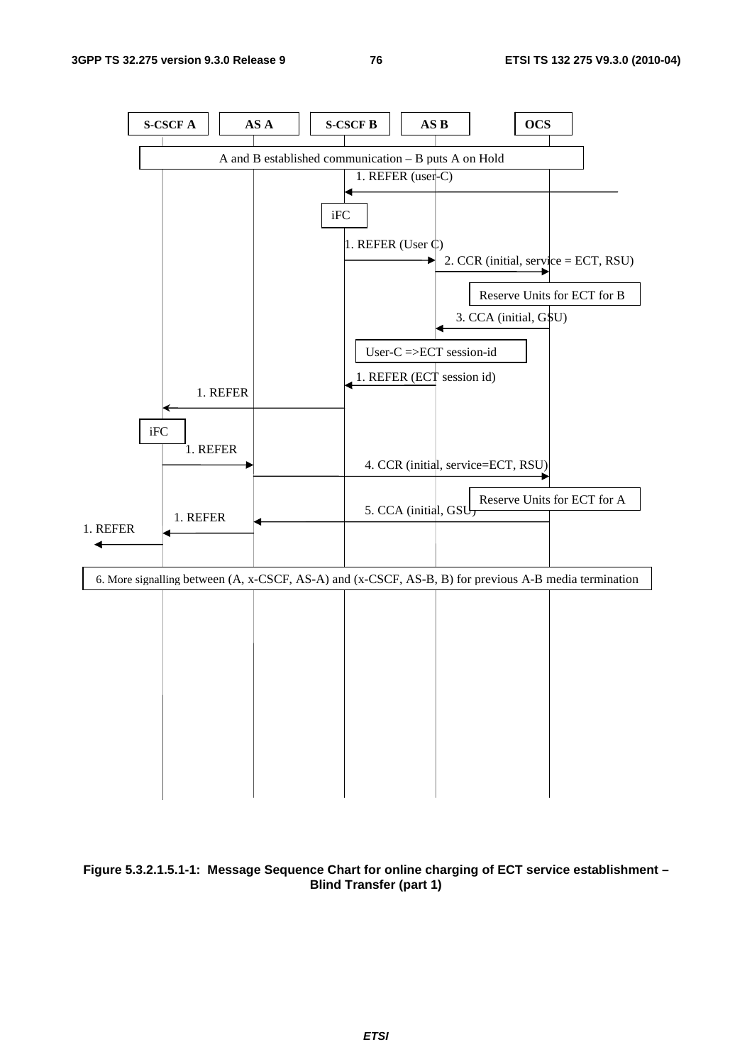S-CSCF A | AS A | S-CSCF B | AS B | OCS

A and B established communication – B puts A on Hold

1. REFER (user-C)

iFC

1. REFER (User C)

2. CCR (initial, service = ECT, RSU)

Reserve Units for ECT for B

3. CCA (initial, GSU)

User-C =>ECT session-id

1. REFER (ECT session id)

1. REFER

iFC

1. REFER

4. CCR (initial, service=ECT, RSU)

Reserve Units for ECT for A

5. CCA (initial, GSU)

1. REFER

1. REFER

6. More signalling between (A, x-CSCF, AS-A) and (x-CSCF, AS-B, B) for previous A-B media termination

**Figure 5.3.2.1.5.1-1: Message Sequence Chart for online charging of ECT service establishment – Blind Transfer (part 1)**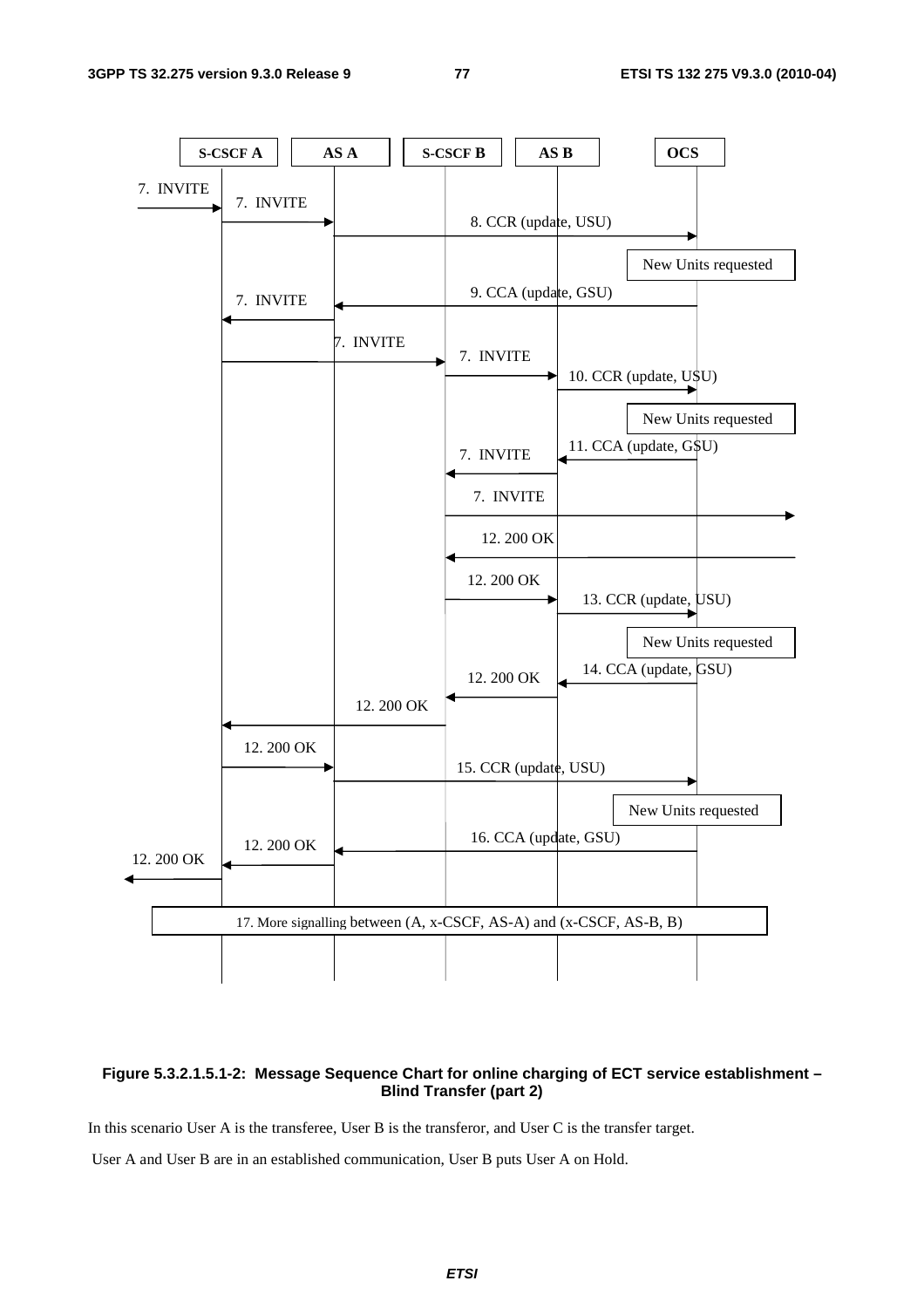**Figure 5.3.2.1.5.1-2: Message Sequence Chart for online charging of ECT service establishment – Blind Transfer (part 2)**

In this scenario User A is the transferee, User B is the transferor, and User C is the transfer target.

User A and User B are in an established communication, User B puts User A on Hold.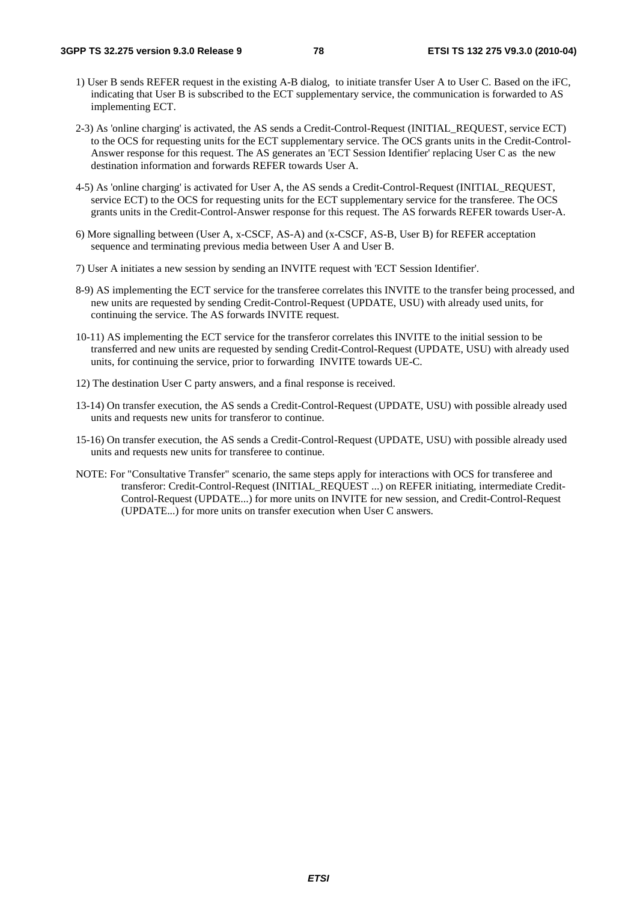1) User B sends REFER request in the existing A-B dialog, to initiate transfer User A to User C. Based on the iFC, indicating that User B is subscribed to the ECT supplementary service, the communication is forwarded to AS implementing ECT.

2-3) As 'online charging' is activated, the AS sends a Credit-Control-Request (INITIAL_REQUEST, service ECT) to the OCS for requesting units for the ECT supplementary service. The OCS grants units in the Credit-Control-Answer response for this request. The AS generates an 'ECT Session Identifier' replacing User C as the new destination information and forwards REFER towards User A.

4-5) As 'online charging' is activated for User A, the AS sends a Credit-Control-Request (INITIAL_REQUEST, service ECT) to the OCS for requesting units for the ECT supplementary service for the transferee. The OCS grants units in the Credit-Control-Answer response for this request. The AS forwards REFER towards User-A.

6) More signalling between (User A, x-CSCF, AS-A) and (x-CSCF, AS-B, User B) for REFER acceptation sequence and terminating previous media between User A and User B.

7) User A initiates a new session by sending an INVITE request with 'ECT Session Identifier'.

8-9) AS implementing the ECT service for the transferee correlates this INVITE to the transfer being processed, and new units are requested by sending Credit-Control-Request (UPDATE, USU) with already used units, for continuing the service. The AS forwards INVITE request.

10-11) AS implementing the ECT service for the transferor correlates this INVITE to the initial session to be transferred and new units are requested by sending Credit-Control-Request (UPDATE, USU) with already used units, for continuing the service, prior to forwarding INVITE towards UE-C.

12) The destination User C party answers, and a final response is received.

13-14) On transfer execution, the AS sends a Credit-Control-Request (UPDATE, USU) with possible already used units and requests new units for transferor to continue.

15-16) On transfer execution, the AS sends a Credit-Control-Request (UPDATE, USU) with possible already used units and requests new units for transferee to continue.

NOTE: For "Consultative Transfer" scenario, the same steps apply for interactions with OCS for transferee and transferor: Credit-Control-Request (INITIAL_REQUEST ...) on REFER initiating, intermediate Credit-Control-Request (UPDATE...) for more units on INVITE for new session, and Credit-Control-Request (UPDATE...) for more units on transfer execution when User C answers.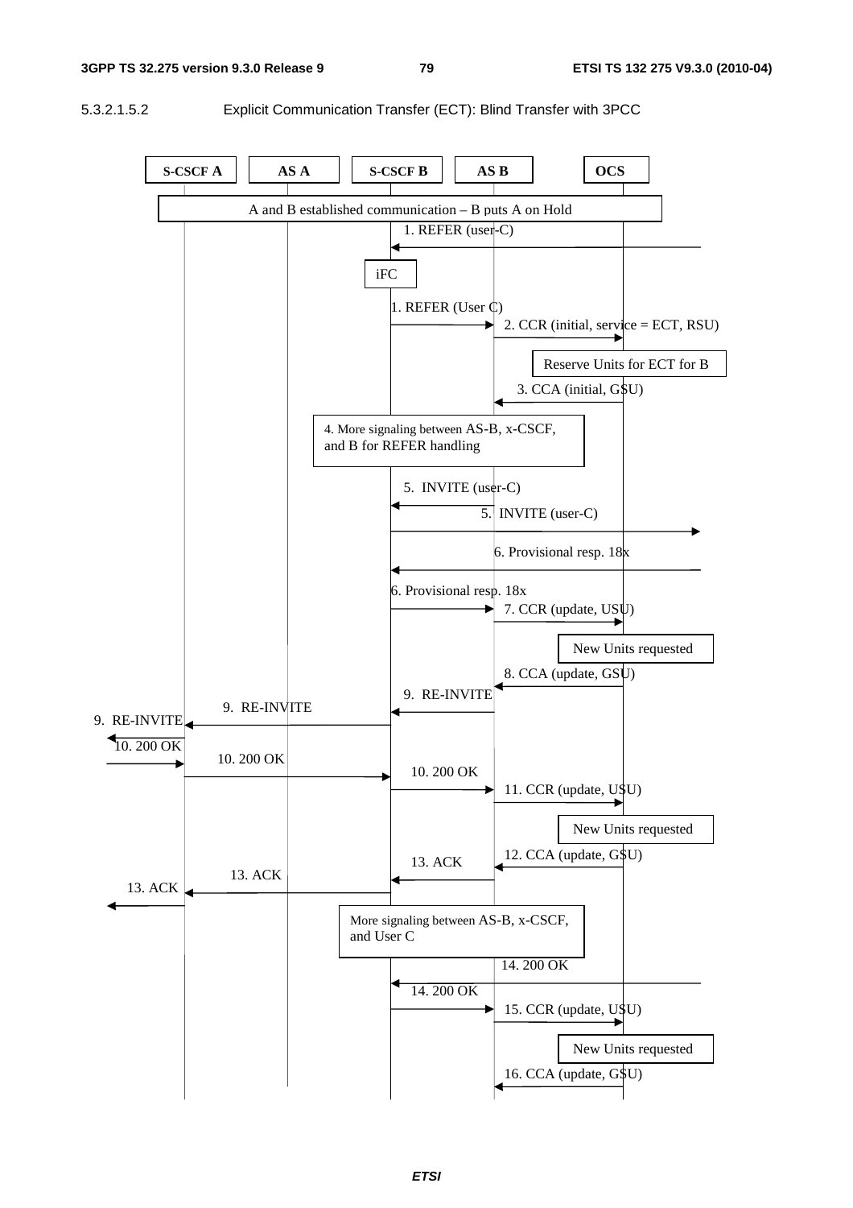#### 5.3.2.1.5.2 Explicit Communication Transfer (ECT): Blind Transfer with 3PCC

S-CSCF A | AS A | S-CSCF B | AS B | OCS

A and B established communication – B puts A on Hold

1. REFER (user-C)

iFC

1. REFER (User C)

2. CCR (initial, service = ECT, RSU)

Reserve Units for ECT for B

3. CCA (initial, GSU)

4. More signaling between AS-B, x-CSCF, and B for REFER handling

5. INVITE (user-C)

5. INVITE (user-C)

6. Provisional resp. 18x

6. Provisional resp. 18x

7. CCR (update, USU)

New Units requested

8. CCA (update, GSU)

9. RE-INVITE

9. RE-INVITE

9. RE-INVITE

10. 200 OK

10. 200 OK

10. 200 OK

11. CCR (update, USU)

New Units requested

12. CCA (update, GSU)

13. ACK

13. ACK

13. ACK

More signaling between AS-B, x-CSCF, and User C

14. 200 OK

14. 200 OK

15. CCR (update, USU)

New Units requested

16. CCA (update, GSU)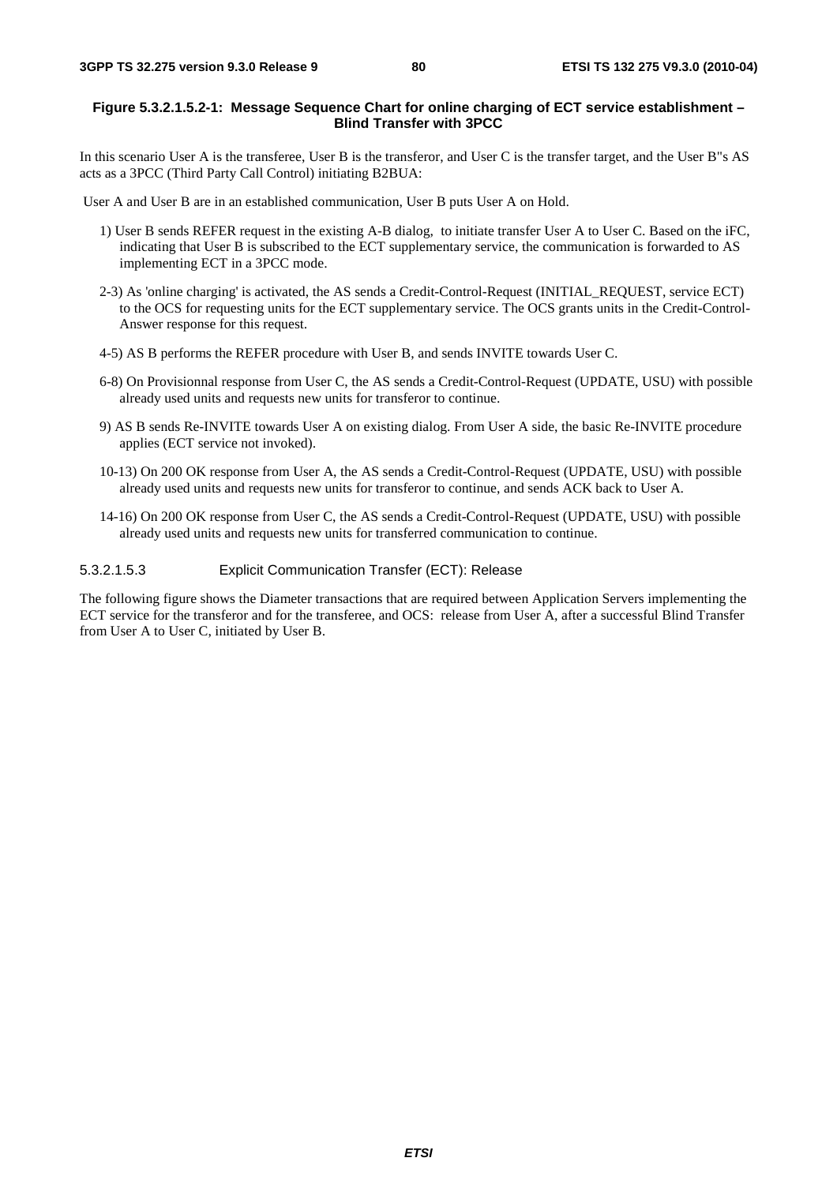**Figure 5.3.2.1.5.2-1: Message Sequence Chart for online charging of ECT service establishment – Blind Transfer with 3PCC**

In this scenario User A is the transferee, User B is the transferor, and User C is the transfer target, and the User B"s AS acts as a 3PCC (Third Party Call Control) initiating B2BUA:

User A and User B are in an established communication, User B puts User A on Hold.

1) User B sends REFER request in the existing A-B dialog, to initiate transfer User A to User C. Based on the iFC, indicating that User B is subscribed to the ECT supplementary service, the communication is forwarded to AS implementing ECT in a 3PCC mode.

2-3) As 'online charging' is activated, the AS sends a Credit-Control-Request (INITIAL_REQUEST, service ECT) to the OCS for requesting units for the ECT supplementary service. The OCS grants units in the Credit-Control-Answer response for this request.

4-5) AS B performs the REFER procedure with User B, and sends INVITE towards User C.

6-8) On Provisionnal response from User C, the AS sends a Credit-Control-Request (UPDATE, USU) with possible already used units and requests new units for transferor to continue.

9) AS B sends Re-INVITE towards User A on existing dialog. From User A side, the basic Re-INVITE procedure applies (ECT service not invoked).

10-13) On 200 OK response from User A, the AS sends a Credit-Control-Request (UPDATE, USU) with possible already used units and requests new units for transferor to continue, and sends ACK back to User A.

14-16) On 200 OK response from User C, the AS sends a Credit-Control-Request (UPDATE, USU) with possible already used units and requests new units for transferred communication to continue.

#### 5.3.2.1.5.3 Explicit Communication Transfer (ECT): Release

The following figure shows the Diameter transactions that are required between Application Servers implementing the ECT service for the transferor and for the transferee, and OCS: release from User A, after a successful Blind Transfer from User A to User C, initiated by User B.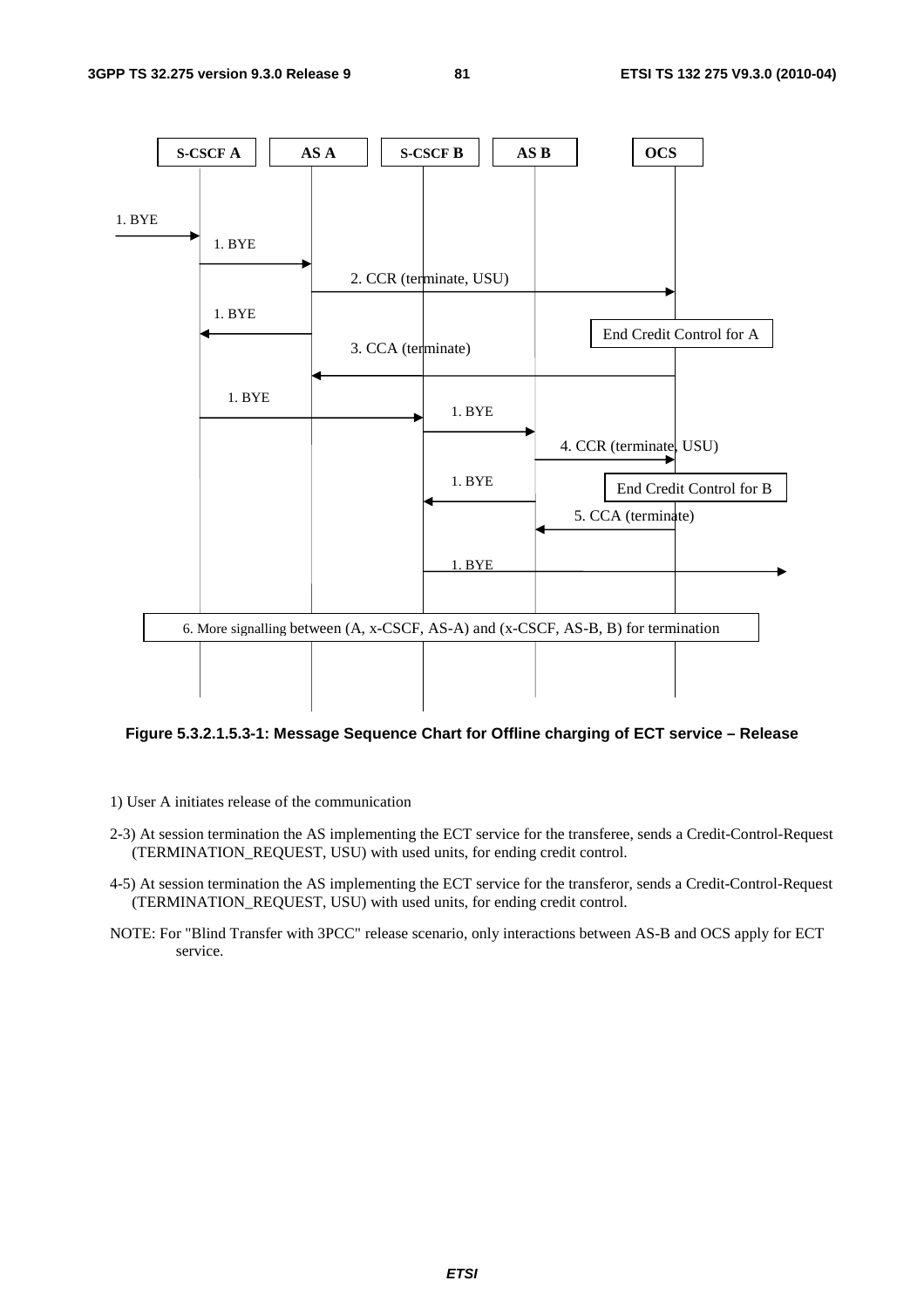Figure 5.3.2.1.5.3-1: Message Sequence Chart for Offline charging of ECT service – Release

1) User A initiates release of the communication

2-3) At session termination the AS implementing the ECT service for the transferee, sends a Credit-Control-Request (TERMINATION_REQUEST, USU) with used units, for ending credit control.

4-5) At session termination the AS implementing the ECT service for the transferor, sends a Credit-Control-Request (TERMINATION_REQUEST, USU) with used units, for ending credit control.

NOTE: For "Blind Transfer with 3PCC" release scenario, only interactions between AS-B and OCS apply for ECT service.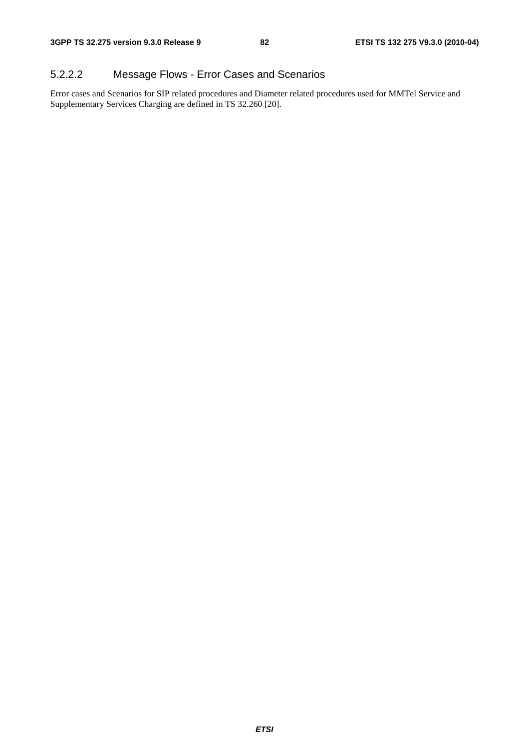#### 5.2.2.2 Message Flows - Error Cases and Scenarios

Error cases and Scenarios for SIP related procedures and Diameter related procedures used for MMTel Service and Supplementary Services Charging are defined in TS 32.260 [20].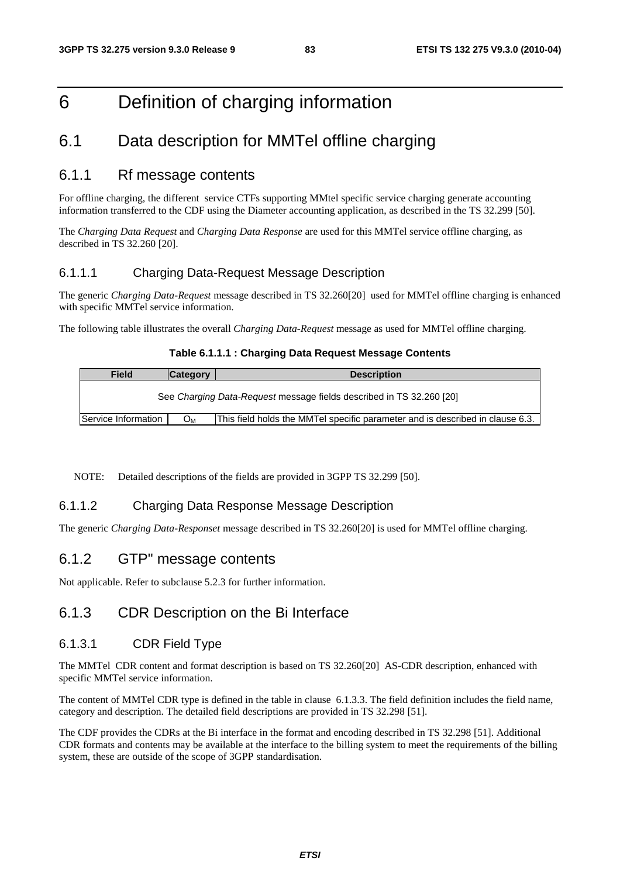# 6 Definition of charging information

## 6.1 Data description for MMTel offline charging

### 6.1.1 Rf message contents

For offline charging, the different service CTFs supporting MMtel specific service charging generate accounting information transferred to the CDF using the Diameter accounting application, as described in the TS 32.299 [50].

The *Charging Data Request* and *Charging Data Response* are used for this MMTel service offline charging, as described in TS 32.260 [20].

#### 6.1.1.1 Charging Data-Request Message Description

The generic *Charging Data-Request* message described in TS 32.260[20] used for MMTel offline charging is enhanced with specific MMTel service information.

The following table illustrates the overall *Charging Data-Request* message as used for MMTel offline charging.

**Table 6.1.1.1 : Charging Data Request Message Contents**

| Field | Category | Description |
|---|---|---|
| See *Charging Data-Request* message fields described in TS 32.260 [20] | | |
| Service Information | $O_M$ | This field holds the MMTel specific parameter and is described in clause 6.3. |

NOTE: Detailed descriptions of the fields are provided in 3GPP TS 32.299 [50].

#### 6.1.1.2 Charging Data Response Message Description

The generic *Charging Data-Responset* message described in TS 32.260[20] is used for MMTel offline charging.

### 6.1.2 GTP" message contents

Not applicable. Refer to subclause 5.2.3 for further information.

### 6.1.3 CDR Description on the Bi Interface

#### 6.1.3.1 CDR Field Type

The MMTel CDR content and format description is based on TS 32.260[20] AS-CDR description, enhanced with specific MMTel service information.

The content of MMTel CDR type is defined in the table in clause 6.1.3.3. The field definition includes the field name, category and description. The detailed field descriptions are provided in TS 32.298 [51].

The CDF provides the CDRs at the Bi interface in the format and encoding described in TS 32.298 [51]. Additional CDR formats and contents may be available at the interface to the billing system to meet the requirements of the billing system, these are outside of the scope of 3GPP standardisation.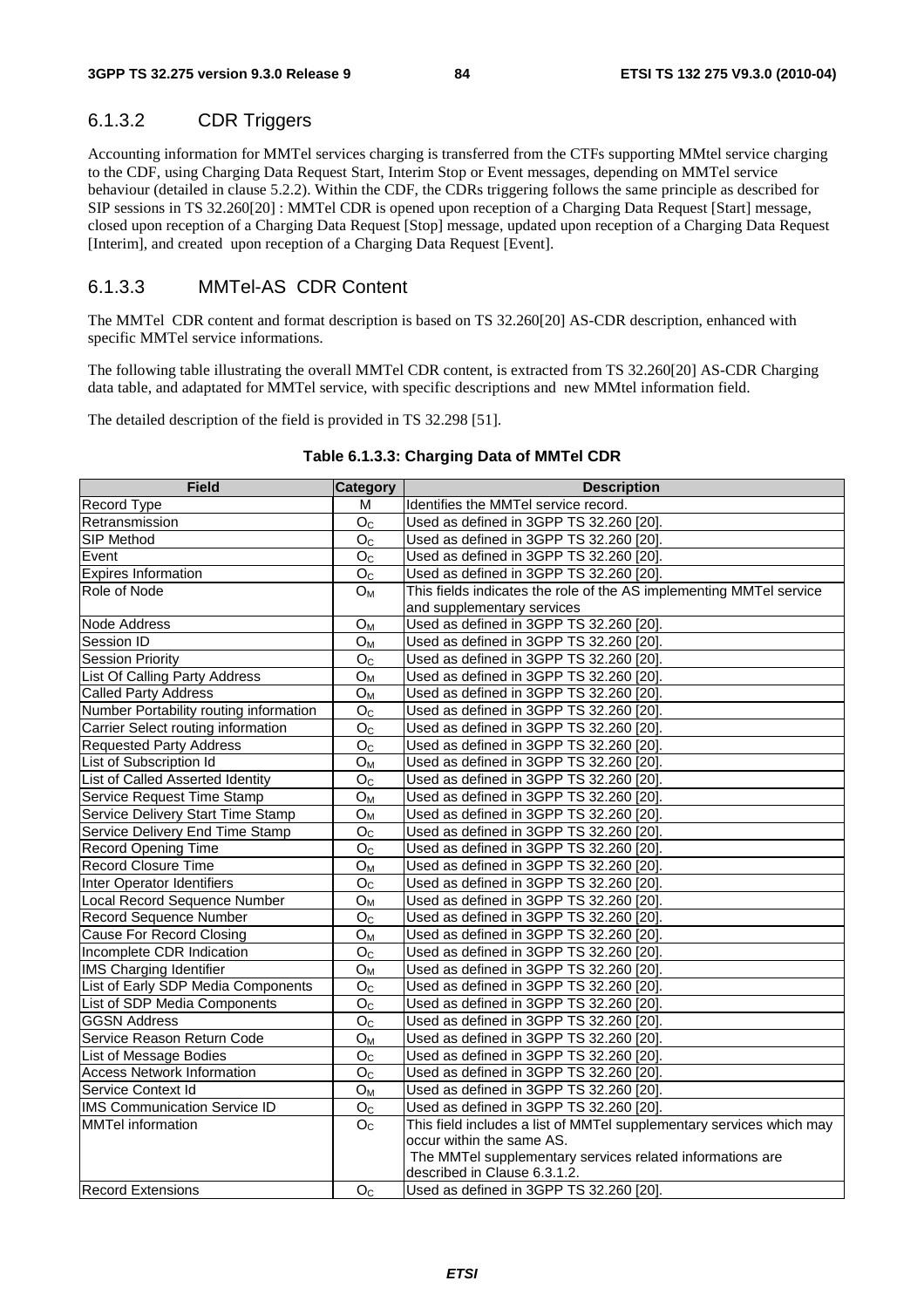### 6.1.3.2 CDR Triggers

Accounting information for MMTel services charging is transferred from the CTFs supporting MMtel service charging to the CDF, using Charging Data Request Start, Interim Stop or Event messages, depending on MMTel service behaviour (detailed in clause 5.2.2). Within the CDF, the CDRs triggering follows the same principle as described for SIP sessions in TS 32.260[20] : MMTel CDR is opened upon reception of a Charging Data Request [Start] message, closed upon reception of a Charging Data Request [Stop] message, updated upon reception of a Charging Data Request [Interim], and created upon reception of a Charging Data Request [Event].

### 6.1.3.3 MMTel-AS CDR Content

The MMTel CDR content and format description is based on TS 32.260[20] AS-CDR description, enhanced with specific MMTel service informations.

The following table illustrating the overall MMTel CDR content, is extracted from TS 32.260[20] AS-CDR Charging data table, and adaptated for MMTel service, with specific descriptions and new MMtel information field.

The detailed description of the field is provided in TS 32.298 [51].

**Table 6.1.3.3: Charging Data of MMTel CDR**

| Field | Category | Description |
|---|---|---|
| Record Type | M | Identifies the MMTel service record. |
| Retransmission | $O_C$ | Used as defined in 3GPP TS 32.260 [20]. |
| SIP Method | $O_C$ | Used as defined in 3GPP TS 32.260 [20]. |
| Event | $O_C$ | Used as defined in 3GPP TS 32.260 [20]. |
| Expires Information | $O_C$ | Used as defined in 3GPP TS 32.260 [20]. |
| Role of Node | $O_M$ | This fields indicates the role of the AS implementing MMTel service and supplementary services |
| Node Address | $O_M$ | Used as defined in 3GPP TS 32.260 [20]. |
| Session ID | $O_M$ | Used as defined in 3GPP TS 32.260 [20]. |
| Session Priority | $O_C$ | Used as defined in 3GPP TS 32.260 [20]. |
| List Of Calling Party Address | $O_M$ | Used as defined in 3GPP TS 32.260 [20]. |
| Called Party Address | $O_M$ | Used as defined in 3GPP TS 32.260 [20]. |
| Number Portability routing information | $O_C$ | Used as defined in 3GPP TS 32.260 [20]. |
| Carrier Select routing information | $O_C$ | Used as defined in 3GPP TS 32.260 [20]. |
| Requested Party Address | $O_C$ | Used as defined in 3GPP TS 32.260 [20]. |
| List of Subscription Id | $O_M$ | Used as defined in 3GPP TS 32.260 [20]. |
| List of Called Asserted Identity | $O_C$ | Used as defined in 3GPP TS 32.260 [20]. |
| Service Request Time Stamp | $O_M$ | Used as defined in 3GPP TS 32.260 [20]. |
| Service Delivery Start Time Stamp | $O_M$ | Used as defined in 3GPP TS 32.260 [20]. |
| Service Delivery End Time Stamp | $O_C$ | Used as defined in 3GPP TS 32.260 [20]. |
| Record Opening Time | $O_C$ | Used as defined in 3GPP TS 32.260 [20]. |
| Record Closure Time | $O_M$ | Used as defined in 3GPP TS 32.260 [20]. |
| Inter Operator Identifiers | $O_C$ | Used as defined in 3GPP TS 32.260 [20]. |
| Local Record Sequence Number | $O_M$ | Used as defined in 3GPP TS 32.260 [20]. |
| Record Sequence Number | $O_C$ | Used as defined in 3GPP TS 32.260 [20]. |
| Cause For Record Closing | $O_M$ | Used as defined in 3GPP TS 32.260 [20]. |
| Incomplete CDR Indication | $O_C$ | Used as defined in 3GPP TS 32.260 [20]. |
| IMS Charging Identifier | $O_M$ | Used as defined in 3GPP TS 32.260 [20]. |
| List of Early SDP Media Components | $O_C$ | Used as defined in 3GPP TS 32.260 [20]. |
| List of SDP Media Components | $O_C$ | Used as defined in 3GPP TS 32.260 [20]. |
| GGSN Address | $O_C$ | Used as defined in 3GPP TS 32.260 [20]. |
| Service Reason Return Code | $O_M$ | Used as defined in 3GPP TS 32.260 [20]. |
| List of Message Bodies | $O_C$ | Used as defined in 3GPP TS 32.260 [20]. |
| Access Network Information | $O_C$ | Used as defined in 3GPP TS 32.260 [20]. |
| Service Context Id | $O_M$ | Used as defined in 3GPP TS 32.260 [20]. |
| IMS Communication Service ID | $O_C$ | Used as defined in 3GPP TS 32.260 [20]. |
| MMTel information | $O_C$ | This field includes a list of MMTel supplementary services which may occur within the same AS.<br>The MMTel supplementary services related informations are described in Clause 6.3.1.2. |
| Record Extensions | $O_C$ | Used as defined in 3GPP TS 32.260 [20]. |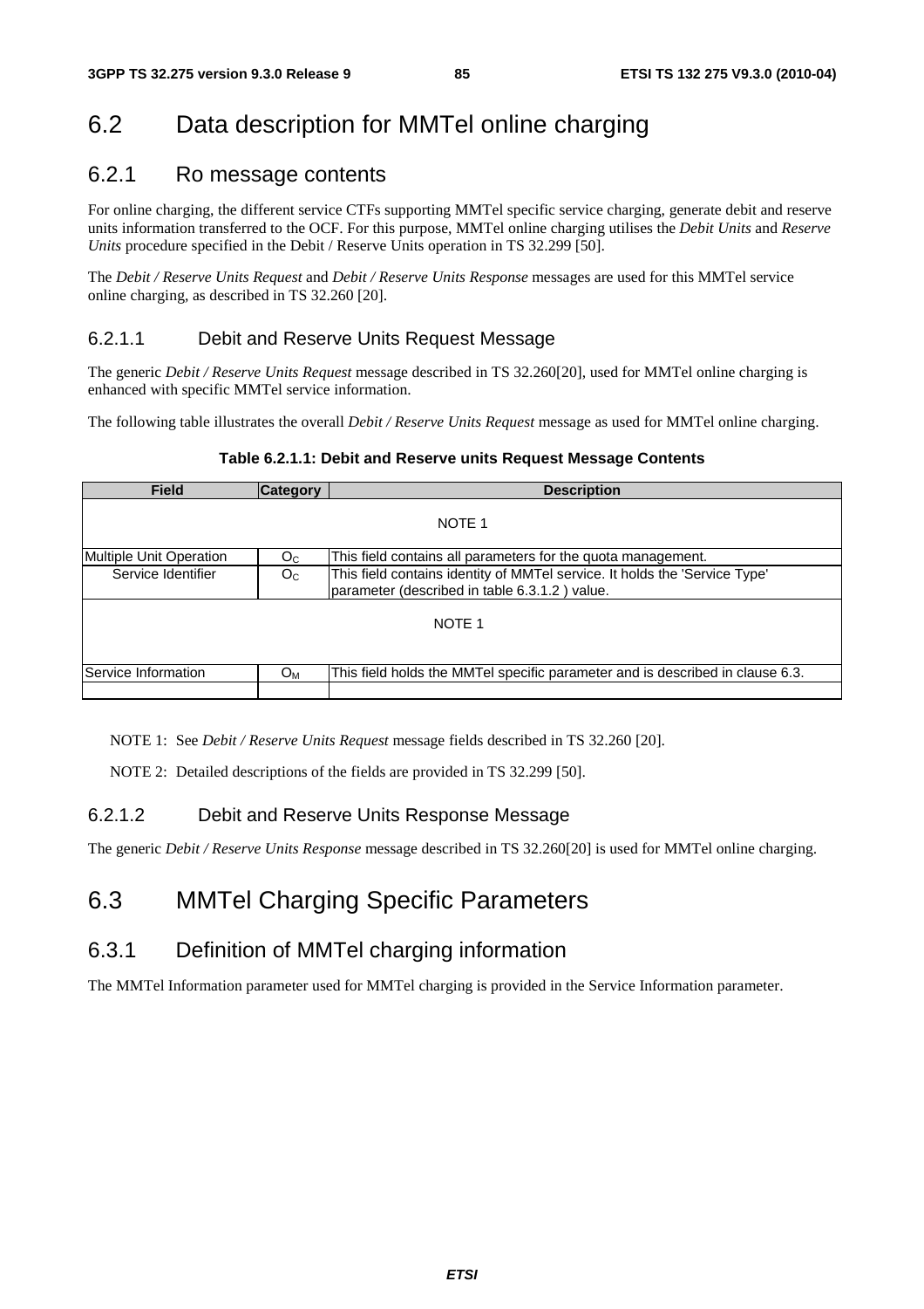## 6.2 Data description for MMTel online charging

### 6.2.1 Ro message contents

For online charging, the different service CTFs supporting MMTel specific service charging, generate debit and reserve units information transferred to the OCF. For this purpose, MMTel online charging utilises the *Debit Units* and *Reserve Units* procedure specified in the Debit / Reserve Units operation in TS 32.299 [50].

The *Debit / Reserve Units Request* and *Debit / Reserve Units Response* messages are used for this MMTel service online charging, as described in TS 32.260 [20].

#### 6.2.1.1 Debit and Reserve Units Request Message

The generic *Debit / Reserve Units Request* message described in TS 32.260[20], used for MMTel online charging is enhanced with specific MMTel service information.

The following table illustrates the overall *Debit / Reserve Units Request* message as used for MMTel online charging.

**Table 6.2.1.1: Debit and Reserve units Request Message Contents**

| Field | Category | Description |
|---|---|---|
| NOTE 1 | | |
| Multiple Unit Operation | $O_C$ | This field contains all parameters for the quota management. |
| Service Identifier | $O_C$ | This field contains identity of MMTel service. It holds the 'Service Type' parameter (described in table 6.3.1.2 ) value. |
| NOTE 1 | | |
| Service Information | $O_M$ | This field holds the MMTel specific parameter and is described in clause 6.3. |
| | | |

NOTE 1: See *Debit / Reserve Units Request* message fields described in TS 32.260 [20].

NOTE 2: Detailed descriptions of the fields are provided in TS 32.299 [50].

#### 6.2.1.2 Debit and Reserve Units Response Message

The generic *Debit / Reserve Units Response* message described in TS 32.260[20] is used for MMTel online charging.

## 6.3 MMTel Charging Specific Parameters

### 6.3.1 Definition of MMTel charging information

The MMTel Information parameter used for MMTel charging is provided in the Service Information parameter.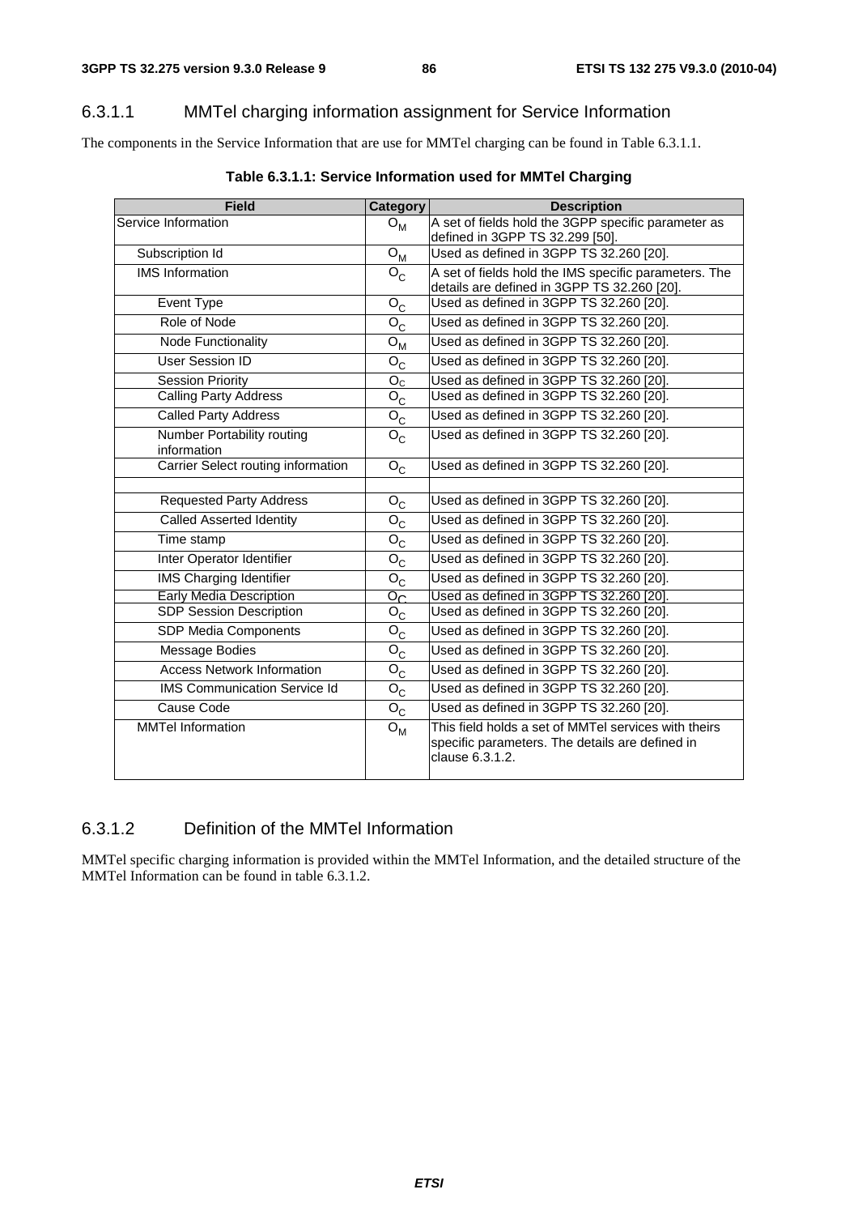### 6.3.1.1 MMTel charging information assignment for Service Information

The components in the Service Information that are use for MMTel charging can be found in Table 6.3.1.1.

**Table 6.3.1.1: Service Information used for MMTel Charging**

| Field | Category | Description |
|---|---|---|
| Service Information | $O_M$ | A set of fields hold the 3GPP specific parameter as defined in 3GPP TS 32.299 [50]. |
| Subscription Id | $O_M$ | Used as defined in 3GPP TS 32.260 [20]. |
| IMS Information | $O_C$ | A set of fields hold the IMS specific parameters. The details are defined in 3GPP TS 32.260 [20]. |
| Event Type | $O_C$ | Used as defined in 3GPP TS 32.260 [20]. |
| Role of Node | $O_C$ | Used as defined in 3GPP TS 32.260 [20]. |
| Node Functionality | $O_M$ | Used as defined in 3GPP TS 32.260 [20]. |
| User Session ID | $O_C$ | Used as defined in 3GPP TS 32.260 [20]. |
| Session Priority | $O_C$ | Used as defined in 3GPP TS 32.260 [20]. |
| Calling Party Address | $O_C$ | Used as defined in 3GPP TS 32.260 [20]. |
| Called Party Address | $O_C$ | Used as defined in 3GPP TS 32.260 [20]. |
| Number Portability routing information | $O_C$ | Used as defined in 3GPP TS 32.260 [20]. |
| Carrier Select routing information | $O_C$ | Used as defined in 3GPP TS 32.260 [20]. |
| | | |
| Requested Party Address | $O_C$ | Used as defined in 3GPP TS 32.260 [20]. |
| Called Asserted Identity | $O_C$ | Used as defined in 3GPP TS 32.260 [20]. |
| Time stamp | $O_C$ | Used as defined in 3GPP TS 32.260 [20]. |
| Inter Operator Identifier | $O_C$ | Used as defined in 3GPP TS 32.260 [20]. |
| IMS Charging Identifier | $O_C$ | Used as defined in 3GPP TS 32.260 [20]. |
| Early Media Description | $O_C$ | Used as defined in 3GPP TS 32.260 [20]. |
| SDP Session Description | $O_C$ | Used as defined in 3GPP TS 32.260 [20]. |
| SDP Media Components | $O_C$ | Used as defined in 3GPP TS 32.260 [20]. |
| Message Bodies | $O_C$ | Used as defined in 3GPP TS 32.260 [20]. |
| Access Network Information | $O_C$ | Used as defined in 3GPP TS 32.260 [20]. |
| IMS Communication Service Id | $O_C$ | Used as defined in 3GPP TS 32.260 [20]. |
| Cause Code | $O_C$ | Used as defined in 3GPP TS 32.260 [20]. |
| MMTel Information | $O_M$ | This field holds a set of MMTel services with theirs specific parameters. The details are defined in clause 6.3.1.2. |

### 6.3.1.2 Definition of the MMTel Information

MMTel specific charging information is provided within the MMTel Information, and the detailed structure of the MMTel Information can be found in table 6.3.1.2.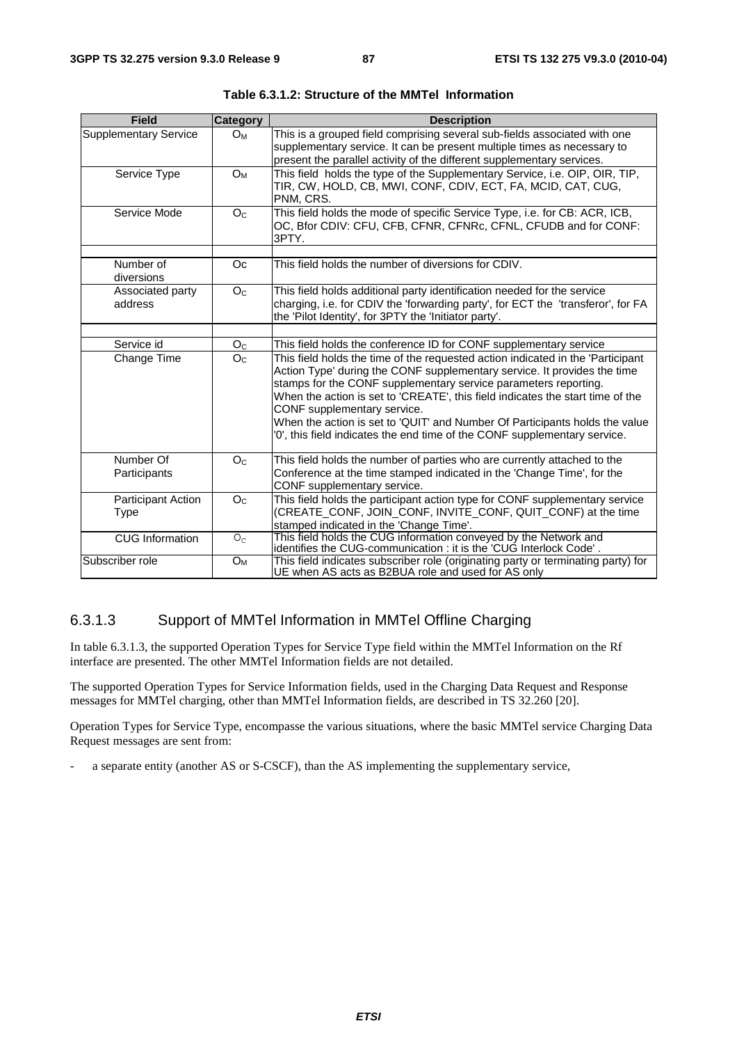**Table 6.3.1.2: Structure of the MMTel Information**

| Field | Category | Description |
|---|---|---|
| Supplementary Service | $O_M$ | This is a grouped field comprising several sub-fields associated with one supplementary service. It can be present multiple times as necessary to present the parallel activity of the different supplementary services. |
| Service Type | $O_M$ | This field holds the type of the Supplementary Service, i.e. OIP, OIR, TIP, TIR, CW, HOLD, CB, MWI, CONF, CDIV, ECT, FA, MCID, CAT, CUG, PNM, CRS. |
| Service Mode | $O_C$ | This field holds the mode of specific Service Type, i.e. for CB: ACR, ICB, OC, Bfor CDIV: CFU, CFB, CFNR, CFNRc, CFNL, CFUDB and for CONF: 3PTY. |
| | | |
| Number of diversions | Oc | This field holds the number of diversions for CDIV. |
| Associated party address | $O_C$ | This field holds additional party identification needed for the service charging, i.e. for CDIV the 'forwarding party', for ECT the 'transferor', for FA the 'Pilot Identity', for 3PTY the 'Initiator party'. |
| | | |
| Service id | $O_C$ | This field holds the conference ID for CONF supplementary service |
| Change Time | $O_C$ | This field holds the time of the requested action indicated in the 'Participant Action Type' during the CONF supplementary service. It provides the time stamps for the CONF supplementary service parameters reporting.<br>When the action is set to 'CREATE', this field indicates the start time of the CONF supplementary service.<br>When the action is set to 'QUIT' and Number Of Participants holds the value '0', this field indicates the end time of the CONF supplementary service. |
| Number Of Participants | $O_C$ | This field holds the number of parties who are currently attached to the Conference at the time stamped indicated in the 'Change Time', for the CONF supplementary service. |
| Participant Action Type | $O_C$ | This field holds the participant action type for CONF supplementary service (CREATE_CONF, JOIN_CONF, INVITE_CONF, QUIT_CONF) at the time stamped indicated in the 'Change Time'. |
| CUG Information | $O_C$ | This field holds the CUG information conveyed by the Network and identifies the CUG-communication : it is the 'CUG Interlock Code' . |
| Subscriber role | $O_M$ | This field indicates subscriber role (originating party or terminating party) for UE when AS acts as B2BUA role and used for AS only |

### 6.3.1.3 Support of MMTel Information in MMTel Offline Charging

In table 6.3.1.3, the supported Operation Types for Service Type field within the MMTel Information on the Rf interface are presented. The other MMTel Information fields are not detailed.

The supported Operation Types for Service Information fields, used in the Charging Data Request and Response messages for MMTel charging, other than MMTel Information fields, are described in TS 32.260 [20].

Operation Types for Service Type, encompasse the various situations, where the basic MMTel service Charging Data Request messages are sent from:

- a separate entity (another AS or S-CSCF), than the AS implementing the supplementary service,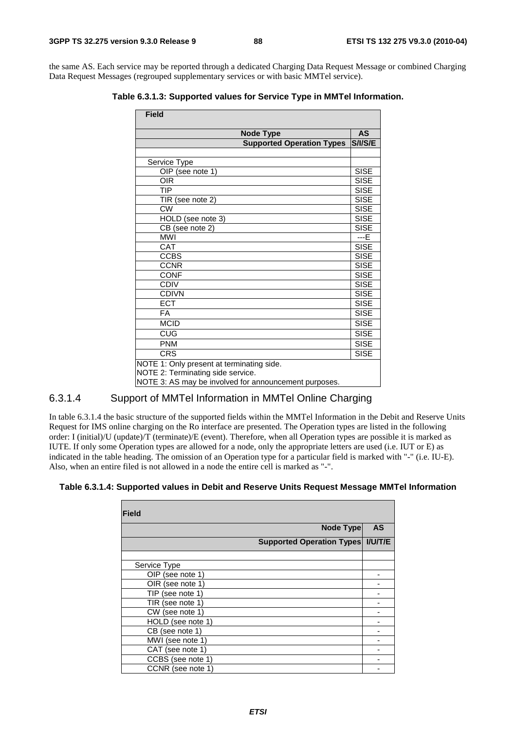the same AS. Each service may be reported through a dedicated Charging Data Request Message or combined Charging Data Request Messages (regrouped supplementary services or with basic MMTel service).

**Table 6.3.1.3: Supported values for Service Type in MMTel Information.**

| Field | |
|---|---|
| Node Type | AS |
| Supported Operation Types | S/I/S/E |
| | |
| Service Type | |
| OIP (see note 1) | SISE |
| OIR | SISE |
| TIP | SISE |
| TIR (see note 2) | SISE |
| CW | SISE |
| HOLD (see note 3) | SISE |
| CB (see note 2) | SISE |
| MWI | ---E |
| CAT | SISE |
| CCBS | SISE |
| CCNR | SISE |
| CONF | SISE |
| CDIV | SISE |
| CDIVN | SISE |
| ECT | SISE |
| FA | SISE |
| MCID | SISE |
| CUG | SISE |
| PNM | SISE |
| CRS | SISE |
| NOTE 1: Only present at terminating side.<br>NOTE 2: Terminating side service.<br>NOTE 3: AS may be involved for announcement purposes. | |

### 6.3.1.4 Support of MMTel Information in MMTel Online Charging

In table 6.3.1.4 the basic structure of the supported fields within the MMTel Information in the Debit and Reserve Units Request for IMS online charging on the Ro interface are presented. The Operation types are listed in the following order: I (initial)/U (update)/T (terminate)/E (event). Therefore, when all Operation types are possible it is marked as IUTE. If only some Operation types are allowed for a node, only the appropriate letters are used (i.e. IUT or E) as indicated in the table heading. The omission of an Operation type for a particular field is marked with "-" (i.e. IU-E). Also, when an entire filed is not allowed in a node the entire cell is marked as "-".

**Table 6.3.1.4: Supported values in Debit and Reserve Units Request Message MMTel Information**

| Field | |
|---|---|
| Node Type | AS |
| Supported Operation Types | I/U/T/E |
| | |
| Service Type | |
| OIP (see note 1) | - |
| OIR (see note 1) | - |
| TIP (see note 1) | - |
| TIR (see note 1) | - |
| CW (see note 1) | - |
| HOLD (see note 1) | - |
| CB (see note 1) | - |
| MWI (see note 1) | - |
| CAT (see note 1) | - |
| CCBS (see note 1) | - |
| CCNR (see note 1) | - |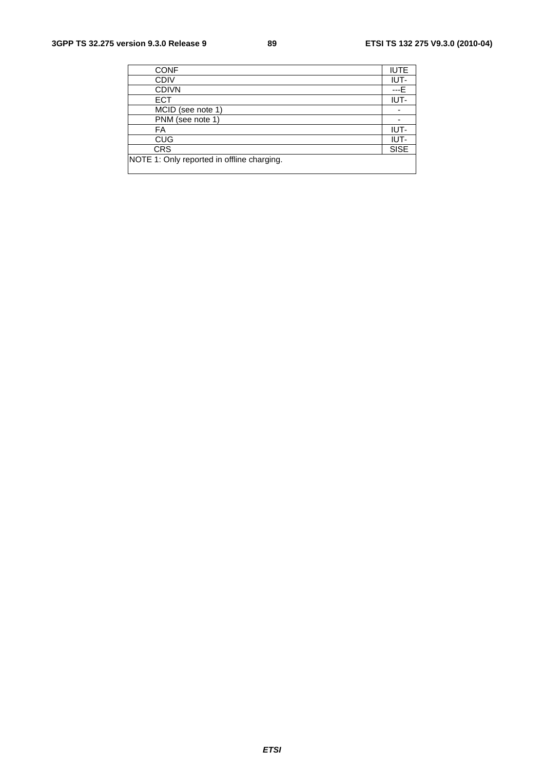| | |
|---|---|
| CONF | IUTE |
| CDIV | IUT- |
| CDIVN | ---E |
| ECT | IUT- |
| MCID (see note 1) | - |
| PNM (see note 1) | - |
| FA | IUT- |
| CUG | IUT- |
| CRS | SISE |
| NOTE 1: Only reported in offline charging. | |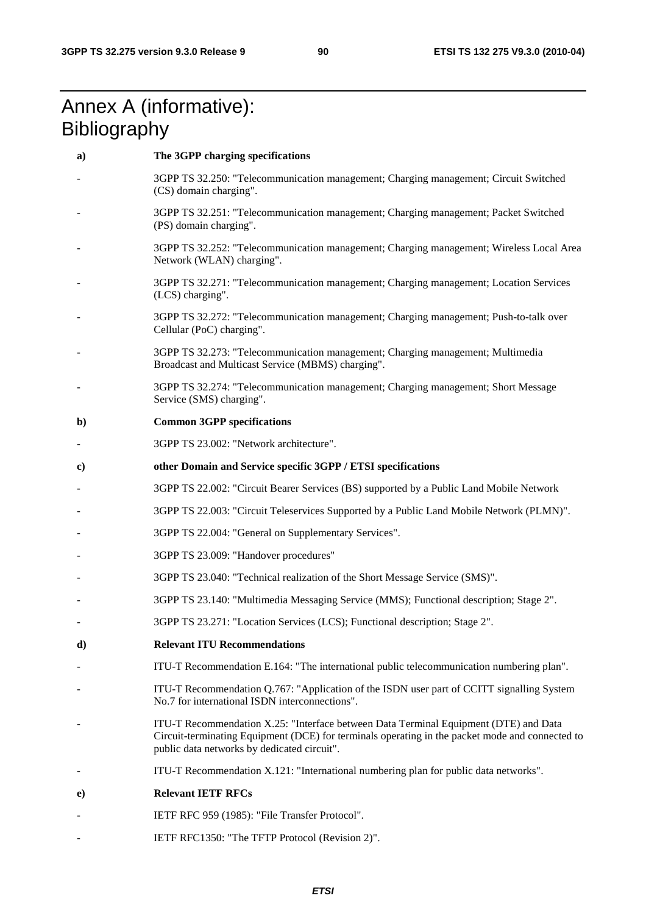# Annex A (informative): Bibliography

**a) The 3GPP charging specifications**

- 3GPP TS 32.250: "Telecommunication management; Charging management; Circuit Switched (CS) domain charging".
- 3GPP TS 32.251: "Telecommunication management; Charging management; Packet Switched (PS) domain charging".
- 3GPP TS 32.252: "Telecommunication management; Charging management; Wireless Local Area Network (WLAN) charging".
- 3GPP TS 32.271: "Telecommunication management; Charging management; Location Services (LCS) charging".
- 3GPP TS 32.272: "Telecommunication management; Charging management; Push-to-talk over Cellular (PoC) charging".
- 3GPP TS 32.273: "Telecommunication management; Charging management; Multimedia Broadcast and Multicast Service (MBMS) charging".
- 3GPP TS 32.274: "Telecommunication management; Charging management; Short Message Service (SMS) charging".

**b) Common 3GPP specifications**

- 3GPP TS 23.002: "Network architecture".

**c) other Domain and Service specific 3GPP / ETSI specifications**

- 3GPP TS 22.002: "Circuit Bearer Services (BS) supported by a Public Land Mobile Network
- 3GPP TS 22.003: "Circuit Teleservices Supported by a Public Land Mobile Network (PLMN)".
- 3GPP TS 22.004: "General on Supplementary Services".
- 3GPP TS 23.009: "Handover procedures"
- 3GPP TS 23.040: "Technical realization of the Short Message Service (SMS)".
- 3GPP TS 23.140: "Multimedia Messaging Service (MMS); Functional description; Stage 2".
- 3GPP TS 23.271: "Location Services (LCS); Functional description; Stage 2".

**d) Relevant ITU Recommendations**

- ITU-T Recommendation E.164: "The international public telecommunication numbering plan".
- ITU-T Recommendation Q.767: "Application of the ISDN user part of CCITT signalling System No.7 for international ISDN interconnections".
- ITU-T Recommendation X.25: "Interface between Data Terminal Equipment (DTE) and Data Circuit-terminating Equipment (DCE) for terminals operating in the packet mode and connected to public data networks by dedicated circuit".
- ITU-T Recommendation X.121: "International numbering plan for public data networks".

**e) Relevant IETF RFCs**

- IETF RFC 959 (1985): "File Transfer Protocol".
- IETF RFC1350: "The TFTP Protocol (Revision 2)".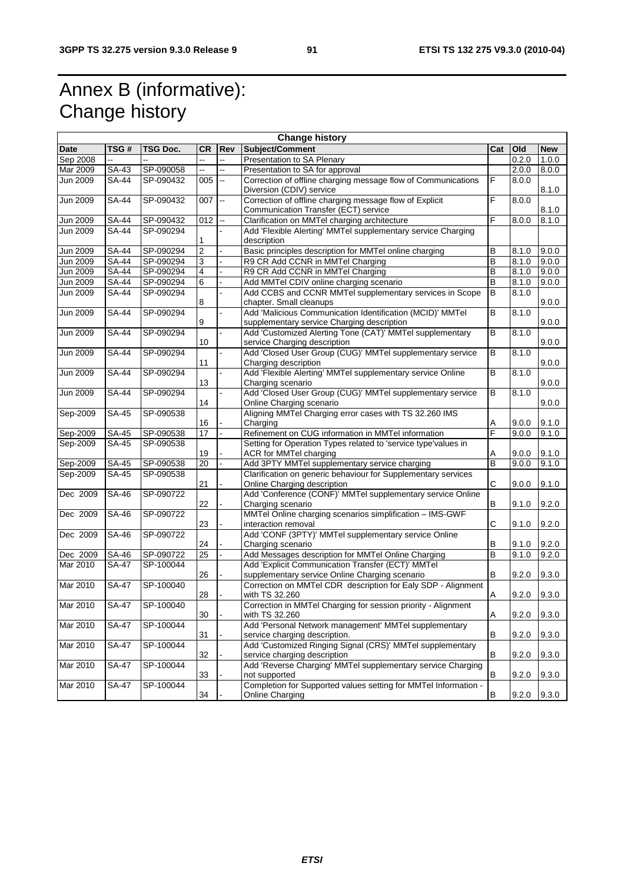# Annex B (informative): Change history

| Change history | | | | | | | | |
|---|---|---|---|---|---|---|---|---|
| **Date** | **TSG #** | **TSG Doc.** | **CR** | **Rev** | **Subject/Comment** | **Cat** | **Old** | **New** |
| Sep 2008 | -- | -- | -- | -- | Presentation to SA Plenary | | 0.2.0 | 1.0.0 |
| Mar 2009 | SA-43 | SP-090058 | -- | -- | Presentation to SA for approval | | 2.0.0 | 8.0.0 |
| Jun 2009 | SA-44 | SP-090432 | 005 | -- | Correction of offline charging message flow of Communications Diversion (CDIV) service | F | 8.0.0 | 8.1.0 |
| Jun 2009 | SA-44 | SP-090432 | 007 | -- | Correction of offline charging message flow of Explicit Communication Transfer (ECT) service | F | 8.0.0 | 8.1.0 |
| Jun 2009 | SA-44 | SP-090432 | 012 | -- | Clarification on MMTel charging architecture | F | 8.0.0 | 8.1.0 |
| Jun 2009 | SA-44 | SP-090294 | 1 | - | Add 'Flexible Alerting' MMTel supplementary service Charging description | | | |
| Jun 2009 | SA-44 | SP-090294 | 2 | - | Basic principles description for MMTel online charging | B | 8.1.0 | 9.0.0 |
| Jun 2009 | SA-44 | SP-090294 | 3 | - | R9 CR Add CCNR in MMTel Charging | B | 8.1.0 | 9.0.0 |
| Jun 2009 | SA-44 | SP-090294 | 4 | - | R9 CR Add CCNR in MMTel Charging | B | 8.1.0 | 9.0.0 |
| Jun 2009 | SA-44 | SP-090294 | 6 | - | Add MMTel CDIV online charging scenario | B | 8.1.0 | 9.0.0 |
| Jun 2009 | SA-44 | SP-090294 | 8 | - | Add CCBS and CCNR MMTel supplementary services in Scope chapter. Small cleanups | B | 8.1.0 | 9.0.0 |
| Jun 2009 | SA-44 | SP-090294 | 9 | - | Add 'Malicious Communication Identification (MCID)' MMTel supplementary service Charging description | B | 8.1.0 | 9.0.0 |
| Jun 2009 | SA-44 | SP-090294 | 10 | - | Add 'Customized Alerting Tone (CAT)' MMTel supplementary service Charging description | B | 8.1.0 | 9.0.0 |
| Jun 2009 | SA-44 | SP-090294 | 11 | - | Add 'Closed User Group (CUG)' MMTel supplementary service Charging description | B | 8.1.0 | 9.0.0 |
| Jun 2009 | SA-44 | SP-090294 | 13 | - | Add 'Flexible Alerting' MMTel supplementary service Online Charging scenario | B | 8.1.0 | 9.0.0 |
| Jun 2009 | SA-44 | SP-090294 | 14 | - | Add 'Closed User Group (CUG)' MMTel supplementary service Online Charging scenario | B | 8.1.0 | 9.0.0 |
| Sep-2009 | SA-45 | SP-090538 | 16 | - | Aligning MMTel Charging error cases with TS 32.260 IMS Charging | A | 9.0.0 | 9.1.0 |
| Sep-2009 | SA-45 | SP-090538 | 17 | - | Refinement on CUG information in MMTel information | F | 9.0.0 | 9.1.0 |
| Sep-2009 | SA-45 | SP-090538 | 19 | - | Setting for Operation Types related to 'service type'values in ACR for MMTel charging | A | 9.0.0 | 9.1.0 |
| Sep-2009 | SA-45 | SP-090538 | 20 | - | Add 3PTY MMTel supplementary service charging | B | 9.0.0 | 9.1.0 |
| Sep-2009 | SA-45 | SP-090538 | 21 | - | Clarification on generic behaviour for Supplementary services Online Charging description | C | 9.0.0 | 9.1.0 |
| Dec 2009 | SA-46 | SP-090722 | 22 | - | Add 'Conference (CONF)' MMTel supplementary service Online Charging scenario | B | 9.1.0 | 9.2.0 |
| Dec 2009 | SA-46 | SP-090722 | 23 | - | MMTel Online charging scenarios simplification – IMS-GWF interaction removal | C | 9.1.0 | 9.2.0 |
| Dec 2009 | SA-46 | SP-090722 | 24 | - | Add 'CONF (3PTY)' MMTel supplementary service Online Charging scenario | B | 9.1.0 | 9.2.0 |
| Dec 2009 | SA-46 | SP-090722 | 25 | - | Add Messages description for MMTel Online Charging | B | 9.1.0 | 9.2.0 |
| Mar 2010 | SA-47 | SP-100044 | 26 | - | Add 'Explicit Communication Transfer (ECT)' MMTel supplementary service Online Charging scenario | B | 9.2.0 | 9.3.0 |
| Mar 2010 | SA-47 | SP-100040 | 28 | - | Correction on MMTel CDR description for Ealy SDP - Alignment with TS 32.260 | A | 9.2.0 | 9.3.0 |
| Mar 2010 | SA-47 | SP-100040 | 30 | - | Correction in MMTel Charging for session priority - Alignment with TS 32.260 | A | 9.2.0 | 9.3.0 |
| Mar 2010 | SA-47 | SP-100044 | 31 | - | Add 'Personal Network management' MMTel supplementary service charging description. | B | 9.2.0 | 9.3.0 |
| Mar 2010 | SA-47 | SP-100044 | 32 | - | Add 'Customized Ringing Signal (CRS)' MMTel supplementary service charging description | B | 9.2.0 | 9.3.0 |
| Mar 2010 | SA-47 | SP-100044 | 33 | - | Add 'Reverse Charging' MMTel supplementary service Charging not supported | B | 9.2.0 | 9.3.0 |
| Mar 2010 | SA-47 | SP-100044 | 34 | - | Completion for Supported values setting for MMTel Information - Online Charging | B | 9.2.0 | 9.3.0 |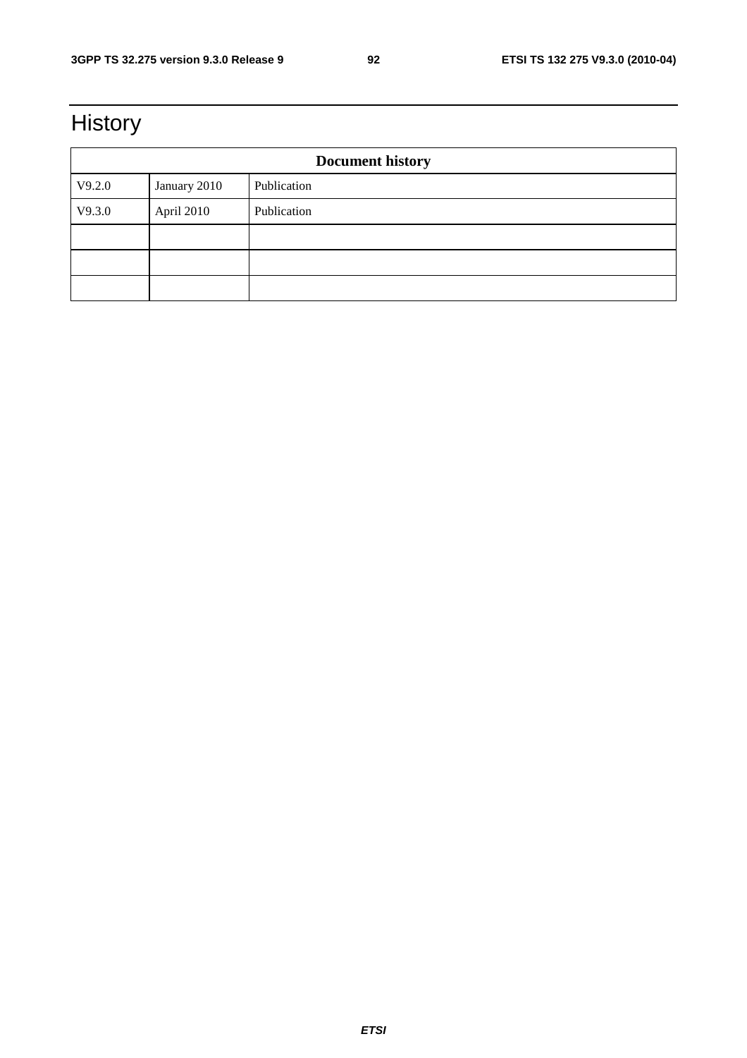# History

| Document history | | |
|---|---|---|
| V9.2.0 | January 2010 | Publication |
| V9.3.0 | April 2010 | Publication |
| | | |
| | | |
| | | |